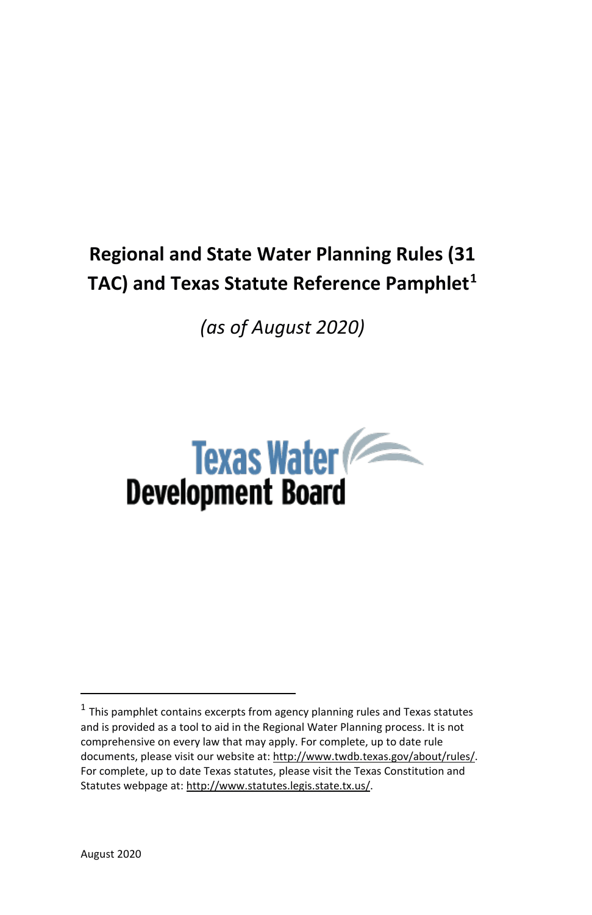# Regional and State Water Planning Rules (31 TAC) and Texas Statute Reference Pamphlet[1]

*(as of August 2020)*

Texas Water Development Board

---

[1] This pamphlet contains excerpts from agency planning rules and Texas statutes and is provided as a tool to aid in the Regional Water Planning process. It is not comprehensive on every law that may apply. For complete, up to date rule documents, please visit our website at: http://www.twdb.texas.gov/about/rules/. For complete, up to date Texas statutes, please visit the Texas Constitution and Statutes webpage at: http://www.statutes.legis.state.tx.us/.

August 2020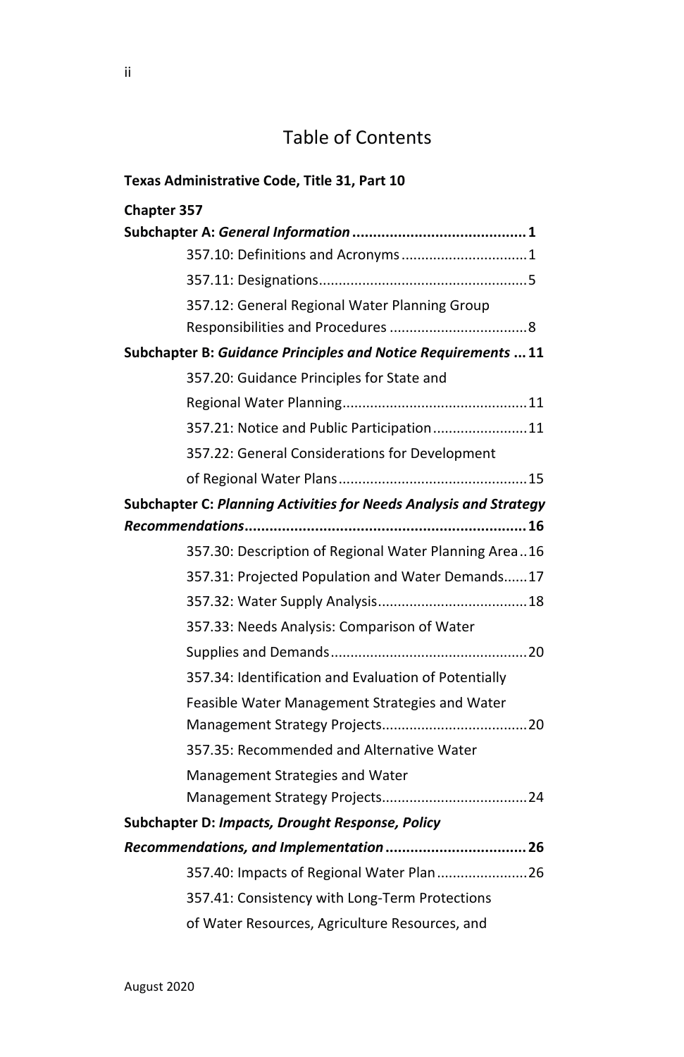# Table of Contents

**Texas Administrative Code, Title 31, Part 10**

**Chapter 357**

**Subchapter A:** ***General Information*** **.......................................... 1**

- 357.10: Definitions and Acronyms ............................... 1
- 357.11: Designations.................................................... 5
- 357.12: General Regional Water Planning Group Responsibilities and Procedures .................................. 8

**Subchapter B:** ***Guidance Principles and Notice Requirements*** **... 11**

- 357.20: Guidance Principles for State and Regional Water Planning.............................................. 11
- 357.21: Notice and Public Participation........................ 11
- 357.22: General Considerations for Development of Regional Water Plans............................................... 15

**Subchapter C:** ***Planning Activities for Needs Analysis and Strategy Recommendations*** **.................................................................... 16**

- 357.30: Description of Regional Water Planning Area .. 16
- 357.31: Projected Population and Water Demands...... 17
- 357.32: Water Supply Analysis...................................... 18
- 357.33: Needs Analysis: Comparison of Water Supplies and Demands................................................. 20
- 357.34: Identification and Evaluation of Potentially Feasible Water Management Strategies and Water Management Strategy Projects.................................... 20
- 357.35: Recommended and Alternative Water Management Strategies and Water Management Strategy Projects.................................... 24

**Subchapter D:** ***Impacts, Drought Response, Policy Recommendations, and Implementation*** **.................................. 26**

- 357.40: Impacts of Regional Water Plan....................... 26
- 357.41: Consistency with Long-Term Protections of Water Resources, Agriculture Resources, and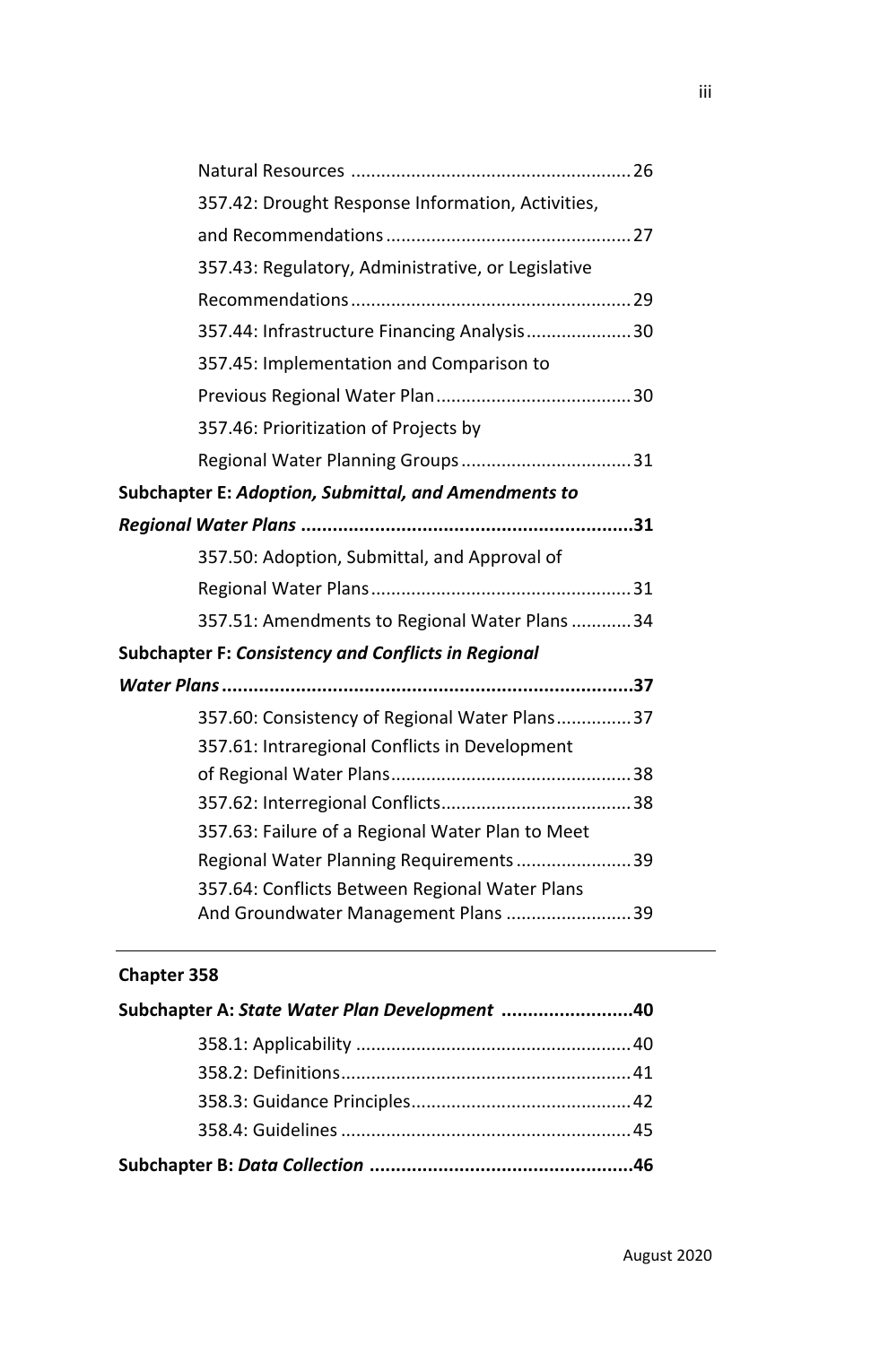Natural Resources ........................................................26

357.42: Drought Response Information, Activities, and Recommendations ..................................................27

357.43: Regulatory, Administrative, or Legislative Recommendations..........................................................29

357.44: Infrastructure Financing Analysis.....................30

357.45: Implementation and Comparison to Previous Regional Water Plan........................................30

357.46: Prioritization of Projects by Regional Water Planning Groups..................................31

**Subchapter E: *Adoption, Submittal, and Amendments to Regional Water Plans* ...............................................................31**

357.50: Adoption, Submittal, and Approval of Regional Water Plans....................................................31

357.51: Amendments to Regional Water Plans ............34

**Subchapter F: *Consistency and Conflicts in Regional Water Plans* .............................................................................37**

357.60: Consistency of Regional Water Plans...............37

357.61: Intraregional Conflicts in Development of Regional Water Plans................................................38

357.62: Interregional Conflicts......................................38

357.63: Failure of a Regional Water Plan to Meet Regional Water Planning Requirements.......................39

357.64: Conflicts Between Regional Water Plans And Groundwater Management Plans .........................39

---

**Chapter 358**

**Subchapter A: *State Water Plan Development* .........................40**

358.1: Applicability ......................................................40

358.2: Definitions.........................................................41

358.3: Guidance Principles...........................................42

358.4: Guidelines .........................................................45

**Subchapter B: *Data Collection* .................................................46**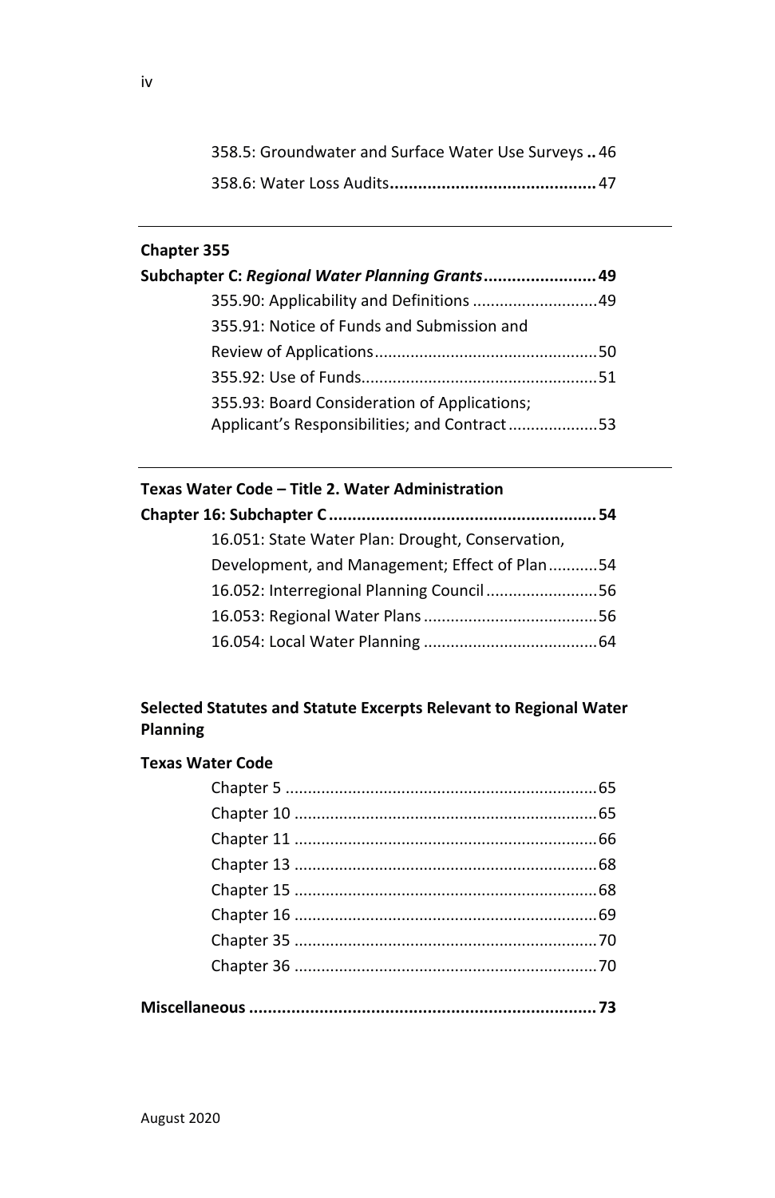358.5: Groundwater and Surface Water Use Surveys .. 46

358.6: Water Loss Audits ............................................ 47

---

**Chapter 355**

**Subchapter C: *Regional Water Planning Grants* ........................ 49**

355.90: Applicability and Definitions ............................ 49

355.91: Notice of Funds and Submission and Review of Applications .................................................. 50

355.92: Use of Funds .................................................... 51

355.93: Board Consideration of Applications; Applicant's Responsibilities; and Contract .................... 53

---

**Texas Water Code – Title 2. Water Administration**

**Chapter 16: Subchapter C .......................................................... 54**

16.051: State Water Plan: Drought, Conservation, Development, and Management; Effect of Plan ........... 54

16.052: Interregional Planning Council ......................... 56

16.053: Regional Water Plans ....................................... 56

16.054: Local Water Planning ....................................... 64

**Selected Statutes and Statute Excerpts Relevant to Regional Water Planning**

**Texas Water Code**

Chapter 5 ..................................................................... 65

Chapter 10 ................................................................... 65

Chapter 11 ................................................................... 66

Chapter 13 ................................................................... 68

Chapter 15 ................................................................... 68

Chapter 16 ................................................................... 69

Chapter 35 ................................................................... 70

Chapter 36 ................................................................... 70

**Miscellaneous .......................................................................... 73**

August 2020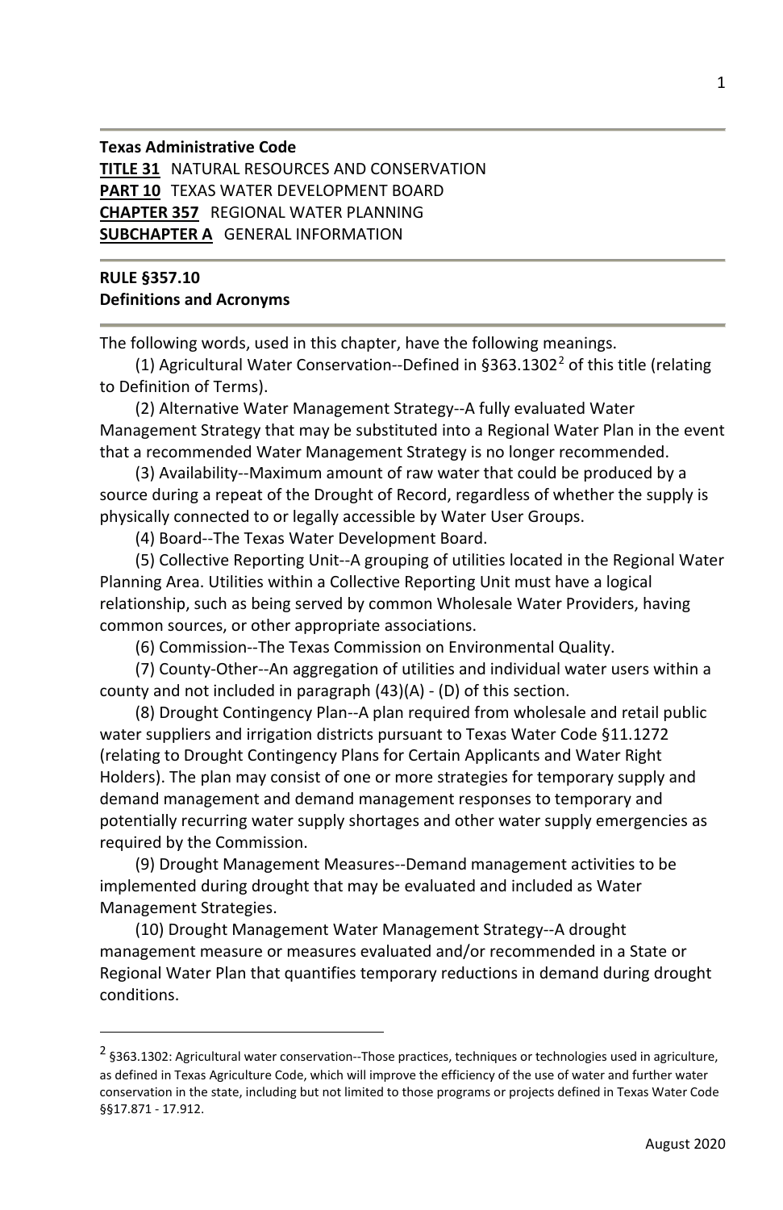**Texas Administrative Code**
**TITLE 31** NATURAL RESOURCES AND CONSERVATION
**PART 10** TEXAS WATER DEVELOPMENT BOARD
**CHAPTER 357** REGIONAL WATER PLANNING
**SUBCHAPTER A** GENERAL INFORMATION

**RULE §357.10**
**Definitions and Acronyms**

The following words, used in this chapter, have the following meanings.

(1) Agricultural Water Conservation--Defined in §363.1302[2] of this title (relating to Definition of Terms).

(2) Alternative Water Management Strategy--A fully evaluated Water Management Strategy that may be substituted into a Regional Water Plan in the event that a recommended Water Management Strategy is no longer recommended.

(3) Availability--Maximum amount of raw water that could be produced by a source during a repeat of the Drought of Record, regardless of whether the supply is physically connected to or legally accessible by Water User Groups.

(4) Board--The Texas Water Development Board.

(5) Collective Reporting Unit--A grouping of utilities located in the Regional Water Planning Area. Utilities within a Collective Reporting Unit must have a logical relationship, such as being served by common Wholesale Water Providers, having common sources, or other appropriate associations.

(6) Commission--The Texas Commission on Environmental Quality.

(7) County-Other--An aggregation of utilities and individual water users within a county and not included in paragraph (43)(A) - (D) of this section.

(8) Drought Contingency Plan--A plan required from wholesale and retail public water suppliers and irrigation districts pursuant to Texas Water Code §11.1272 (relating to Drought Contingency Plans for Certain Applicants and Water Right Holders). The plan may consist of one or more strategies for temporary supply and demand management and demand management responses to temporary and potentially recurring water supply shortages and other water supply emergencies as required by the Commission.

(9) Drought Management Measures--Demand management activities to be implemented during drought that may be evaluated and included as Water Management Strategies.

(10) Drought Management Water Management Strategy--A drought management measure or measures evaluated and/or recommended in a State or Regional Water Plan that quantifies temporary reductions in demand during drought conditions.

---

[2] §363.1302: Agricultural water conservation--Those practices, techniques or technologies used in agriculture, as defined in Texas Agriculture Code, which will improve the efficiency of the use of water and further water conservation in the state, including but not limited to those programs or projects defined in Texas Water Code §§17.871 - 17.912.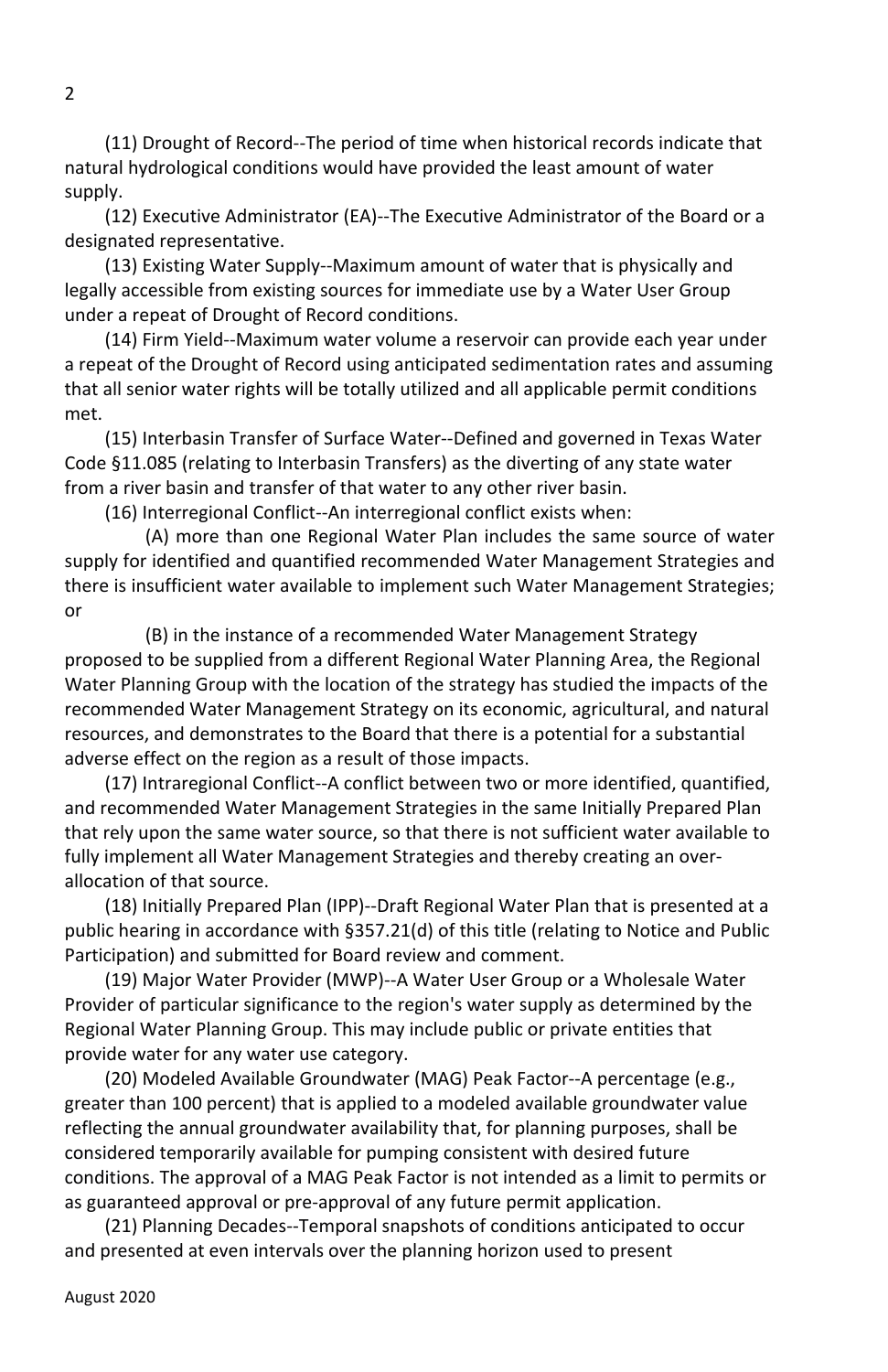(11) Drought of Record--The period of time when historical records indicate that natural hydrological conditions would have provided the least amount of water supply.

(12) Executive Administrator (EA)--The Executive Administrator of the Board or a designated representative.

(13) Existing Water Supply--Maximum amount of water that is physically and legally accessible from existing sources for immediate use by a Water User Group under a repeat of Drought of Record conditions.

(14) Firm Yield--Maximum water volume a reservoir can provide each year under a repeat of the Drought of Record using anticipated sedimentation rates and assuming that all senior water rights will be totally utilized and all applicable permit conditions met.

(15) Interbasin Transfer of Surface Water--Defined and governed in Texas Water Code §11.085 (relating to Interbasin Transfers) as the diverting of any state water from a river basin and transfer of that water to any other river basin.

(16) Interregional Conflict--An interregional conflict exists when:

(A) more than one Regional Water Plan includes the same source of water supply for identified and quantified recommended Water Management Strategies and there is insufficient water available to implement such Water Management Strategies; or

(B) in the instance of a recommended Water Management Strategy proposed to be supplied from a different Regional Water Planning Area, the Regional Water Planning Group with the location of the strategy has studied the impacts of the recommended Water Management Strategy on its economic, agricultural, and natural resources, and demonstrates to the Board that there is a potential for a substantial adverse effect on the region as a result of those impacts.

(17) Intraregional Conflict--A conflict between two or more identified, quantified, and recommended Water Management Strategies in the same Initially Prepared Plan that rely upon the same water source, so that there is not sufficient water available to fully implement all Water Management Strategies and thereby creating an over-allocation of that source.

(18) Initially Prepared Plan (IPP)--Draft Regional Water Plan that is presented at a public hearing in accordance with §357.21(d) of this title (relating to Notice and Public Participation) and submitted for Board review and comment.

(19) Major Water Provider (MWP)--A Water User Group or a Wholesale Water Provider of particular significance to the region's water supply as determined by the Regional Water Planning Group. This may include public or private entities that provide water for any water use category.

(20) Modeled Available Groundwater (MAG) Peak Factor--A percentage (e.g., greater than 100 percent) that is applied to a modeled available groundwater value reflecting the annual groundwater availability that, for planning purposes, shall be considered temporarily available for pumping consistent with desired future conditions. The approval of a MAG Peak Factor is not intended as a limit to permits or as guaranteed approval or pre-approval of any future permit application.

(21) Planning Decades--Temporal snapshots of conditions anticipated to occur and presented at even intervals over the planning horizon used to present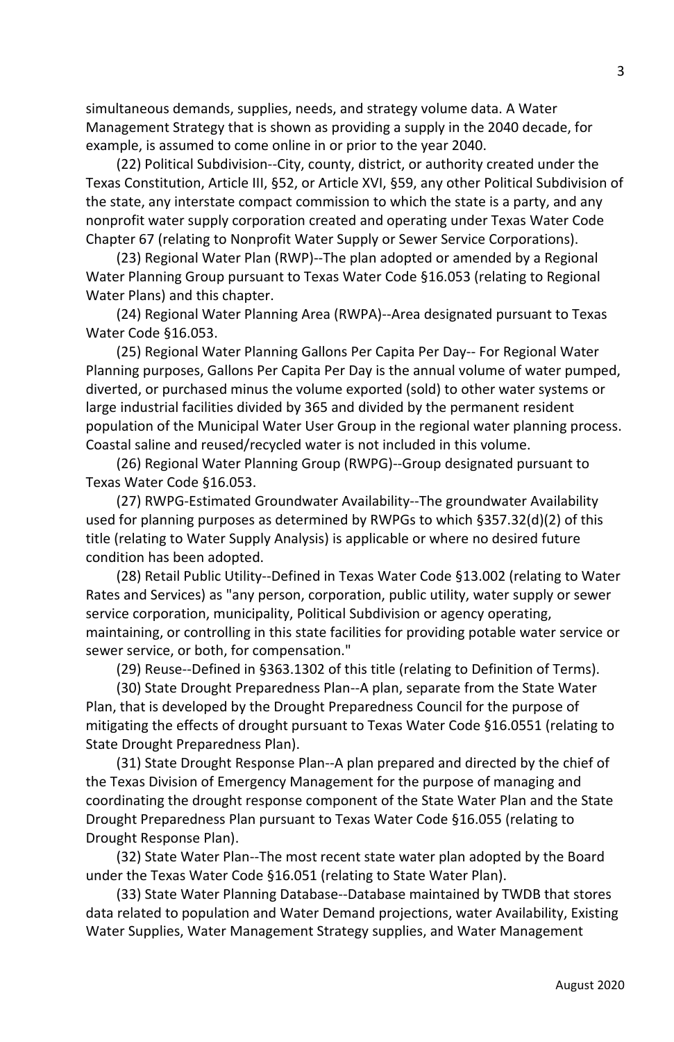simultaneous demands, supplies, needs, and strategy volume data. A Water Management Strategy that is shown as providing a supply in the 2040 decade, for example, is assumed to come online in or prior to the year 2040.

(22) Political Subdivision--City, county, district, or authority created under the Texas Constitution, Article III, §52, or Article XVI, §59, any other Political Subdivision of the state, any interstate compact commission to which the state is a party, and any nonprofit water supply corporation created and operating under Texas Water Code Chapter 67 (relating to Nonprofit Water Supply or Sewer Service Corporations).

(23) Regional Water Plan (RWP)--The plan adopted or amended by a Regional Water Planning Group pursuant to Texas Water Code §16.053 (relating to Regional Water Plans) and this chapter.

(24) Regional Water Planning Area (RWPA)--Area designated pursuant to Texas Water Code §16.053.

(25) Regional Water Planning Gallons Per Capita Per Day-- For Regional Water Planning purposes, Gallons Per Capita Per Day is the annual volume of water pumped, diverted, or purchased minus the volume exported (sold) to other water systems or large industrial facilities divided by 365 and divided by the permanent resident population of the Municipal Water User Group in the regional water planning process. Coastal saline and reused/recycled water is not included in this volume.

(26) Regional Water Planning Group (RWPG)--Group designated pursuant to Texas Water Code §16.053.

(27) RWPG-Estimated Groundwater Availability--The groundwater Availability used for planning purposes as determined by RWPGs to which §357.32(d)(2) of this title (relating to Water Supply Analysis) is applicable or where no desired future condition has been adopted.

(28) Retail Public Utility--Defined in Texas Water Code §13.002 (relating to Water Rates and Services) as "any person, corporation, public utility, water supply or sewer service corporation, municipality, Political Subdivision or agency operating, maintaining, or controlling in this state facilities for providing potable water service or sewer service, or both, for compensation."

(29) Reuse--Defined in §363.1302 of this title (relating to Definition of Terms).

(30) State Drought Preparedness Plan--A plan, separate from the State Water Plan, that is developed by the Drought Preparedness Council for the purpose of mitigating the effects of drought pursuant to Texas Water Code §16.0551 (relating to State Drought Preparedness Plan).

(31) State Drought Response Plan--A plan prepared and directed by the chief of the Texas Division of Emergency Management for the purpose of managing and coordinating the drought response component of the State Water Plan and the State Drought Preparedness Plan pursuant to Texas Water Code §16.055 (relating to Drought Response Plan).

(32) State Water Plan--The most recent state water plan adopted by the Board under the Texas Water Code §16.051 (relating to State Water Plan).

(33) State Water Planning Database--Database maintained by TWDB that stores data related to population and Water Demand projections, water Availability, Existing Water Supplies, Water Management Strategy supplies, and Water Management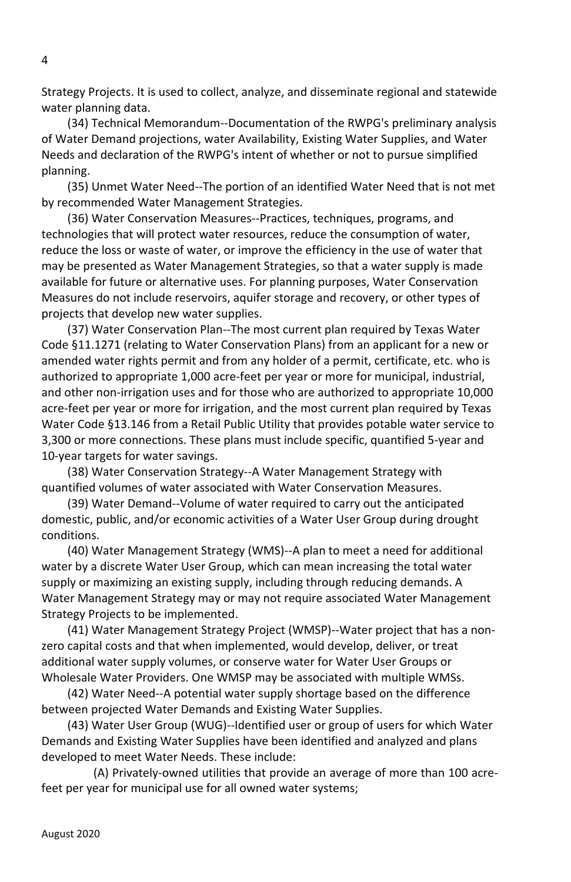Strategy Projects. It is used to collect, analyze, and disseminate regional and statewide water planning data.

(34) Technical Memorandum--Documentation of the RWPG's preliminary analysis of Water Demand projections, water Availability, Existing Water Supplies, and Water Needs and declaration of the RWPG's intent of whether or not to pursue simplified planning.

(35) Unmet Water Need--The portion of an identified Water Need that is not met by recommended Water Management Strategies.

(36) Water Conservation Measures--Practices, techniques, programs, and technologies that will protect water resources, reduce the consumption of water, reduce the loss or waste of water, or improve the efficiency in the use of water that may be presented as Water Management Strategies, so that a water supply is made available for future or alternative uses. For planning purposes, Water Conservation Measures do not include reservoirs, aquifer storage and recovery, or other types of projects that develop new water supplies.

(37) Water Conservation Plan--The most current plan required by Texas Water Code §11.1271 (relating to Water Conservation Plans) from an applicant for a new or amended water rights permit and from any holder of a permit, certificate, etc. who is authorized to appropriate 1,000 acre-feet per year or more for municipal, industrial, and other non-irrigation uses and for those who are authorized to appropriate 10,000 acre-feet per year or more for irrigation, and the most current plan required by Texas Water Code §13.146 from a Retail Public Utility that provides potable water service to 3,300 or more connections. These plans must include specific, quantified 5-year and 10-year targets for water savings.

(38) Water Conservation Strategy--A Water Management Strategy with quantified volumes of water associated with Water Conservation Measures.

(39) Water Demand--Volume of water required to carry out the anticipated domestic, public, and/or economic activities of a Water User Group during drought conditions.

(40) Water Management Strategy (WMS)--A plan to meet a need for additional water by a discrete Water User Group, which can mean increasing the total water supply or maximizing an existing supply, including through reducing demands. A Water Management Strategy may or may not require associated Water Management Strategy Projects to be implemented.

(41) Water Management Strategy Project (WMSP)--Water project that has a non-zero capital costs and that when implemented, would develop, deliver, or treat additional water supply volumes, or conserve water for Water User Groups or Wholesale Water Providers. One WMSP may be associated with multiple WMSs.

(42) Water Need--A potential water supply shortage based on the difference between projected Water Demands and Existing Water Supplies.

(43) Water User Group (WUG)--Identified user or group of users for which Water Demands and Existing Water Supplies have been identified and analyzed and plans developed to meet Water Needs. These include:

(A) Privately-owned utilities that provide an average of more than 100 acre-feet per year for municipal use for all owned water systems;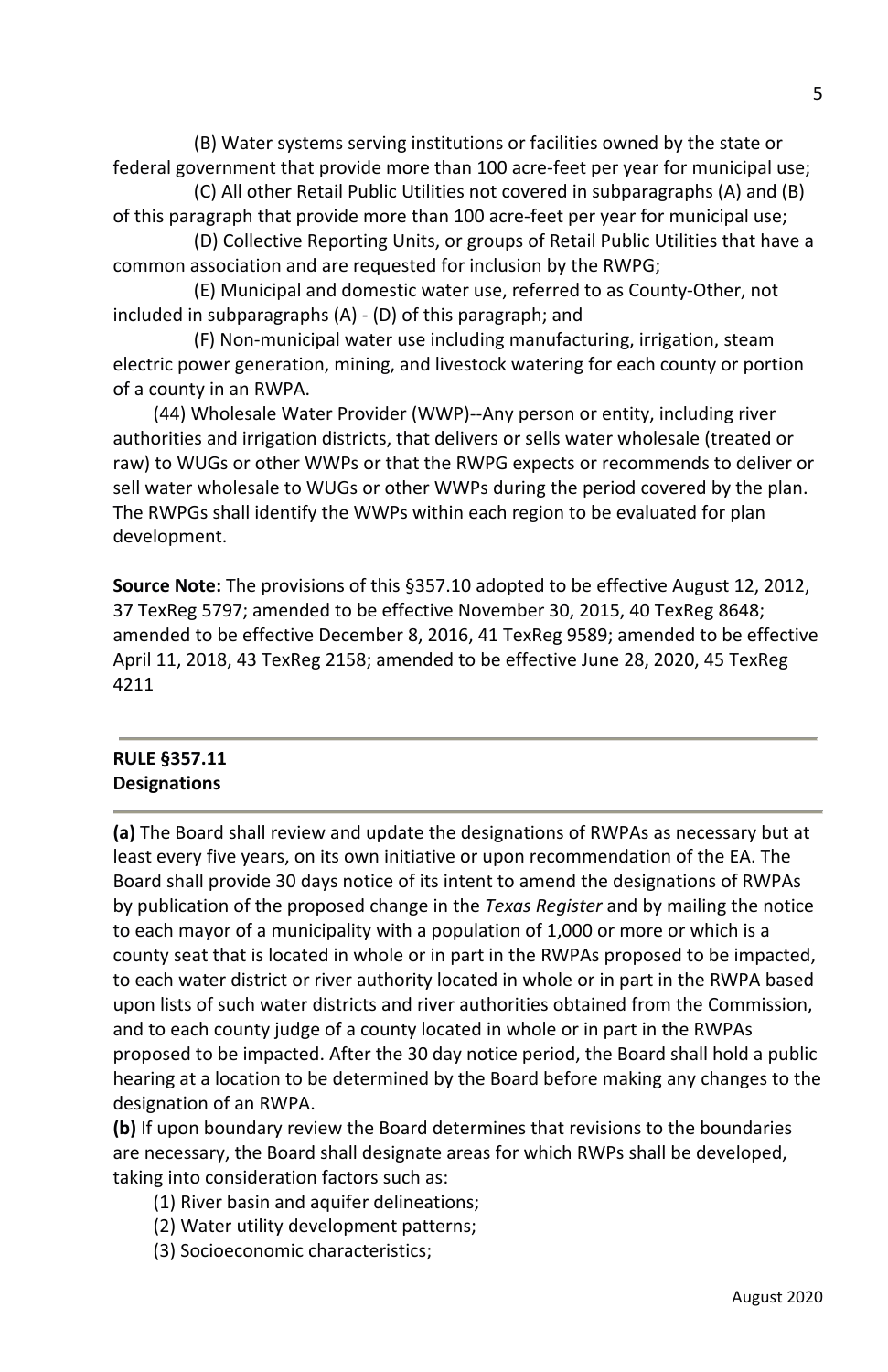(B) Water systems serving institutions or facilities owned by the state or federal government that provide more than 100 acre-feet per year for municipal use;

(C) All other Retail Public Utilities not covered in subparagraphs (A) and (B) of this paragraph that provide more than 100 acre-feet per year for municipal use;

(D) Collective Reporting Units, or groups of Retail Public Utilities that have a common association and are requested for inclusion by the RWPG;

(E) Municipal and domestic water use, referred to as County-Other, not included in subparagraphs (A) - (D) of this paragraph; and

(F) Non-municipal water use including manufacturing, irrigation, steam electric power generation, mining, and livestock watering for each county or portion of a county in an RWPA.

(44) Wholesale Water Provider (WWP)--Any person or entity, including river authorities and irrigation districts, that delivers or sells water wholesale (treated or raw) to WUGs or other WWPs or that the RWPG expects or recommends to deliver or sell water wholesale to WUGs or other WWPs during the period covered by the plan. The RWPGs shall identify the WWPs within each region to be evaluated for plan development.

**Source Note:** The provisions of this §357.10 adopted to be effective August 12, 2012, 37 TexReg 5797; amended to be effective November 30, 2015, 40 TexReg 8648; amended to be effective December 8, 2016, 41 TexReg 9589; amended to be effective April 11, 2018, 43 TexReg 2158; amended to be effective June 28, 2020, 45 TexReg 4211

---

**RULE §357.11**
**Designations**

---

**(a)** The Board shall review and update the designations of RWPAs as necessary but at least every five years, on its own initiative or upon recommendation of the EA. The Board shall provide 30 days notice of its intent to amend the designations of RWPAs by publication of the proposed change in the *Texas Register* and by mailing the notice to each mayor of a municipality with a population of 1,000 or more or which is a county seat that is located in whole or in part in the RWPAs proposed to be impacted, to each water district or river authority located in whole or in part in the RWPA based upon lists of such water districts and river authorities obtained from the Commission, and to each county judge of a county located in whole or in part in the RWPAs proposed to be impacted. After the 30 day notice period, the Board shall hold a public hearing at a location to be determined by the Board before making any changes to the designation of an RWPA.

**(b)** If upon boundary review the Board determines that revisions to the boundaries are necessary, the Board shall designate areas for which RWPs shall be developed, taking into consideration factors such as:

(1) River basin and aquifer delineations;

(2) Water utility development patterns;

(3) Socioeconomic characteristics;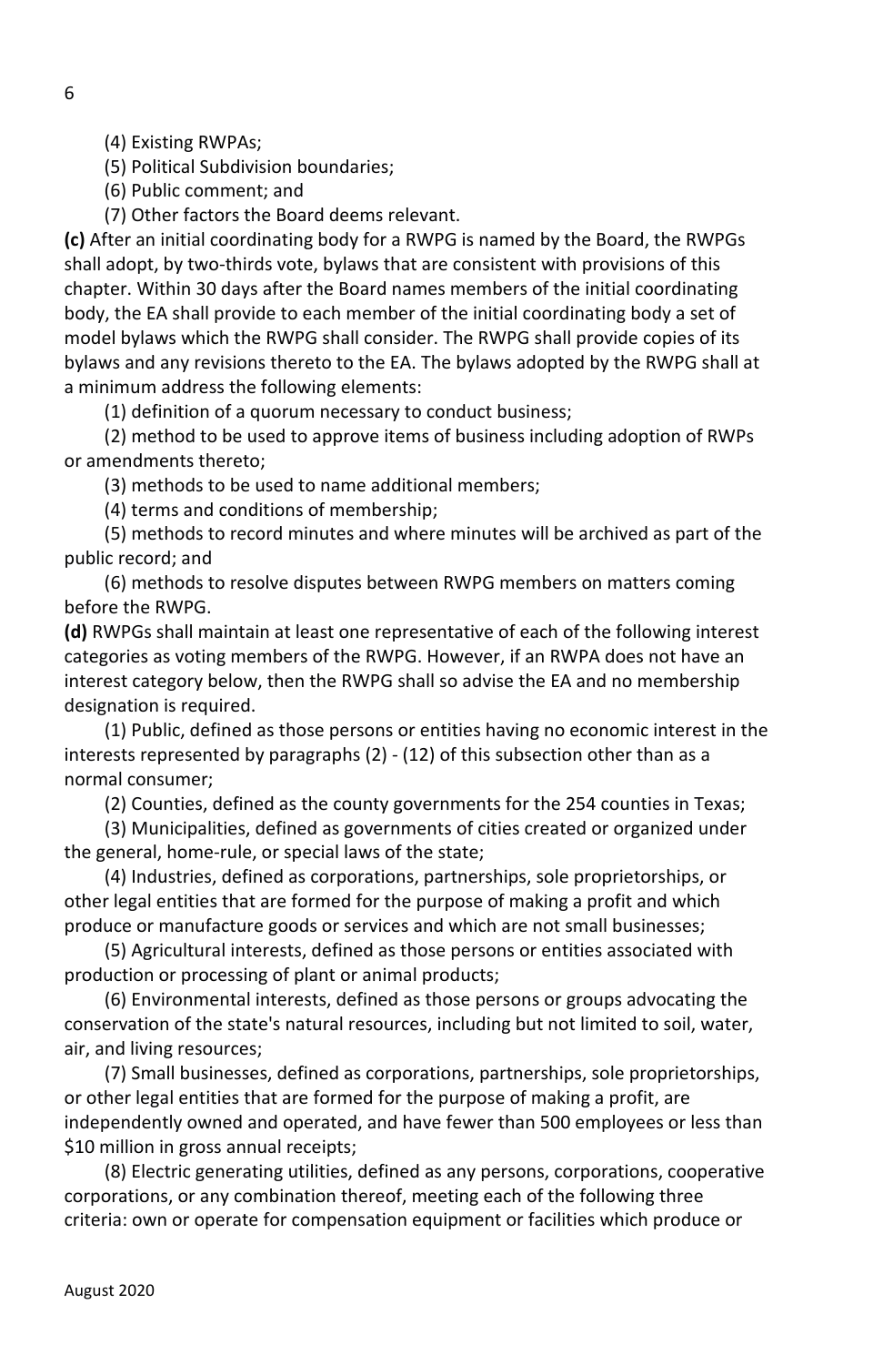(4) Existing RWPAs;

(5) Political Subdivision boundaries;

(6) Public comment; and

(7) Other factors the Board deems relevant.

**(c)** After an initial coordinating body for a RWPG is named by the Board, the RWPGs shall adopt, by two-thirds vote, bylaws that are consistent with provisions of this chapter. Within 30 days after the Board names members of the initial coordinating body, the EA shall provide to each member of the initial coordinating body a set of model bylaws which the RWPG shall consider. The RWPG shall provide copies of its bylaws and any revisions thereto to the EA. The bylaws adopted by the RWPG shall at a minimum address the following elements:

(1) definition of a quorum necessary to conduct business;

(2) method to be used to approve items of business including adoption of RWPs or amendments thereto;

(3) methods to be used to name additional members;

(4) terms and conditions of membership;

(5) methods to record minutes and where minutes will be archived as part of the public record; and

(6) methods to resolve disputes between RWPG members on matters coming before the RWPG.

**(d)** RWPGs shall maintain at least one representative of each of the following interest categories as voting members of the RWPG. However, if an RWPA does not have an interest category below, then the RWPG shall so advise the EA and no membership designation is required.

(1) Public, defined as those persons or entities having no economic interest in the interests represented by paragraphs (2) - (12) of this subsection other than as a normal consumer;

(2) Counties, defined as the county governments for the 254 counties in Texas;

(3) Municipalities, defined as governments of cities created or organized under the general, home-rule, or special laws of the state;

(4) Industries, defined as corporations, partnerships, sole proprietorships, or other legal entities that are formed for the purpose of making a profit and which produce or manufacture goods or services and which are not small businesses;

(5) Agricultural interests, defined as those persons or entities associated with production or processing of plant or animal products;

(6) Environmental interests, defined as those persons or groups advocating the conservation of the state's natural resources, including but not limited to soil, water, air, and living resources;

(7) Small businesses, defined as corporations, partnerships, sole proprietorships, or other legal entities that are formed for the purpose of making a profit, are independently owned and operated, and have fewer than 500 employees or less than $10 million in gross annual receipts;

(8) Electric generating utilities, defined as any persons, corporations, cooperative corporations, or any combination thereof, meeting each of the following three criteria: own or operate for compensation equipment or facilities which produce or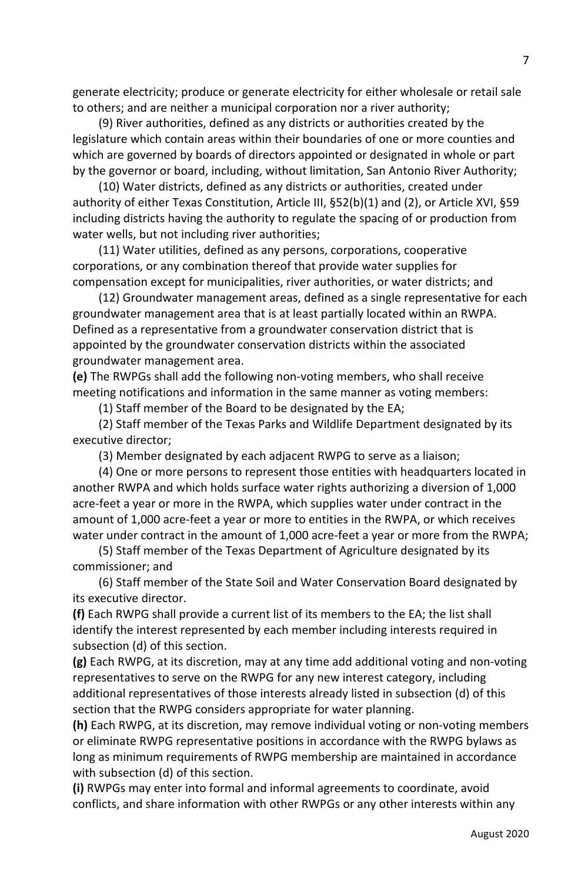generate electricity; produce or generate electricity for either wholesale or retail sale to others; and are neither a municipal corporation nor a river authority;

(9) River authorities, defined as any districts or authorities created by the legislature which contain areas within their boundaries of one or more counties and which are governed by boards of directors appointed or designated in whole or part by the governor or board, including, without limitation, San Antonio River Authority;

(10) Water districts, defined as any districts or authorities, created under authority of either Texas Constitution, Article III, §52(b)(1) and (2), or Article XVI, §59 including districts having the authority to regulate the spacing of or production from water wells, but not including river authorities;

(11) Water utilities, defined as any persons, corporations, cooperative corporations, or any combination thereof that provide water supplies for compensation except for municipalities, river authorities, or water districts; and

(12) Groundwater management areas, defined as a single representative for each groundwater management area that is at least partially located within an RWPA. Defined as a representative from a groundwater conservation district that is appointed by the groundwater conservation districts within the associated groundwater management area.

**(e)** The RWPGs shall add the following non-voting members, who shall receive meeting notifications and information in the same manner as voting members:

(1) Staff member of the Board to be designated by the EA;

(2) Staff member of the Texas Parks and Wildlife Department designated by its executive director;

(3) Member designated by each adjacent RWPG to serve as a liaison;

(4) One or more persons to represent those entities with headquarters located in another RWPA and which holds surface water rights authorizing a diversion of 1,000 acre-feet a year or more in the RWPA, which supplies water under contract in the amount of 1,000 acre-feet a year or more to entities in the RWPA, or which receives water under contract in the amount of 1,000 acre-feet a year or more from the RWPA;

(5) Staff member of the Texas Department of Agriculture designated by its commissioner; and

(6) Staff member of the State Soil and Water Conservation Board designated by its executive director.

**(f)** Each RWPG shall provide a current list of its members to the EA; the list shall identify the interest represented by each member including interests required in subsection (d) of this section.

**(g)** Each RWPG, at its discretion, may at any time add additional voting and non-voting representatives to serve on the RWPG for any new interest category, including additional representatives of those interests already listed in subsection (d) of this section that the RWPG considers appropriate for water planning.

**(h)** Each RWPG, at its discretion, may remove individual voting or non-voting members or eliminate RWPG representative positions in accordance with the RWPG bylaws as long as minimum requirements of RWPG membership are maintained in accordance with subsection (d) of this section.

**(i)** RWPGs may enter into formal and informal agreements to coordinate, avoid conflicts, and share information with other RWPGs or any other interests within any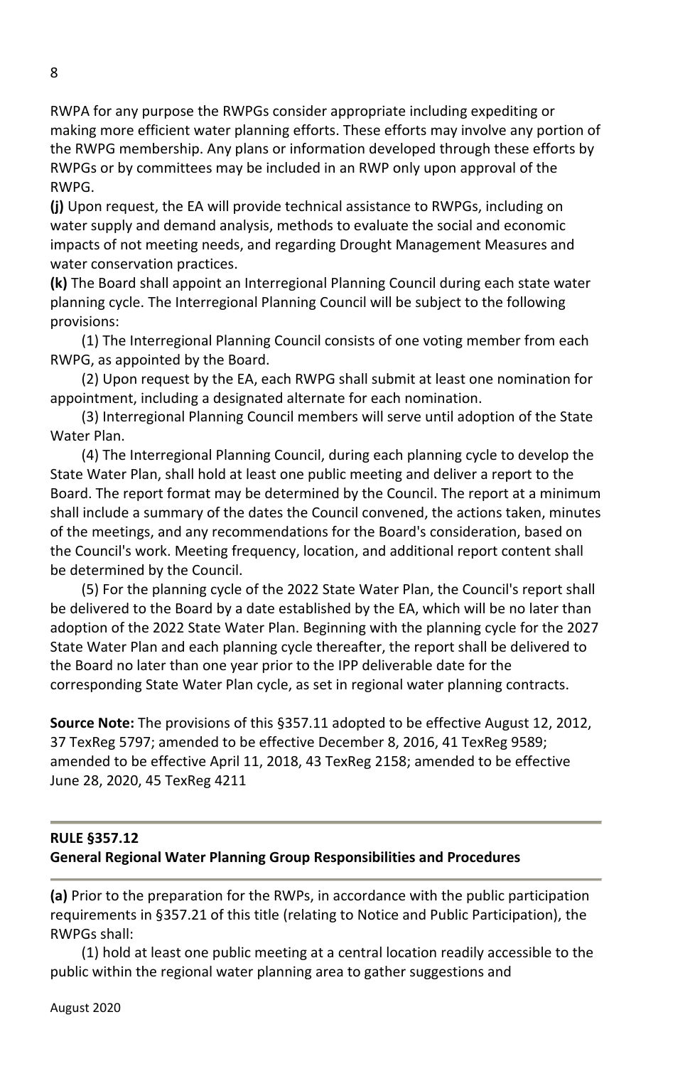RWPA for any purpose the RWPGs consider appropriate including expediting or making more efficient water planning efforts. These efforts may involve any portion of the RWPG membership. Any plans or information developed through these efforts by RWPGs or by committees may be included in an RWP only upon approval of the RWPG.

**(j)** Upon request, the EA will provide technical assistance to RWPGs, including on water supply and demand analysis, methods to evaluate the social and economic impacts of not meeting needs, and regarding Drought Management Measures and water conservation practices.

**(k)** The Board shall appoint an Interregional Planning Council during each state water planning cycle. The Interregional Planning Council will be subject to the following provisions:

(1) The Interregional Planning Council consists of one voting member from each RWPG, as appointed by the Board.

(2) Upon request by the EA, each RWPG shall submit at least one nomination for appointment, including a designated alternate for each nomination.

(3) Interregional Planning Council members will serve until adoption of the State Water Plan.

(4) The Interregional Planning Council, during each planning cycle to develop the State Water Plan, shall hold at least one public meeting and deliver a report to the Board. The report format may be determined by the Council. The report at a minimum shall include a summary of the dates the Council convened, the actions taken, minutes of the meetings, and any recommendations for the Board's consideration, based on the Council's work. Meeting frequency, location, and additional report content shall be determined by the Council.

(5) For the planning cycle of the 2022 State Water Plan, the Council's report shall be delivered to the Board by a date established by the EA, which will be no later than adoption of the 2022 State Water Plan. Beginning with the planning cycle for the 2027 State Water Plan and each planning cycle thereafter, the report shall be delivered to the Board no later than one year prior to the IPP deliverable date for the corresponding State Water Plan cycle, as set in regional water planning contracts.

**Source Note:** The provisions of this §357.11 adopted to be effective August 12, 2012, 37 TexReg 5797; amended to be effective December 8, 2016, 41 TexReg 9589; amended to be effective April 11, 2018, 43 TexReg 2158; amended to be effective June 28, 2020, 45 TexReg 4211

---

**RULE §357.12**
**General Regional Water Planning Group Responsibilities and Procedures**

---

**(a)** Prior to the preparation for the RWPs, in accordance with the public participation requirements in §357.21 of this title (relating to Notice and Public Participation), the RWPGs shall:

(1) hold at least one public meeting at a central location readily accessible to the public within the regional water planning area to gather suggestions and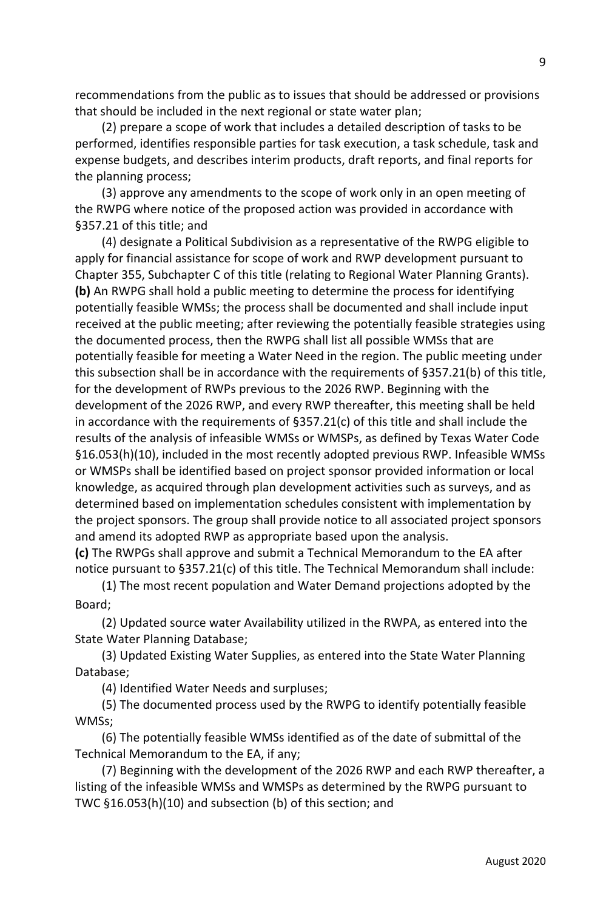recommendations from the public as to issues that should be addressed or provisions that should be included in the next regional or state water plan;

(2) prepare a scope of work that includes a detailed description of tasks to be performed, identifies responsible parties for task execution, a task schedule, task and expense budgets, and describes interim products, draft reports, and final reports for the planning process;

(3) approve any amendments to the scope of work only in an open meeting of the RWPG where notice of the proposed action was provided in accordance with §357.21 of this title; and

(4) designate a Political Subdivision as a representative of the RWPG eligible to apply for financial assistance for scope of work and RWP development pursuant to Chapter 355, Subchapter C of this title (relating to Regional Water Planning Grants).

**(b)** An RWPG shall hold a public meeting to determine the process for identifying potentially feasible WMSs; the process shall be documented and shall include input received at the public meeting; after reviewing the potentially feasible strategies using the documented process, then the RWPG shall list all possible WMSs that are potentially feasible for meeting a Water Need in the region. The public meeting under this subsection shall be in accordance with the requirements of §357.21(b) of this title, for the development of RWPs previous to the 2026 RWP. Beginning with the development of the 2026 RWP, and every RWP thereafter, this meeting shall be held in accordance with the requirements of §357.21(c) of this title and shall include the results of the analysis of infeasible WMSs or WMSPs, as defined by Texas Water Code §16.053(h)(10), included in the most recently adopted previous RWP. Infeasible WMSs or WMSPs shall be identified based on project sponsor provided information or local knowledge, as acquired through plan development activities such as surveys, and as determined based on implementation schedules consistent with implementation by the project sponsors. The group shall provide notice to all associated project sponsors and amend its adopted RWP as appropriate based upon the analysis.

**(c)** The RWPGs shall approve and submit a Technical Memorandum to the EA after notice pursuant to §357.21(c) of this title. The Technical Memorandum shall include:

(1) The most recent population and Water Demand projections adopted by the Board;

(2) Updated source water Availability utilized in the RWPA, as entered into the State Water Planning Database;

(3) Updated Existing Water Supplies, as entered into the State Water Planning Database;

(4) Identified Water Needs and surpluses;

(5) The documented process used by the RWPG to identify potentially feasible WMSs;

(6) The potentially feasible WMSs identified as of the date of submittal of the Technical Memorandum to the EA, if any;

(7) Beginning with the development of the 2026 RWP and each RWP thereafter, a listing of the infeasible WMSs and WMSPs as determined by the RWPG pursuant to TWC §16.053(h)(10) and subsection (b) of this section; and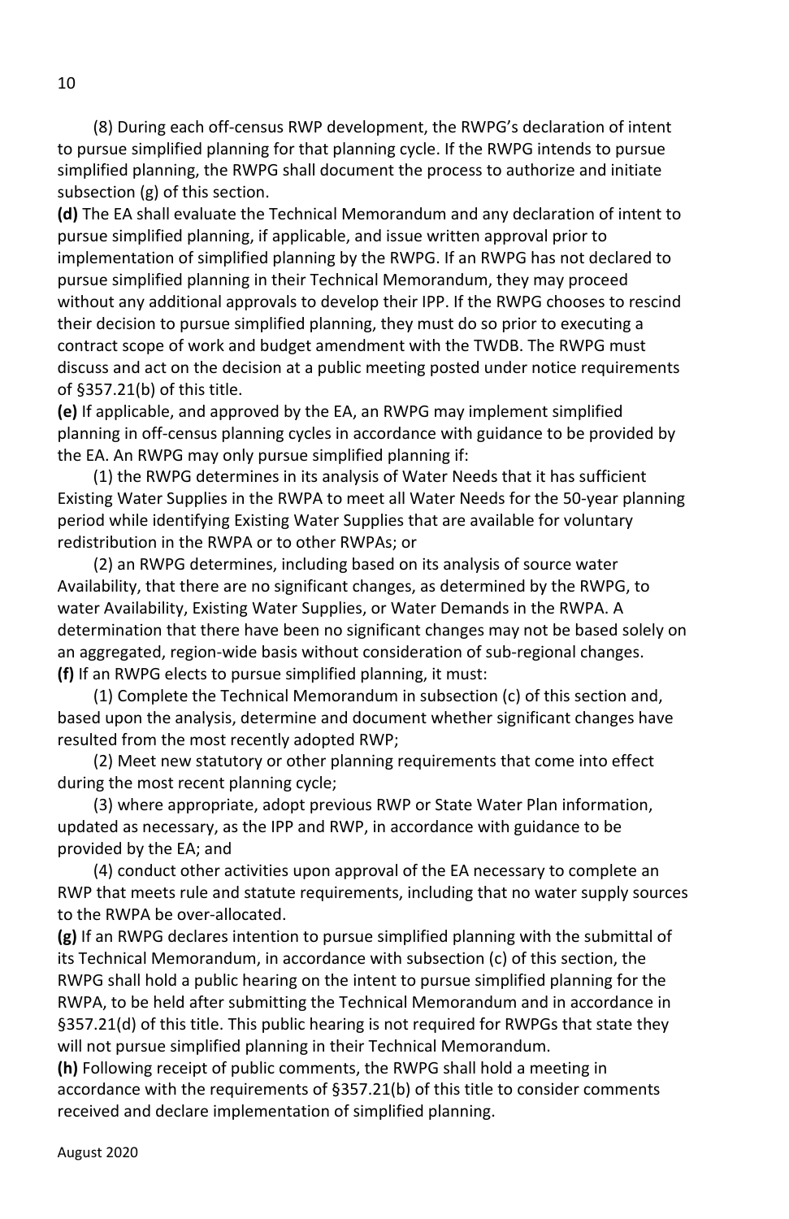(8) During each off-census RWP development, the RWPG's declaration of intent to pursue simplified planning for that planning cycle. If the RWPG intends to pursue simplified planning, the RWPG shall document the process to authorize and initiate subsection (g) of this section.

**(d)** The EA shall evaluate the Technical Memorandum and any declaration of intent to pursue simplified planning, if applicable, and issue written approval prior to implementation of simplified planning by the RWPG. If an RWPG has not declared to pursue simplified planning in their Technical Memorandum, they may proceed without any additional approvals to develop their IPP. If the RWPG chooses to rescind their decision to pursue simplified planning, they must do so prior to executing a contract scope of work and budget amendment with the TWDB. The RWPG must discuss and act on the decision at a public meeting posted under notice requirements of §357.21(b) of this title.

**(e)** If applicable, and approved by the EA, an RWPG may implement simplified planning in off-census planning cycles in accordance with guidance to be provided by the EA. An RWPG may only pursue simplified planning if:

(1) the RWPG determines in its analysis of Water Needs that it has sufficient Existing Water Supplies in the RWPA to meet all Water Needs for the 50-year planning period while identifying Existing Water Supplies that are available for voluntary redistribution in the RWPA or to other RWPAs; or

(2) an RWPG determines, including based on its analysis of source water Availability, that there are no significant changes, as determined by the RWPG, to water Availability, Existing Water Supplies, or Water Demands in the RWPA. A determination that there have been no significant changes may not be based solely on an aggregated, region-wide basis without consideration of sub-regional changes.

**(f)** If an RWPG elects to pursue simplified planning, it must:

(1) Complete the Technical Memorandum in subsection (c) of this section and, based upon the analysis, determine and document whether significant changes have resulted from the most recently adopted RWP;

(2) Meet new statutory or other planning requirements that come into effect during the most recent planning cycle;

(3) where appropriate, adopt previous RWP or State Water Plan information, updated as necessary, as the IPP and RWP, in accordance with guidance to be provided by the EA; and

(4) conduct other activities upon approval of the EA necessary to complete an RWP that meets rule and statute requirements, including that no water supply sources to the RWPA be over-allocated.

**(g)** If an RWPG declares intention to pursue simplified planning with the submittal of its Technical Memorandum, in accordance with subsection (c) of this section, the RWPG shall hold a public hearing on the intent to pursue simplified planning for the RWPA, to be held after submitting the Technical Memorandum and in accordance in §357.21(d) of this title. This public hearing is not required for RWPGs that state they will not pursue simplified planning in their Technical Memorandum.

**(h)** Following receipt of public comments, the RWPG shall hold a meeting in accordance with the requirements of §357.21(b) of this title to consider comments received and declare implementation of simplified planning.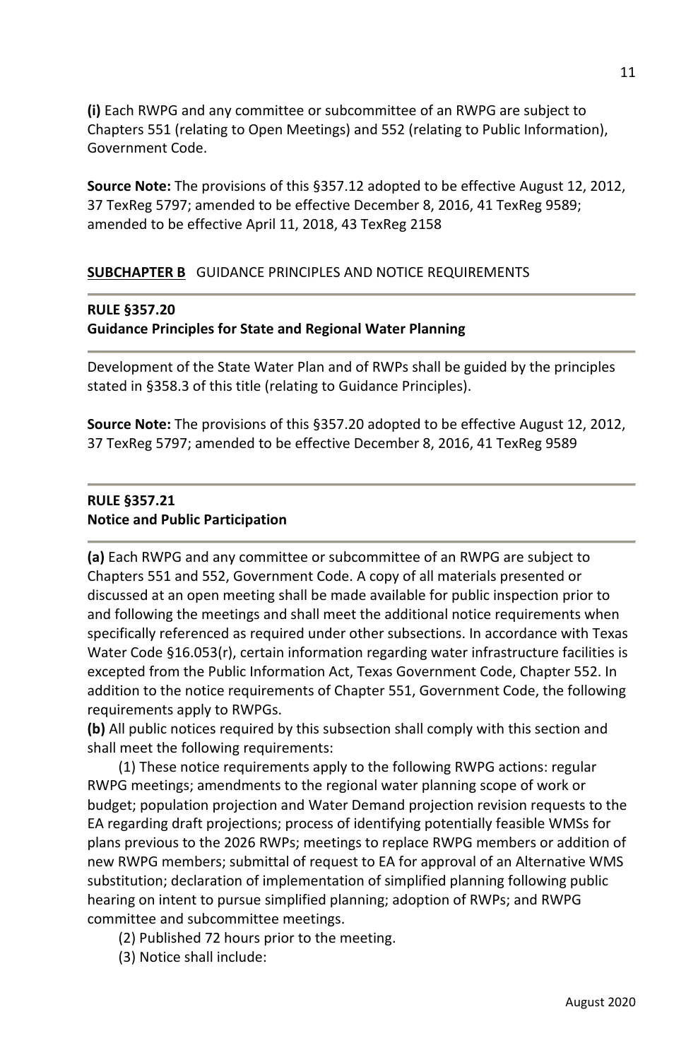**(i)** Each RWPG and any committee or subcommittee of an RWPG are subject to Chapters 551 (relating to Open Meetings) and 552 (relating to Public Information), Government Code.

**Source Note:** The provisions of this §357.12 adopted to be effective August 12, 2012, 37 TexReg 5797; amended to be effective December 8, 2016, 41 TexReg 9589; amended to be effective April 11, 2018, 43 TexReg 2158

## **SUBCHAPTER B** GUIDANCE PRINCIPLES AND NOTICE REQUIREMENTS

### RULE §357.20
### Guidance Principles for State and Regional Water Planning

Development of the State Water Plan and of RWPs shall be guided by the principles stated in §358.3 of this title (relating to Guidance Principles).

**Source Note:** The provisions of this §357.20 adopted to be effective August 12, 2012, 37 TexReg 5797; amended to be effective December 8, 2016, 41 TexReg 9589

### RULE §357.21
### Notice and Public Participation

**(a)** Each RWPG and any committee or subcommittee of an RWPG are subject to Chapters 551 and 552, Government Code. A copy of all materials presented or discussed at an open meeting shall be made available for public inspection prior to and following the meetings and shall meet the additional notice requirements when specifically referenced as required under other subsections. In accordance with Texas Water Code §16.053(r), certain information regarding water infrastructure facilities is excepted from the Public Information Act, Texas Government Code, Chapter 552. In addition to the notice requirements of Chapter 551, Government Code, the following requirements apply to RWPGs.

**(b)** All public notices required by this subsection shall comply with this section and shall meet the following requirements:

(1) These notice requirements apply to the following RWPG actions: regular RWPG meetings; amendments to the regional water planning scope of work or budget; population projection and Water Demand projection revision requests to the EA regarding draft projections; process of identifying potentially feasible WMSs for plans previous to the 2026 RWPs; meetings to replace RWPG members or addition of new RWPG members; submittal of request to EA for approval of an Alternative WMS substitution; declaration of implementation of simplified planning following public hearing on intent to pursue simplified planning; adoption of RWPs; and RWPG committee and subcommittee meetings.

(2) Published 72 hours prior to the meeting.

(3) Notice shall include: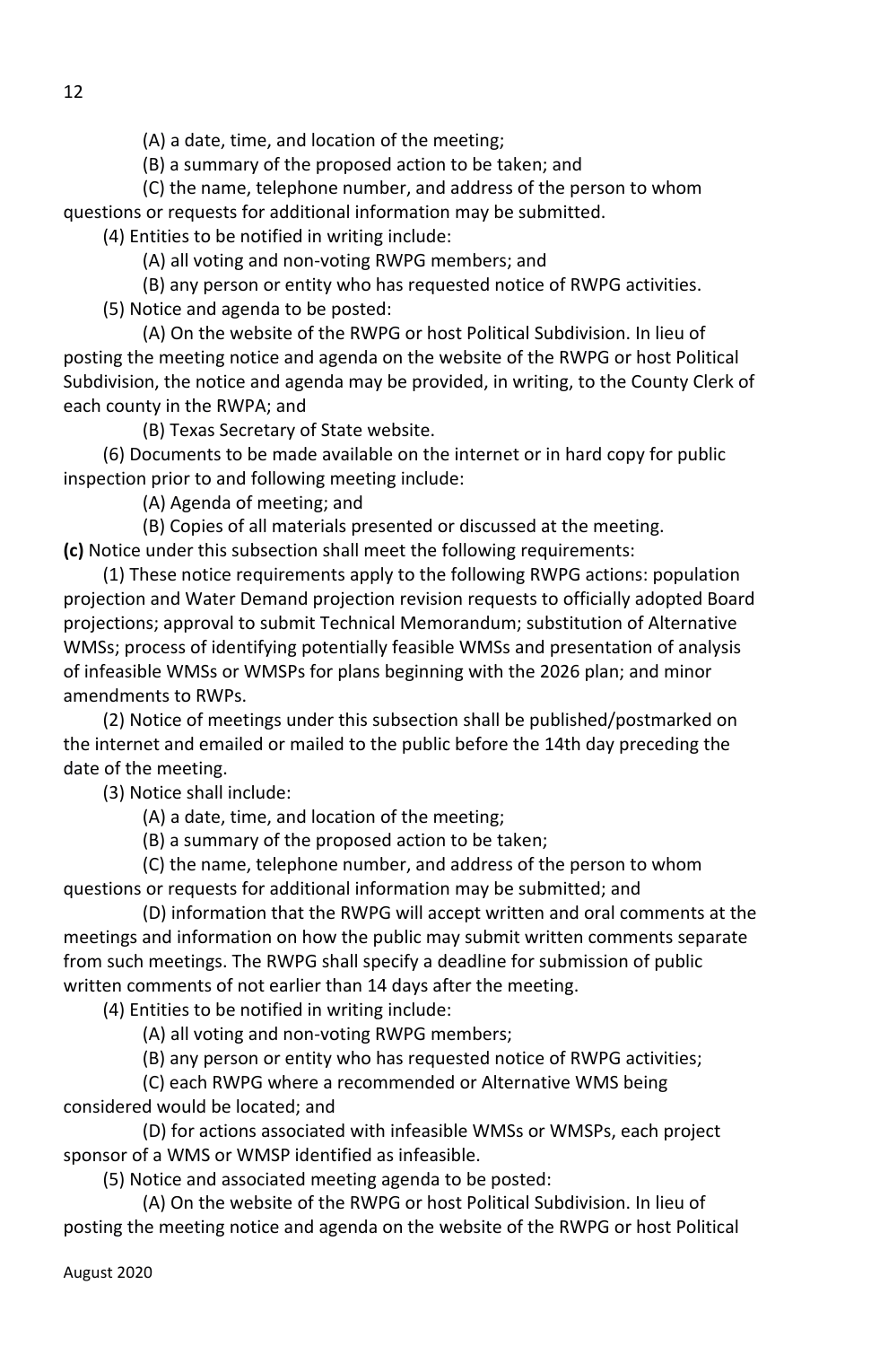(A) a date, time, and location of the meeting;

(B) a summary of the proposed action to be taken; and

(C) the name, telephone number, and address of the person to whom questions or requests for additional information may be submitted.

(4) Entities to be notified in writing include:

(A) all voting and non-voting RWPG members; and

(B) any person or entity who has requested notice of RWPG activities.

(5) Notice and agenda to be posted:

(A) On the website of the RWPG or host Political Subdivision. In lieu of posting the meeting notice and agenda on the website of the RWPG or host Political Subdivision, the notice and agenda may be provided, in writing, to the County Clerk of each county in the RWPA; and

(B) Texas Secretary of State website.

(6) Documents to be made available on the internet or in hard copy for public inspection prior to and following meeting include:

(A) Agenda of meeting; and

(B) Copies of all materials presented or discussed at the meeting.

**(c)** Notice under this subsection shall meet the following requirements:

(1) These notice requirements apply to the following RWPG actions: population projection and Water Demand projection revision requests to officially adopted Board projections; approval to submit Technical Memorandum; substitution of Alternative WMSs; process of identifying potentially feasible WMSs and presentation of analysis of infeasible WMSs or WMSPs for plans beginning with the 2026 plan; and minor amendments to RWPs.

(2) Notice of meetings under this subsection shall be published/postmarked on the internet and emailed or mailed to the public before the 14th day preceding the date of the meeting.

(3) Notice shall include:

(A) a date, time, and location of the meeting;

(B) a summary of the proposed action to be taken;

(C) the name, telephone number, and address of the person to whom questions or requests for additional information may be submitted; and

(D) information that the RWPG will accept written and oral comments at the meetings and information on how the public may submit written comments separate from such meetings. The RWPG shall specify a deadline for submission of public written comments of not earlier than 14 days after the meeting.

(4) Entities to be notified in writing include:

(A) all voting and non-voting RWPG members;

(B) any person or entity who has requested notice of RWPG activities;

(C) each RWPG where a recommended or Alternative WMS being considered would be located; and

(D) for actions associated with infeasible WMSs or WMSPs, each project sponsor of a WMS or WMSP identified as infeasible.

(5) Notice and associated meeting agenda to be posted:

(A) On the website of the RWPG or host Political Subdivision. In lieu of posting the meeting notice and agenda on the website of the RWPG or host Political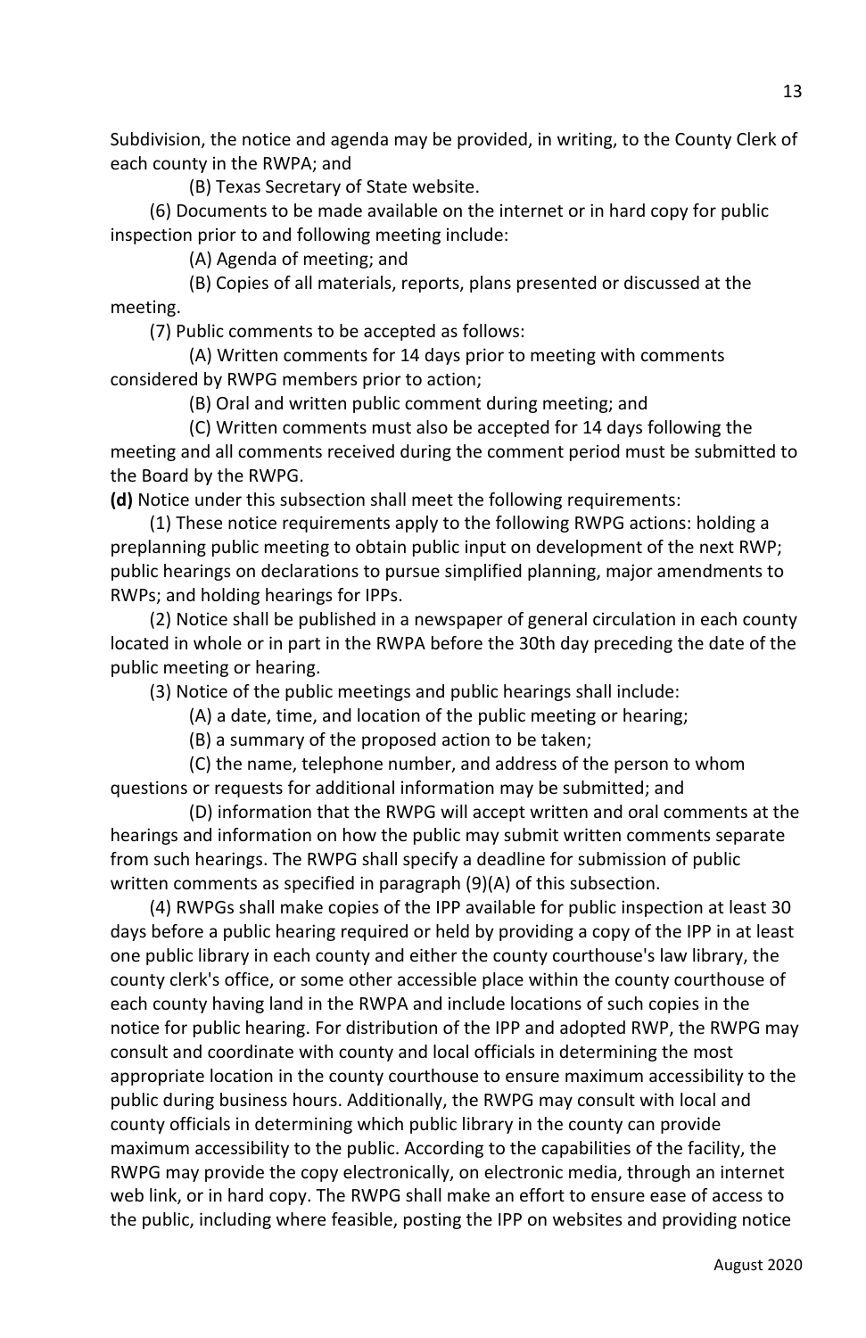Subdivision, the notice and agenda may be provided, in writing, to the County Clerk of each county in the RWPA; and

(B) Texas Secretary of State website.

(6) Documents to be made available on the internet or in hard copy for public inspection prior to and following meeting include:

(A) Agenda of meeting; and

(B) Copies of all materials, reports, plans presented or discussed at the meeting.

(7) Public comments to be accepted as follows:

(A) Written comments for 14 days prior to meeting with comments considered by RWPG members prior to action;

(B) Oral and written public comment during meeting; and

(C) Written comments must also be accepted for 14 days following the meeting and all comments received during the comment period must be submitted to the Board by the RWPG.

**(d)** Notice under this subsection shall meet the following requirements:

(1) These notice requirements apply to the following RWPG actions: holding a preplanning public meeting to obtain public input on development of the next RWP; public hearings on declarations to pursue simplified planning, major amendments to RWPs; and holding hearings for IPPs.

(2) Notice shall be published in a newspaper of general circulation in each county located in whole or in part in the RWPA before the 30th day preceding the date of the public meeting or hearing.

(3) Notice of the public meetings and public hearings shall include:

(A) a date, time, and location of the public meeting or hearing;

(B) a summary of the proposed action to be taken;

(C) the name, telephone number, and address of the person to whom questions or requests for additional information may be submitted; and

(D) information that the RWPG will accept written and oral comments at the hearings and information on how the public may submit written comments separate from such hearings. The RWPG shall specify a deadline for submission of public written comments as specified in paragraph (9)(A) of this subsection.

(4) RWPGs shall make copies of the IPP available for public inspection at least 30 days before a public hearing required or held by providing a copy of the IPP in at least one public library in each county and either the county courthouse's law library, the county clerk's office, or some other accessible place within the county courthouse of each county having land in the RWPA and include locations of such copies in the notice for public hearing. For distribution of the IPP and adopted RWP, the RWPG may consult and coordinate with county and local officials in determining the most appropriate location in the county courthouse to ensure maximum accessibility to the public during business hours. Additionally, the RWPG may consult with local and county officials in determining which public library in the county can provide maximum accessibility to the public. According to the capabilities of the facility, the RWPG may provide the copy electronically, on electronic media, through an internet web link, or in hard copy. The RWPG shall make an effort to ensure ease of access to the public, including where feasible, posting the IPP on websites and providing notice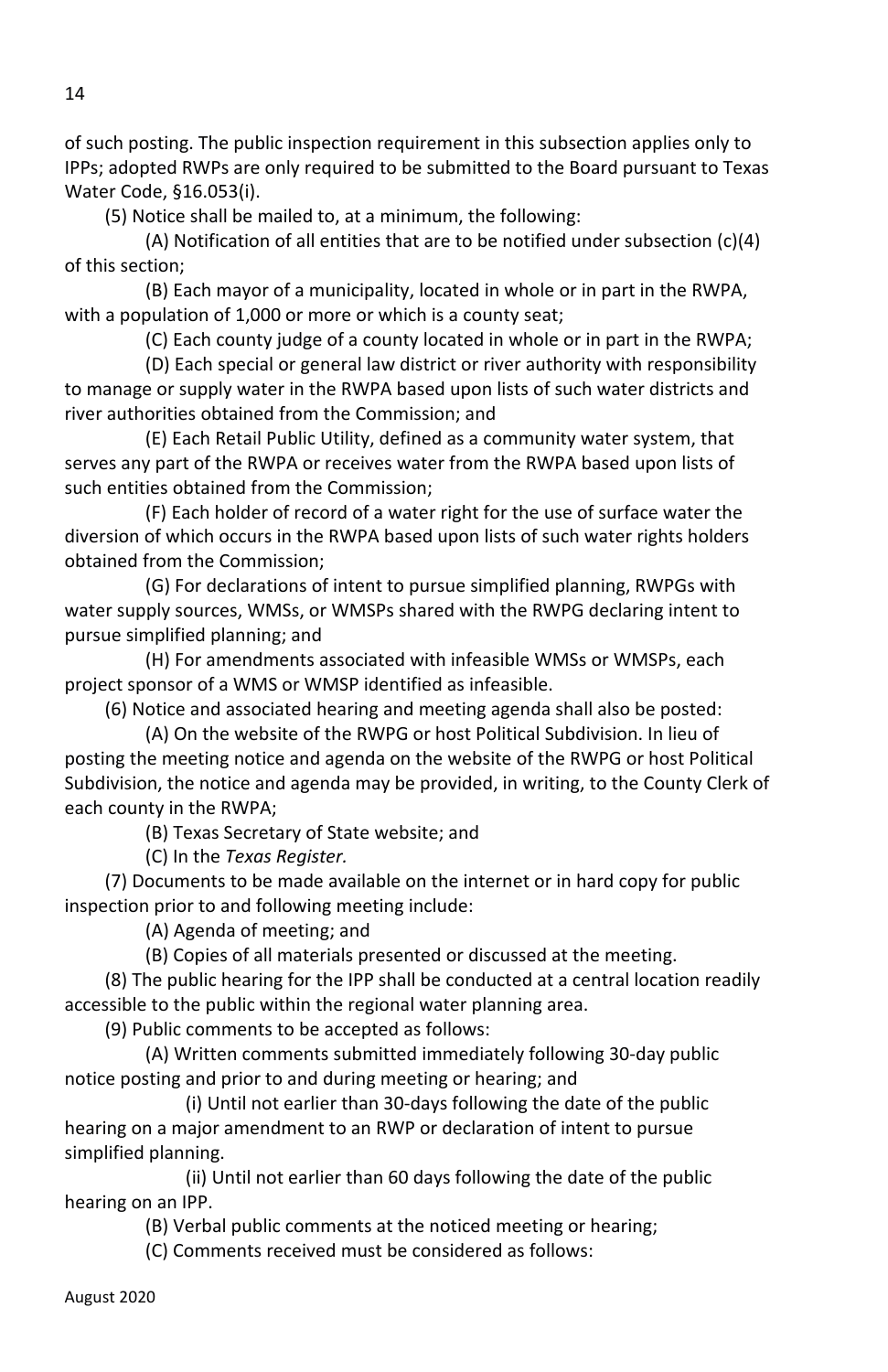of such posting. The public inspection requirement in this subsection applies only to IPPs; adopted RWPs are only required to be submitted to the Board pursuant to Texas Water Code, §16.053(i).

(5) Notice shall be mailed to, at a minimum, the following:

(A) Notification of all entities that are to be notified under subsection (c)(4) of this section;

(B) Each mayor of a municipality, located in whole or in part in the RWPA, with a population of 1,000 or more or which is a county seat;

(C) Each county judge of a county located in whole or in part in the RWPA;

(D) Each special or general law district or river authority with responsibility to manage or supply water in the RWPA based upon lists of such water districts and river authorities obtained from the Commission; and

(E) Each Retail Public Utility, defined as a community water system, that serves any part of the RWPA or receives water from the RWPA based upon lists of such entities obtained from the Commission;

(F) Each holder of record of a water right for the use of surface water the diversion of which occurs in the RWPA based upon lists of such water rights holders obtained from the Commission;

(G) For declarations of intent to pursue simplified planning, RWPGs with water supply sources, WMSs, or WMSPs shared with the RWPG declaring intent to pursue simplified planning; and

(H) For amendments associated with infeasible WMSs or WMSPs, each project sponsor of a WMS or WMSP identified as infeasible.

(6) Notice and associated hearing and meeting agenda shall also be posted:

(A) On the website of the RWPG or host Political Subdivision. In lieu of posting the meeting notice and agenda on the website of the RWPG or host Political Subdivision, the notice and agenda may be provided, in writing, to the County Clerk of each county in the RWPA;

(B) Texas Secretary of State website; and

(C) In the *Texas Register.*

(7) Documents to be made available on the internet or in hard copy for public inspection prior to and following meeting include:

(A) Agenda of meeting; and

(B) Copies of all materials presented or discussed at the meeting.

(8) The public hearing for the IPP shall be conducted at a central location readily accessible to the public within the regional water planning area.

(9) Public comments to be accepted as follows:

(A) Written comments submitted immediately following 30-day public notice posting and prior to and during meeting or hearing; and

(i) Until not earlier than 30-days following the date of the public hearing on a major amendment to an RWP or declaration of intent to pursue simplified planning.

(ii) Until not earlier than 60 days following the date of the public hearing on an IPP.

(B) Verbal public comments at the noticed meeting or hearing;

(C) Comments received must be considered as follows: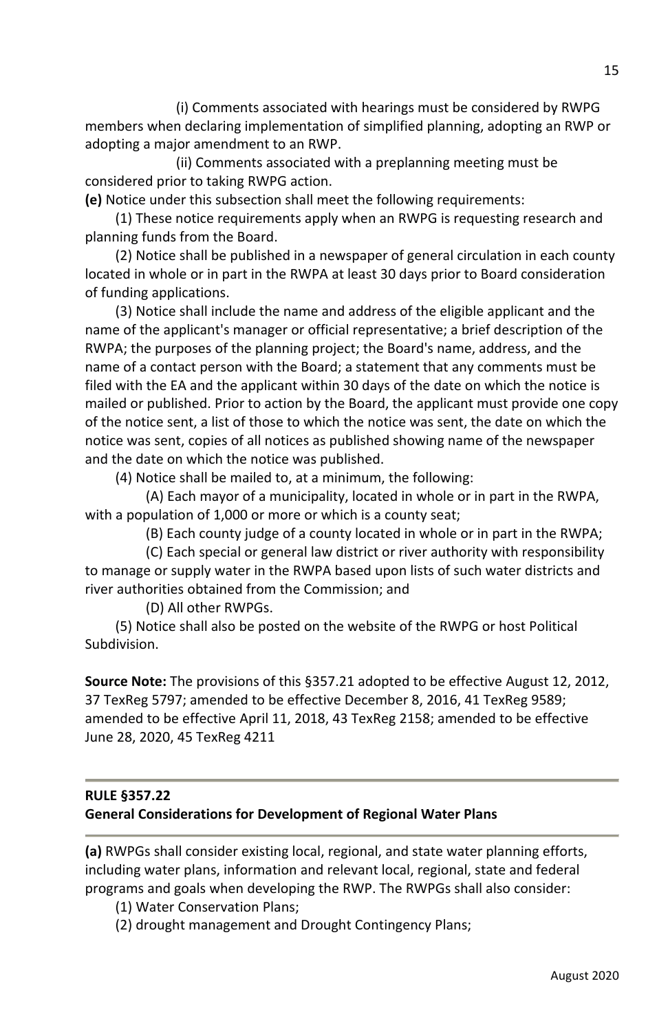(i) Comments associated with hearings must be considered by RWPG members when declaring implementation of simplified planning, adopting an RWP or adopting a major amendment to an RWP.

(ii) Comments associated with a preplanning meeting must be considered prior to taking RWPG action.

**(e)** Notice under this subsection shall meet the following requirements:

(1) These notice requirements apply when an RWPG is requesting research and planning funds from the Board.

(2) Notice shall be published in a newspaper of general circulation in each county located in whole or in part in the RWPA at least 30 days prior to Board consideration of funding applications.

(3) Notice shall include the name and address of the eligible applicant and the name of the applicant's manager or official representative; a brief description of the RWPA; the purposes of the planning project; the Board's name, address, and the name of a contact person with the Board; a statement that any comments must be filed with the EA and the applicant within 30 days of the date on which the notice is mailed or published. Prior to action by the Board, the applicant must provide one copy of the notice sent, a list of those to which the notice was sent, the date on which the notice was sent, copies of all notices as published showing name of the newspaper and the date on which the notice was published.

(4) Notice shall be mailed to, at a minimum, the following:

(A) Each mayor of a municipality, located in whole or in part in the RWPA, with a population of 1,000 or more or which is a county seat;

(B) Each county judge of a county located in whole or in part in the RWPA;

(C) Each special or general law district or river authority with responsibility to manage or supply water in the RWPA based upon lists of such water districts and river authorities obtained from the Commission; and

(D) All other RWPGs.

(5) Notice shall also be posted on the website of the RWPG or host Political Subdivision.

**Source Note:** The provisions of this §357.21 adopted to be effective August 12, 2012, 37 TexReg 5797; amended to be effective December 8, 2016, 41 TexReg 9589; amended to be effective April 11, 2018, 43 TexReg 2158; amended to be effective June 28, 2020, 45 TexReg 4211

---

**RULE §357.22**
**General Considerations for Development of Regional Water Plans**

---

**(a)** RWPGs shall consider existing local, regional, and state water planning efforts, including water plans, information and relevant local, regional, state and federal programs and goals when developing the RWP. The RWPGs shall also consider:

(1) Water Conservation Plans;

(2) drought management and Drought Contingency Plans;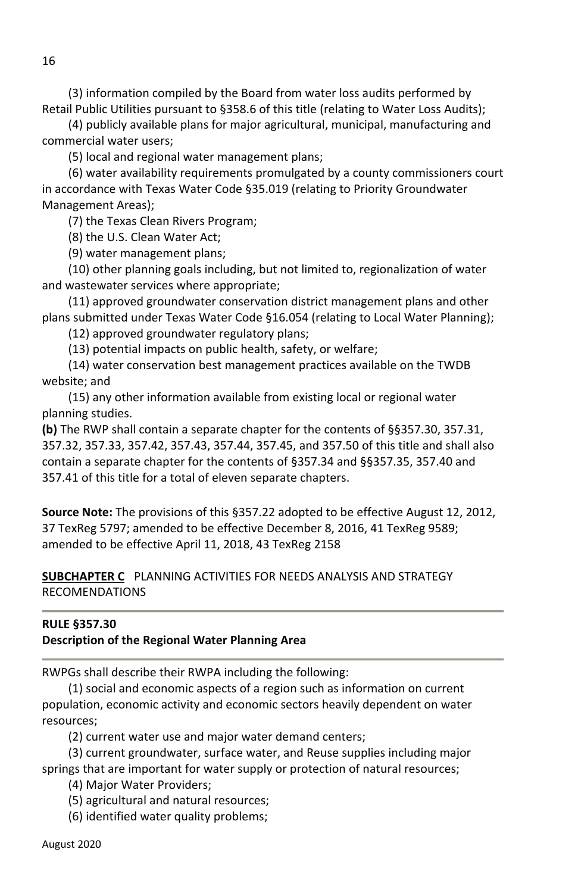(3) information compiled by the Board from water loss audits performed by Retail Public Utilities pursuant to §358.6 of this title (relating to Water Loss Audits);

(4) publicly available plans for major agricultural, municipal, manufacturing and commercial water users;

(5) local and regional water management plans;

(6) water availability requirements promulgated by a county commissioners court in accordance with Texas Water Code §35.019 (relating to Priority Groundwater Management Areas);

(7) the Texas Clean Rivers Program;

(8) the U.S. Clean Water Act;

(9) water management plans;

(10) other planning goals including, but not limited to, regionalization of water and wastewater services where appropriate;

(11) approved groundwater conservation district management plans and other plans submitted under Texas Water Code §16.054 (relating to Local Water Planning);

(12) approved groundwater regulatory plans;

(13) potential impacts on public health, safety, or welfare;

(14) water conservation best management practices available on the TWDB website; and

(15) any other information available from existing local or regional water planning studies.

**(b)** The RWP shall contain a separate chapter for the contents of §§357.30, 357.31, 357.32, 357.33, 357.42, 357.43, 357.44, 357.45, and 357.50 of this title and shall also contain a separate chapter for the contents of §357.34 and §§357.35, 357.40 and 357.41 of this title for a total of eleven separate chapters.

**Source Note:** The provisions of this §357.22 adopted to be effective August 12, 2012, 37 TexReg 5797; amended to be effective December 8, 2016, 41 TexReg 9589; amended to be effective April 11, 2018, 43 TexReg 2158

## **SUBCHAPTER C** PLANNING ACTIVITIES FOR NEEDS ANALYSIS AND STRATEGY RECOMENDATIONS

---

### **RULE §357.30**
### **Description of the Regional Water Planning Area**

---

RWPGs shall describe their RWPA including the following:

(1) social and economic aspects of a region such as information on current population, economic activity and economic sectors heavily dependent on water resources;

(2) current water use and major water demand centers;

(3) current groundwater, surface water, and Reuse supplies including major springs that are important for water supply or protection of natural resources;

(4) Major Water Providers;

(5) agricultural and natural resources;

(6) identified water quality problems;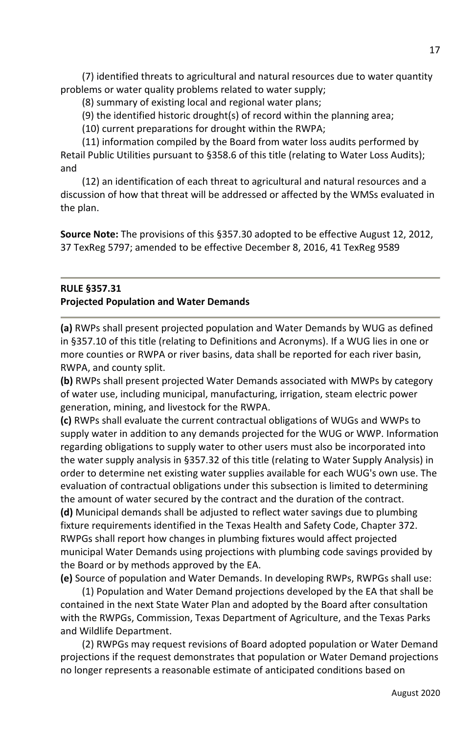(7) identified threats to agricultural and natural resources due to water quantity problems or water quality problems related to water supply;

(8) summary of existing local and regional water plans;

(9) the identified historic drought(s) of record within the planning area;

(10) current preparations for drought within the RWPA;

(11) information compiled by the Board from water loss audits performed by Retail Public Utilities pursuant to §358.6 of this title (relating to Water Loss Audits); and

(12) an identification of each threat to agricultural and natural resources and a discussion of how that threat will be addressed or affected by the WMSs evaluated in the plan.

**Source Note:** The provisions of this §357.30 adopted to be effective August 12, 2012, 37 TexReg 5797; amended to be effective December 8, 2016, 41 TexReg 9589

---

**RULE §357.31**
**Projected Population and Water Demands**

---

**(a)** RWPs shall present projected population and Water Demands by WUG as defined in §357.10 of this title (relating to Definitions and Acronyms). If a WUG lies in one or more counties or RWPA or river basins, data shall be reported for each river basin, RWPA, and county split.

**(b)** RWPs shall present projected Water Demands associated with MWPs by category of water use, including municipal, manufacturing, irrigation, steam electric power generation, mining, and livestock for the RWPA.

**(c)** RWPs shall evaluate the current contractual obligations of WUGs and WWPs to supply water in addition to any demands projected for the WUG or WWP. Information regarding obligations to supply water to other users must also be incorporated into the water supply analysis in §357.32 of this title (relating to Water Supply Analysis) in order to determine net existing water supplies available for each WUG's own use. The evaluation of contractual obligations under this subsection is limited to determining the amount of water secured by the contract and the duration of the contract.

**(d)** Municipal demands shall be adjusted to reflect water savings due to plumbing fixture requirements identified in the Texas Health and Safety Code, Chapter 372. RWPGs shall report how changes in plumbing fixtures would affect projected municipal Water Demands using projections with plumbing code savings provided by the Board or by methods approved by the EA.

**(e)** Source of population and Water Demands. In developing RWPs, RWPGs shall use:

(1) Population and Water Demand projections developed by the EA that shall be contained in the next State Water Plan and adopted by the Board after consultation with the RWPGs, Commission, Texas Department of Agriculture, and the Texas Parks and Wildlife Department.

(2) RWPGs may request revisions of Board adopted population or Water Demand projections if the request demonstrates that population or Water Demand projections no longer represents a reasonable estimate of anticipated conditions based on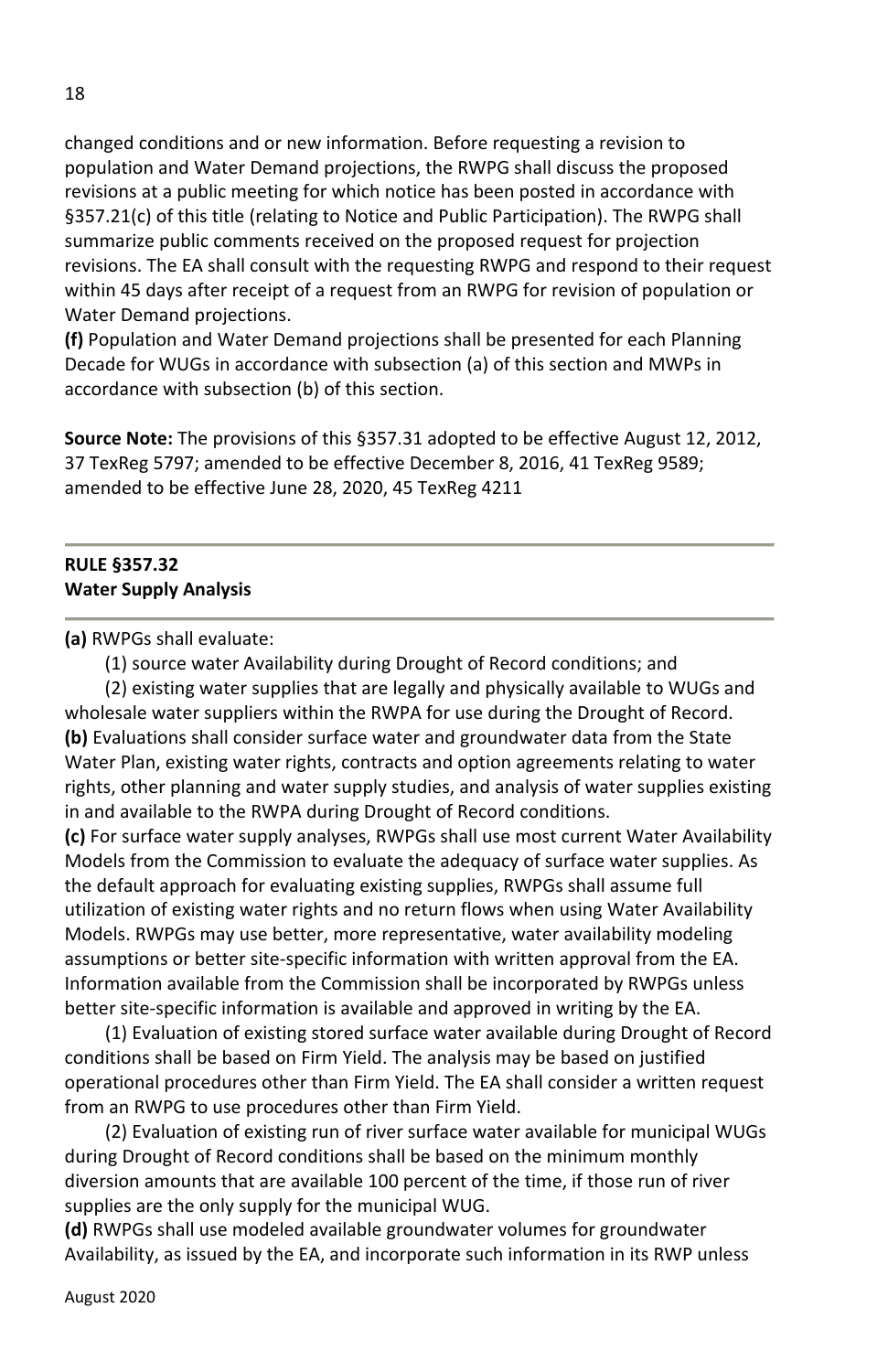changed conditions and or new information. Before requesting a revision to population and Water Demand projections, the RWPG shall discuss the proposed revisions at a public meeting for which notice has been posted in accordance with §357.21(c) of this title (relating to Notice and Public Participation). The RWPG shall summarize public comments received on the proposed request for projection revisions. The EA shall consult with the requesting RWPG and respond to their request within 45 days after receipt of a request from an RWPG for revision of population or Water Demand projections.

**(f)** Population and Water Demand projections shall be presented for each Planning Decade for WUGs in accordance with subsection (a) of this section and MWPs in accordance with subsection (b) of this section.

**Source Note:** The provisions of this §357.31 adopted to be effective August 12, 2012, 37 TexReg 5797; amended to be effective December 8, 2016, 41 TexReg 9589; amended to be effective June 28, 2020, 45 TexReg 4211

---

## RULE §357.32
## Water Supply Analysis

---

**(a)** RWPGs shall evaluate:

(1) source water Availability during Drought of Record conditions; and

(2) existing water supplies that are legally and physically available to WUGs and wholesale water suppliers within the RWPA for use during the Drought of Record.

**(b)** Evaluations shall consider surface water and groundwater data from the State Water Plan, existing water rights, contracts and option agreements relating to water rights, other planning and water supply studies, and analysis of water supplies existing in and available to the RWPA during Drought of Record conditions.

**(c)** For surface water supply analyses, RWPGs shall use most current Water Availability Models from the Commission to evaluate the adequacy of surface water supplies. As the default approach for evaluating existing supplies, RWPGs shall assume full utilization of existing water rights and no return flows when using Water Availability Models. RWPGs may use better, more representative, water availability modeling assumptions or better site-specific information with written approval from the EA. Information available from the Commission shall be incorporated by RWPGs unless better site-specific information is available and approved in writing by the EA.

(1) Evaluation of existing stored surface water available during Drought of Record conditions shall be based on Firm Yield. The analysis may be based on justified operational procedures other than Firm Yield. The EA shall consider a written request from an RWPG to use procedures other than Firm Yield.

(2) Evaluation of existing run of river surface water available for municipal WUGs during Drought of Record conditions shall be based on the minimum monthly diversion amounts that are available 100 percent of the time, if those run of river supplies are the only supply for the municipal WUG.

**(d)** RWPGs shall use modeled available groundwater volumes for groundwater Availability, as issued by the EA, and incorporate such information in its RWP unless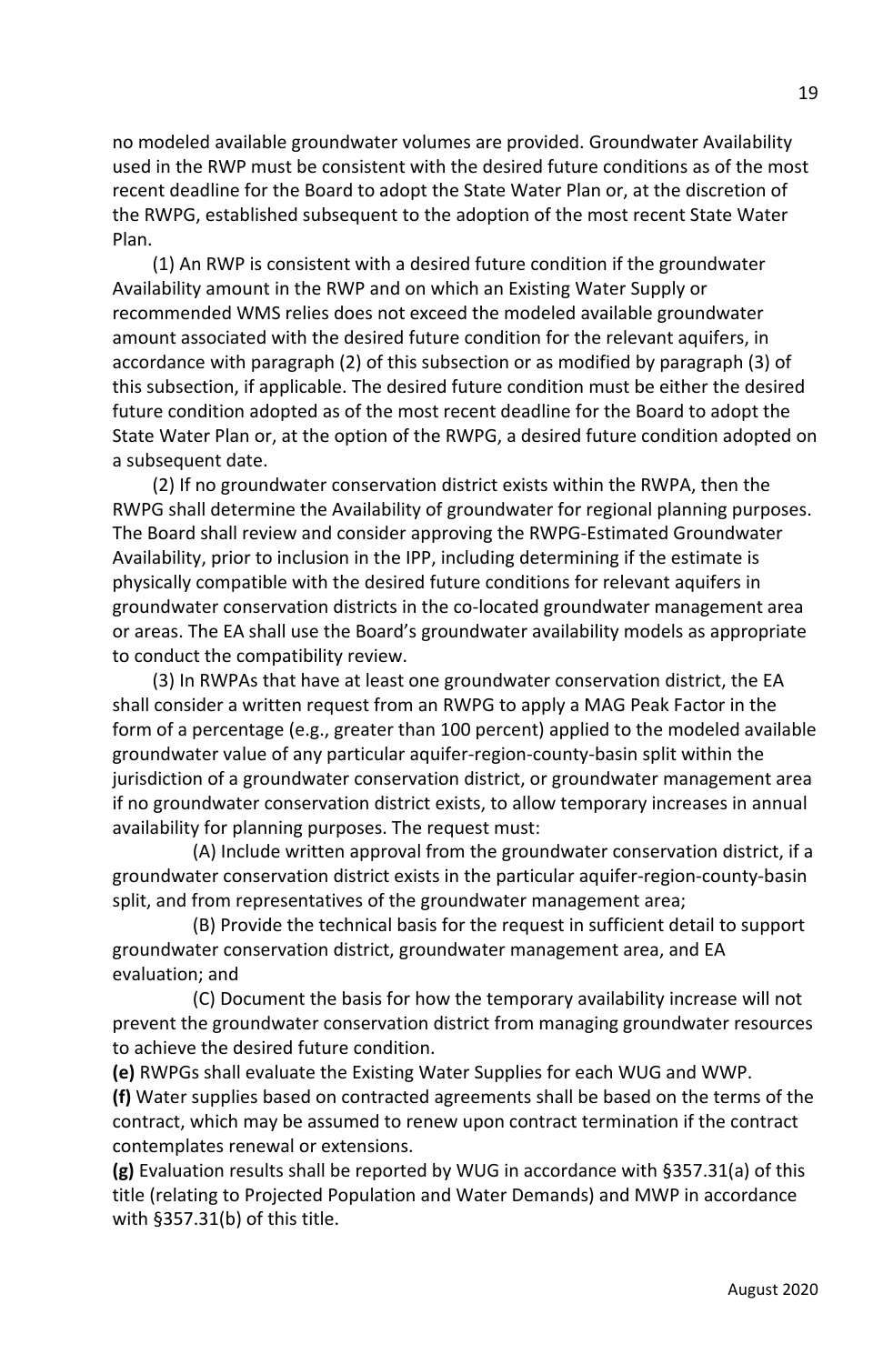no modeled available groundwater volumes are provided. Groundwater Availability used in the RWP must be consistent with the desired future conditions as of the most recent deadline for the Board to adopt the State Water Plan or, at the discretion of the RWPG, established subsequent to the adoption of the most recent State Water Plan.

(1) An RWP is consistent with a desired future condition if the groundwater Availability amount in the RWP and on which an Existing Water Supply or recommended WMS relies does not exceed the modeled available groundwater amount associated with the desired future condition for the relevant aquifers, in accordance with paragraph (2) of this subsection or as modified by paragraph (3) of this subsection, if applicable. The desired future condition must be either the desired future condition adopted as of the most recent deadline for the Board to adopt the State Water Plan or, at the option of the RWPG, a desired future condition adopted on a subsequent date.

(2) If no groundwater conservation district exists within the RWPA, then the RWPG shall determine the Availability of groundwater for regional planning purposes. The Board shall review and consider approving the RWPG-Estimated Groundwater Availability, prior to inclusion in the IPP, including determining if the estimate is physically compatible with the desired future conditions for relevant aquifers in groundwater conservation districts in the co-located groundwater management area or areas. The EA shall use the Board's groundwater availability models as appropriate to conduct the compatibility review.

(3) In RWPAs that have at least one groundwater conservation district, the EA shall consider a written request from an RWPG to apply a MAG Peak Factor in the form of a percentage (e.g., greater than 100 percent) applied to the modeled available groundwater value of any particular aquifer-region-county-basin split within the jurisdiction of a groundwater conservation district, or groundwater management area if no groundwater conservation district exists, to allow temporary increases in annual availability for planning purposes. The request must:

(A) Include written approval from the groundwater conservation district, if a groundwater conservation district exists in the particular aquifer-region-county-basin split, and from representatives of the groundwater management area;

(B) Provide the technical basis for the request in sufficient detail to support groundwater conservation district, groundwater management area, and EA evaluation; and

(C) Document the basis for how the temporary availability increase will not prevent the groundwater conservation district from managing groundwater resources to achieve the desired future condition.

**(e)** RWPGs shall evaluate the Existing Water Supplies for each WUG and WWP.

**(f)** Water supplies based on contracted agreements shall be based on the terms of the contract, which may be assumed to renew upon contract termination if the contract contemplates renewal or extensions.

**(g)** Evaluation results shall be reported by WUG in accordance with §357.31(a) of this title (relating to Projected Population and Water Demands) and MWP in accordance with §357.31(b) of this title.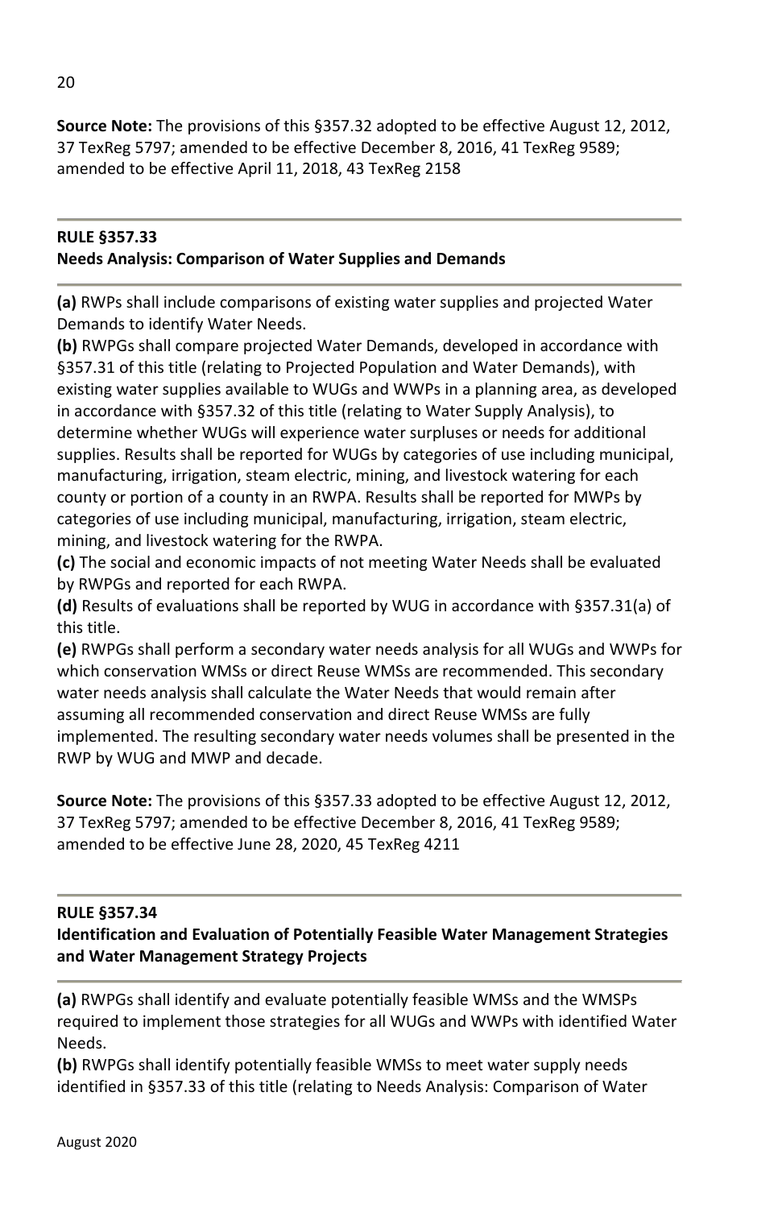**Source Note:** The provisions of this §357.32 adopted to be effective August 12, 2012, 37 TexReg 5797; amended to be effective December 8, 2016, 41 TexReg 9589; amended to be effective April 11, 2018, 43 TexReg 2158

---

## RULE §357.33
## Needs Analysis: Comparison of Water Supplies and Demands

---

**(a)** RWPs shall include comparisons of existing water supplies and projected Water Demands to identify Water Needs.
**(b)** RWPGs shall compare projected Water Demands, developed in accordance with §357.31 of this title (relating to Projected Population and Water Demands), with existing water supplies available to WUGs and WWPs in a planning area, as developed in accordance with §357.32 of this title (relating to Water Supply Analysis), to determine whether WUGs will experience water surpluses or needs for additional supplies. Results shall be reported for WUGs by categories of use including municipal, manufacturing, irrigation, steam electric, mining, and livestock watering for each county or portion of a county in an RWPA. Results shall be reported for MWPs by categories of use including municipal, manufacturing, irrigation, steam electric, mining, and livestock watering for the RWPA.
**(c)** The social and economic impacts of not meeting Water Needs shall be evaluated by RWPGs and reported for each RWPA.
**(d)** Results of evaluations shall be reported by WUG in accordance with §357.31(a) of this title.
**(e)** RWPGs shall perform a secondary water needs analysis for all WUGs and WWPs for which conservation WMSs or direct Reuse WMSs are recommended. This secondary water needs analysis shall calculate the Water Needs that would remain after assuming all recommended conservation and direct Reuse WMSs are fully implemented. The resulting secondary water needs volumes shall be presented in the RWP by WUG and MWP and decade.

**Source Note:** The provisions of this §357.33 adopted to be effective August 12, 2012, 37 TexReg 5797; amended to be effective December 8, 2016, 41 TexReg 9589; amended to be effective June 28, 2020, 45 TexReg 4211

---

## RULE §357.34
## Identification and Evaluation of Potentially Feasible Water Management Strategies and Water Management Strategy Projects

---

**(a)** RWPGs shall identify and evaluate potentially feasible WMSs and the WMSPs required to implement those strategies for all WUGs and WWPs with identified Water Needs.
**(b)** RWPGs shall identify potentially feasible WMSs to meet water supply needs identified in §357.33 of this title (relating to Needs Analysis: Comparison of Water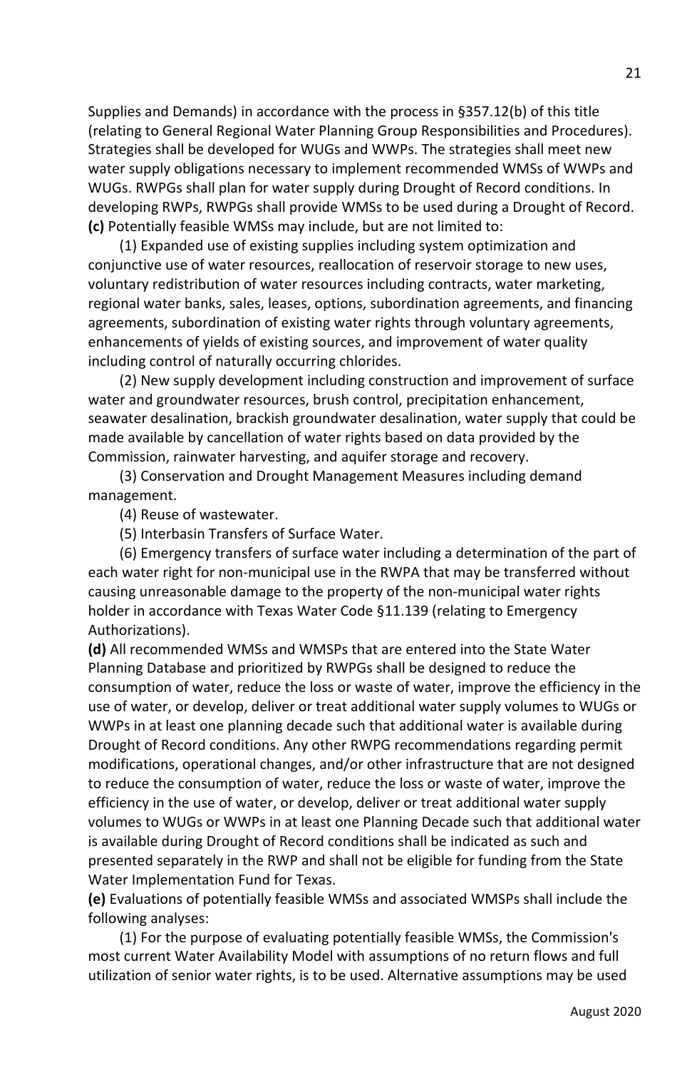Supplies and Demands) in accordance with the process in §357.12(b) of this title (relating to General Regional Water Planning Group Responsibilities and Procedures). Strategies shall be developed for WUGs and WWPs. The strategies shall meet new water supply obligations necessary to implement recommended WMSs of WWPs and WUGs. RWPGs shall plan for water supply during Drought of Record conditions. In developing RWPs, RWPGs shall provide WMSs to be used during a Drought of Record.

**(c)** Potentially feasible WMSs may include, but are not limited to:

(1) Expanded use of existing supplies including system optimization and conjunctive use of water resources, reallocation of reservoir storage to new uses, voluntary redistribution of water resources including contracts, water marketing, regional water banks, sales, leases, options, subordination agreements, and financing agreements, subordination of existing water rights through voluntary agreements, enhancements of yields of existing sources, and improvement of water quality including control of naturally occurring chlorides.

(2) New supply development including construction and improvement of surface water and groundwater resources, brush control, precipitation enhancement, seawater desalination, brackish groundwater desalination, water supply that could be made available by cancellation of water rights based on data provided by the Commission, rainwater harvesting, and aquifer storage and recovery.

(3) Conservation and Drought Management Measures including demand management.

(4) Reuse of wastewater.

(5) Interbasin Transfers of Surface Water.

(6) Emergency transfers of surface water including a determination of the part of each water right for non-municipal use in the RWPA that may be transferred without causing unreasonable damage to the property of the non-municipal water rights holder in accordance with Texas Water Code §11.139 (relating to Emergency Authorizations).

**(d)** All recommended WMSs and WMSPs that are entered into the State Water Planning Database and prioritized by RWPGs shall be designed to reduce the consumption of water, reduce the loss or waste of water, improve the efficiency in the use of water, or develop, deliver or treat additional water supply volumes to WUGs or WWPs in at least one planning decade such that additional water is available during Drought of Record conditions. Any other RWPG recommendations regarding permit modifications, operational changes, and/or other infrastructure that are not designed to reduce the consumption of water, reduce the loss or waste of water, improve the efficiency in the use of water, or develop, deliver or treat additional water supply volumes to WUGs or WWPs in at least one Planning Decade such that additional water is available during Drought of Record conditions shall be indicated as such and presented separately in the RWP and shall not be eligible for funding from the State Water Implementation Fund for Texas.

**(e)** Evaluations of potentially feasible WMSs and associated WMSPs shall include the following analyses:

(1) For the purpose of evaluating potentially feasible WMSs, the Commission's most current Water Availability Model with assumptions of no return flows and full utilization of senior water rights, is to be used. Alternative assumptions may be used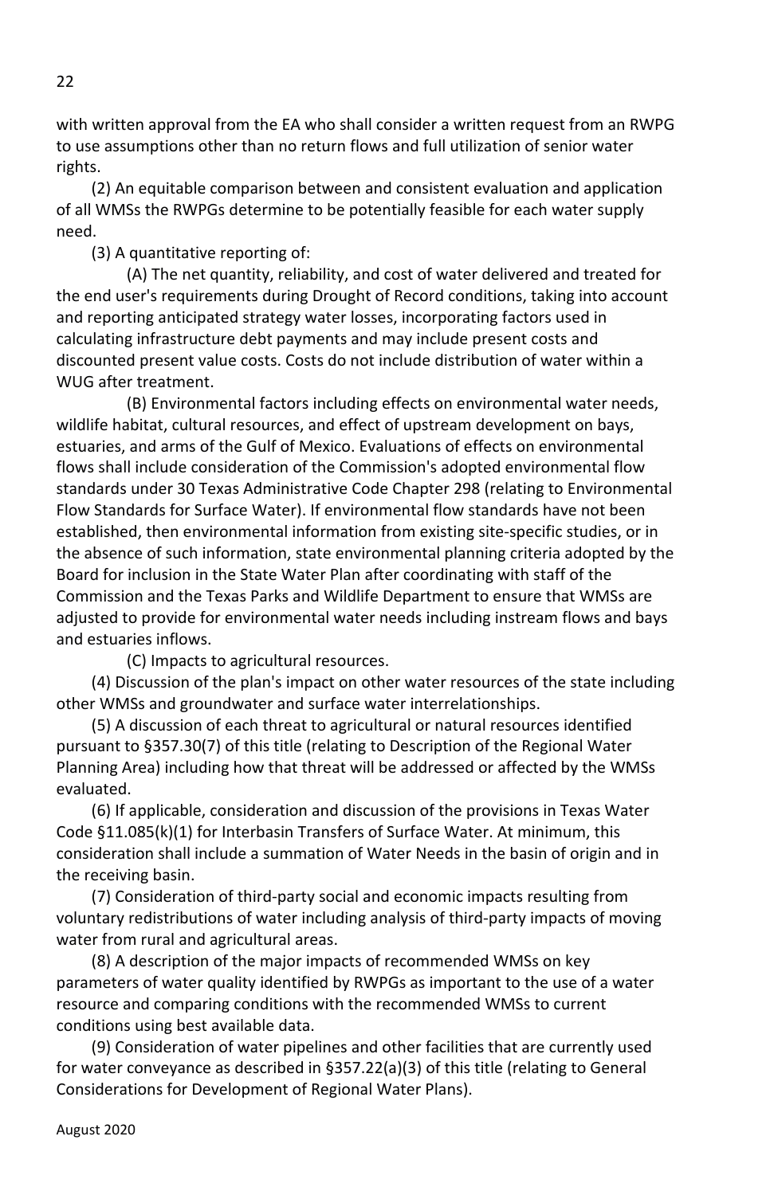with written approval from the EA who shall consider a written request from an RWPG to use assumptions other than no return flows and full utilization of senior water rights.

(2) An equitable comparison between and consistent evaluation and application of all WMSs the RWPGs determine to be potentially feasible for each water supply need.

(3) A quantitative reporting of:

(A) The net quantity, reliability, and cost of water delivered and treated for the end user's requirements during Drought of Record conditions, taking into account and reporting anticipated strategy water losses, incorporating factors used in calculating infrastructure debt payments and may include present costs and discounted present value costs. Costs do not include distribution of water within a WUG after treatment.

(B) Environmental factors including effects on environmental water needs, wildlife habitat, cultural resources, and effect of upstream development on bays, estuaries, and arms of the Gulf of Mexico. Evaluations of effects on environmental flows shall include consideration of the Commission's adopted environmental flow standards under 30 Texas Administrative Code Chapter 298 (relating to Environmental Flow Standards for Surface Water). If environmental flow standards have not been established, then environmental information from existing site-specific studies, or in the absence of such information, state environmental planning criteria adopted by the Board for inclusion in the State Water Plan after coordinating with staff of the Commission and the Texas Parks and Wildlife Department to ensure that WMSs are adjusted to provide for environmental water needs including instream flows and bays and estuaries inflows.

(C) Impacts to agricultural resources.

(4) Discussion of the plan's impact on other water resources of the state including other WMSs and groundwater and surface water interrelationships.

(5) A discussion of each threat to agricultural or natural resources identified pursuant to §357.30(7) of this title (relating to Description of the Regional Water Planning Area) including how that threat will be addressed or affected by the WMSs evaluated.

(6) If applicable, consideration and discussion of the provisions in Texas Water Code §11.085(k)(1) for Interbasin Transfers of Surface Water. At minimum, this consideration shall include a summation of Water Needs in the basin of origin and in the receiving basin.

(7) Consideration of third-party social and economic impacts resulting from voluntary redistributions of water including analysis of third-party impacts of moving water from rural and agricultural areas.

(8) A description of the major impacts of recommended WMSs on key parameters of water quality identified by RWPGs as important to the use of a water resource and comparing conditions with the recommended WMSs to current conditions using best available data.

(9) Consideration of water pipelines and other facilities that are currently used for water conveyance as described in §357.22(a)(3) of this title (relating to General Considerations for Development of Regional Water Plans).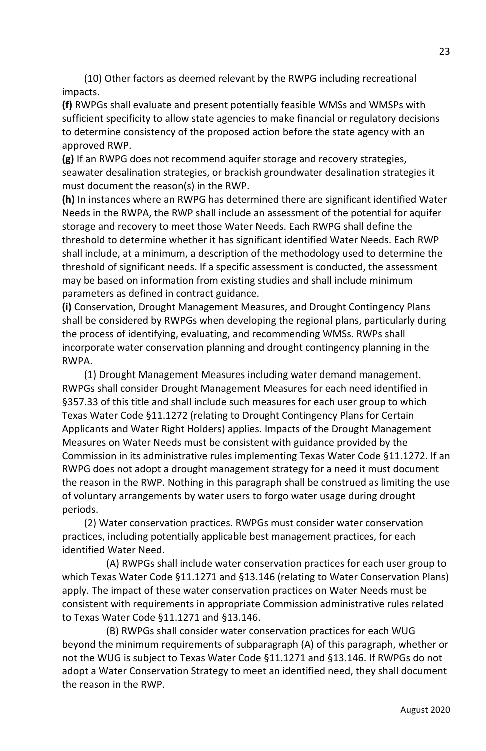(10) Other factors as deemed relevant by the RWPG including recreational impacts.

**(f)** RWPGs shall evaluate and present potentially feasible WMSs and WMSPs with sufficient specificity to allow state agencies to make financial or regulatory decisions to determine consistency of the proposed action before the state agency with an approved RWP.

**(g)** If an RWPG does not recommend aquifer storage and recovery strategies, seawater desalination strategies, or brackish groundwater desalination strategies it must document the reason(s) in the RWP.

**(h)** In instances where an RWPG has determined there are significant identified Water Needs in the RWPA, the RWP shall include an assessment of the potential for aquifer storage and recovery to meet those Water Needs. Each RWPG shall define the threshold to determine whether it has significant identified Water Needs. Each RWP shall include, at a minimum, a description of the methodology used to determine the threshold of significant needs. If a specific assessment is conducted, the assessment may be based on information from existing studies and shall include minimum parameters as defined in contract guidance.

**(i)** Conservation, Drought Management Measures, and Drought Contingency Plans shall be considered by RWPGs when developing the regional plans, particularly during the process of identifying, evaluating, and recommending WMSs. RWPs shall incorporate water conservation planning and drought contingency planning in the RWPA.

(1) Drought Management Measures including water demand management. RWPGs shall consider Drought Management Measures for each need identified in §357.33 of this title and shall include such measures for each user group to which Texas Water Code §11.1272 (relating to Drought Contingency Plans for Certain Applicants and Water Right Holders) applies. Impacts of the Drought Management Measures on Water Needs must be consistent with guidance provided by the Commission in its administrative rules implementing Texas Water Code §11.1272. If an RWPG does not adopt a drought management strategy for a need it must document the reason in the RWP. Nothing in this paragraph shall be construed as limiting the use of voluntary arrangements by water users to forgo water usage during drought periods.

(2) Water conservation practices. RWPGs must consider water conservation practices, including potentially applicable best management practices, for each identified Water Need.

(A) RWPGs shall include water conservation practices for each user group to which Texas Water Code §11.1271 and §13.146 (relating to Water Conservation Plans) apply. The impact of these water conservation practices on Water Needs must be consistent with requirements in appropriate Commission administrative rules related to Texas Water Code §11.1271 and §13.146.

(B) RWPGs shall consider water conservation practices for each WUG beyond the minimum requirements of subparagraph (A) of this paragraph, whether or not the WUG is subject to Texas Water Code §11.1271 and §13.146. If RWPGs do not adopt a Water Conservation Strategy to meet an identified need, they shall document the reason in the RWP.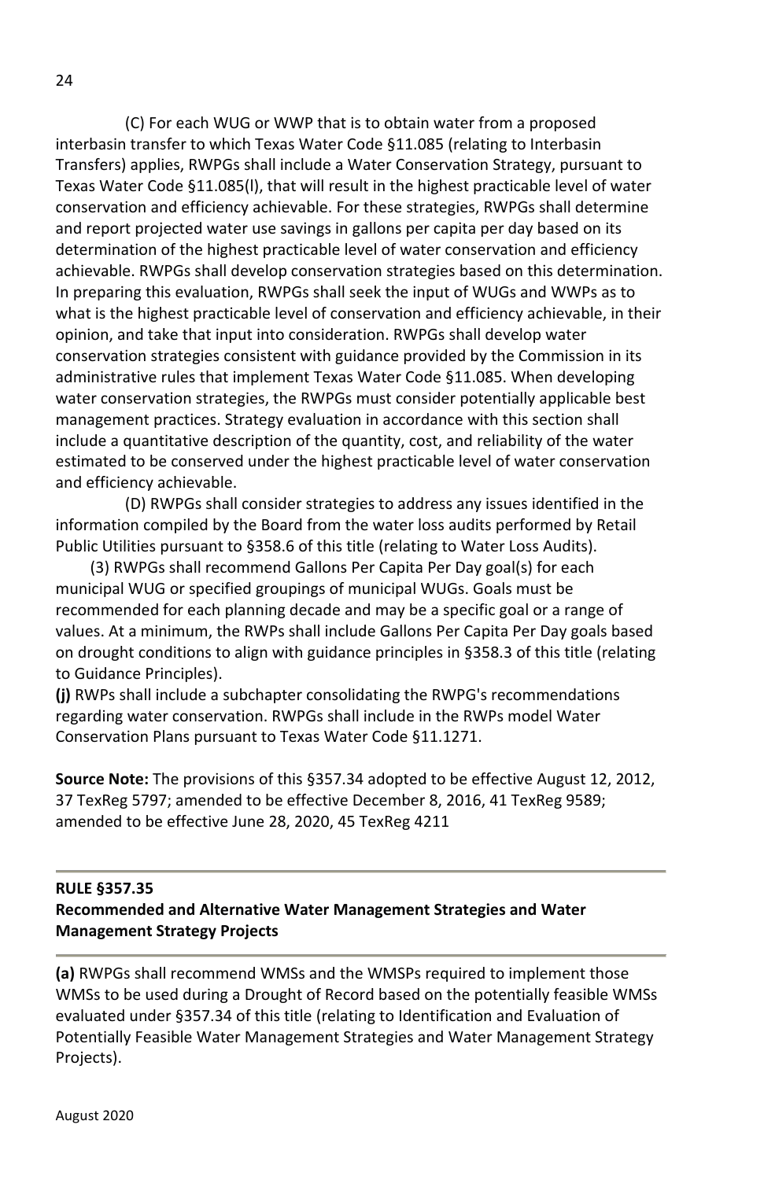(C) For each WUG or WWP that is to obtain water from a proposed interbasin transfer to which Texas Water Code §11.085 (relating to Interbasin Transfers) applies, RWPGs shall include a Water Conservation Strategy, pursuant to Texas Water Code §11.085(l), that will result in the highest practicable level of water conservation and efficiency achievable. For these strategies, RWPGs shall determine and report projected water use savings in gallons per capita per day based on its determination of the highest practicable level of water conservation and efficiency achievable. RWPGs shall develop conservation strategies based on this determination. In preparing this evaluation, RWPGs shall seek the input of WUGs and WWPs as to what is the highest practicable level of conservation and efficiency achievable, in their opinion, and take that input into consideration. RWPGs shall develop water conservation strategies consistent with guidance provided by the Commission in its administrative rules that implement Texas Water Code §11.085. When developing water conservation strategies, the RWPGs must consider potentially applicable best management practices. Strategy evaluation in accordance with this section shall include a quantitative description of the quantity, cost, and reliability of the water estimated to be conserved under the highest practicable level of water conservation and efficiency achievable.

(D) RWPGs shall consider strategies to address any issues identified in the information compiled by the Board from the water loss audits performed by Retail Public Utilities pursuant to §358.6 of this title (relating to Water Loss Audits).

(3) RWPGs shall recommend Gallons Per Capita Per Day goal(s) for each municipal WUG or specified groupings of municipal WUGs. Goals must be recommended for each planning decade and may be a specific goal or a range of values. At a minimum, the RWPs shall include Gallons Per Capita Per Day goals based on drought conditions to align with guidance principles in §358.3 of this title (relating to Guidance Principles).

**(j)** RWPs shall include a subchapter consolidating the RWPG's recommendations regarding water conservation. RWPGs shall include in the RWPs model Water Conservation Plans pursuant to Texas Water Code §11.1271.

**Source Note:** The provisions of this §357.34 adopted to be effective August 12, 2012, 37 TexReg 5797; amended to be effective December 8, 2016, 41 TexReg 9589; amended to be effective June 28, 2020, 45 TexReg 4211

---

**RULE §357.35**
**Recommended and Alternative Water Management Strategies and Water Management Strategy Projects**

---

**(a)** RWPGs shall recommend WMSs and the WMSPs required to implement those WMSs to be used during a Drought of Record based on the potentially feasible WMSs evaluated under §357.34 of this title (relating to Identification and Evaluation of Potentially Feasible Water Management Strategies and Water Management Strategy Projects).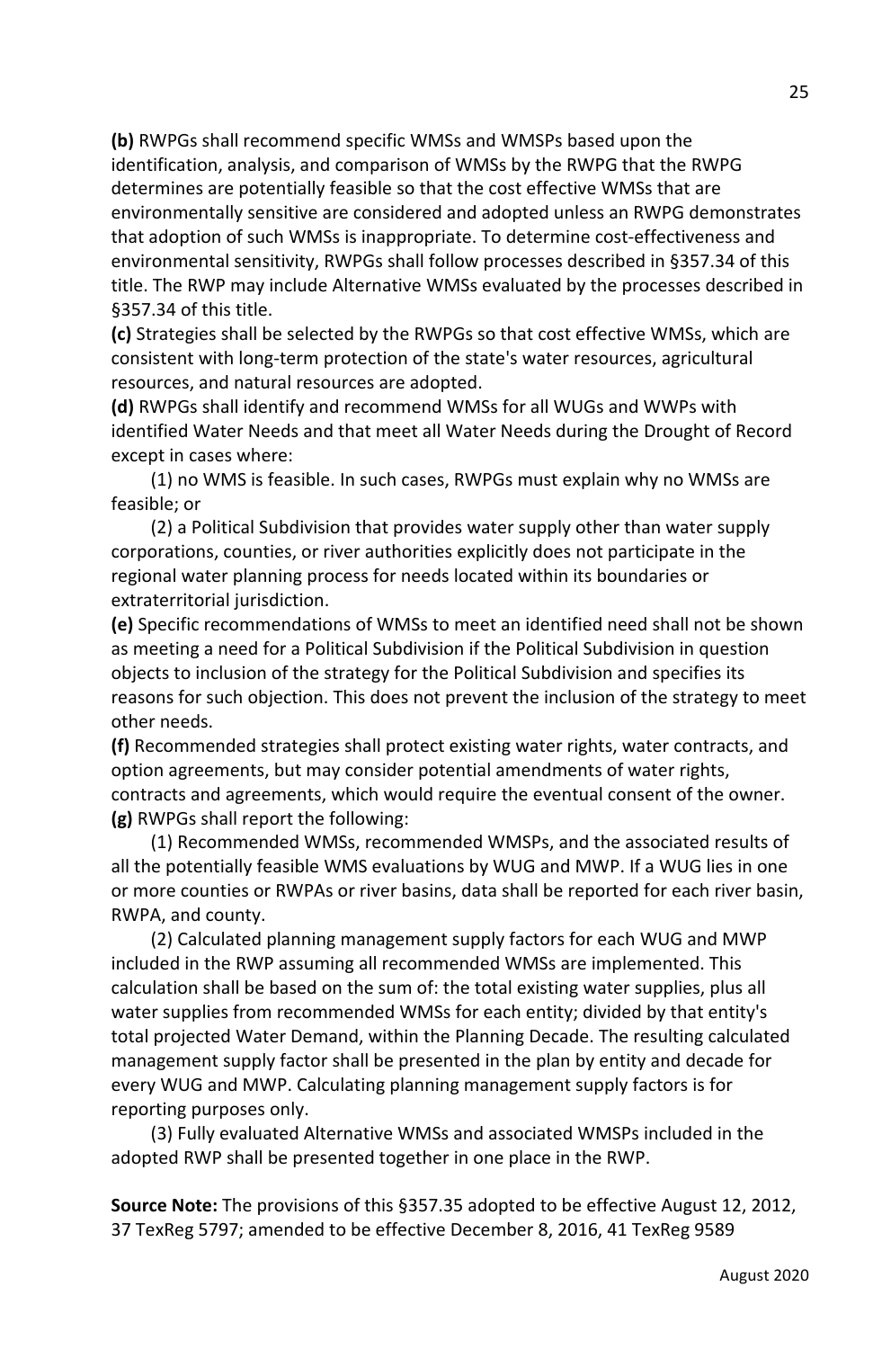**(b)** RWPGs shall recommend specific WMSs and WMSPs based upon the identification, analysis, and comparison of WMSs by the RWPG that the RWPG determines are potentially feasible so that the cost effective WMSs that are environmentally sensitive are considered and adopted unless an RWPG demonstrates that adoption of such WMSs is inappropriate. To determine cost-effectiveness and environmental sensitivity, RWPGs shall follow processes described in §357.34 of this title. The RWP may include Alternative WMSs evaluated by the processes described in §357.34 of this title.

**(c)** Strategies shall be selected by the RWPGs so that cost effective WMSs, which are consistent with long-term protection of the state's water resources, agricultural resources, and natural resources are adopted.

**(d)** RWPGs shall identify and recommend WMSs for all WUGs and WWPs with identified Water Needs and that meet all Water Needs during the Drought of Record except in cases where:

(1) no WMS is feasible. In such cases, RWPGs must explain why no WMSs are feasible; or

(2) a Political Subdivision that provides water supply other than water supply corporations, counties, or river authorities explicitly does not participate in the regional water planning process for needs located within its boundaries or extraterritorial jurisdiction.

**(e)** Specific recommendations of WMSs to meet an identified need shall not be shown as meeting a need for a Political Subdivision if the Political Subdivision in question objects to inclusion of the strategy for the Political Subdivision and specifies its reasons for such objection. This does not prevent the inclusion of the strategy to meet other needs.

**(f)** Recommended strategies shall protect existing water rights, water contracts, and option agreements, but may consider potential amendments of water rights, contracts and agreements, which would require the eventual consent of the owner.

**(g)** RWPGs shall report the following:

(1) Recommended WMSs, recommended WMSPs, and the associated results of all the potentially feasible WMS evaluations by WUG and MWP. If a WUG lies in one or more counties or RWPAs or river basins, data shall be reported for each river basin, RWPA, and county.

(2) Calculated planning management supply factors for each WUG and MWP included in the RWP assuming all recommended WMSs are implemented. This calculation shall be based on the sum of: the total existing water supplies, plus all water supplies from recommended WMSs for each entity; divided by that entity's total projected Water Demand, within the Planning Decade. The resulting calculated management supply factor shall be presented in the plan by entity and decade for every WUG and MWP. Calculating planning management supply factors is for reporting purposes only.

(3) Fully evaluated Alternative WMSs and associated WMSPs included in the adopted RWP shall be presented together in one place in the RWP.

**Source Note:** The provisions of this §357.35 adopted to be effective August 12, 2012, 37 TexReg 5797; amended to be effective December 8, 2016, 41 TexReg 9589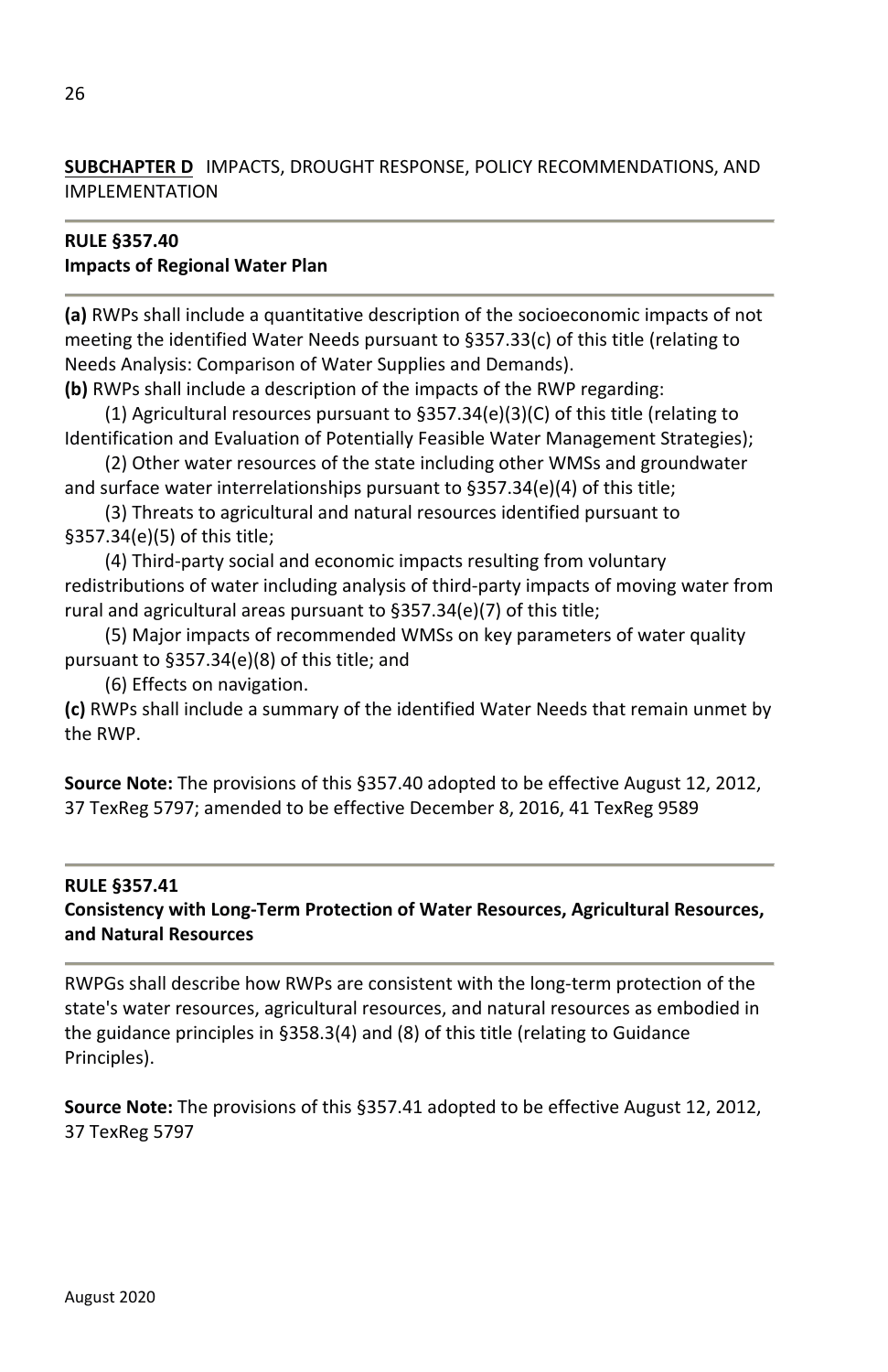**SUBCHAPTER D** IMPACTS, DROUGHT RESPONSE, POLICY RECOMMENDATIONS, AND IMPLEMENTATION

---

**RULE §357.40**
**Impacts of Regional Water Plan**

---

**(a)** RWPs shall include a quantitative description of the socioeconomic impacts of not meeting the identified Water Needs pursuant to §357.33(c) of this title (relating to Needs Analysis: Comparison of Water Supplies and Demands).

**(b)** RWPs shall include a description of the impacts of the RWP regarding:

(1) Agricultural resources pursuant to §357.34(e)(3)(C) of this title (relating to Identification and Evaluation of Potentially Feasible Water Management Strategies);

(2) Other water resources of the state including other WMSs and groundwater and surface water interrelationships pursuant to §357.34(e)(4) of this title;

(3) Threats to agricultural and natural resources identified pursuant to §357.34(e)(5) of this title;

(4) Third-party social and economic impacts resulting from voluntary redistributions of water including analysis of third-party impacts of moving water from rural and agricultural areas pursuant to §357.34(e)(7) of this title;

(5) Major impacts of recommended WMSs on key parameters of water quality pursuant to §357.34(e)(8) of this title; and

(6) Effects on navigation.

**(c)** RWPs shall include a summary of the identified Water Needs that remain unmet by the RWP.

**Source Note:** The provisions of this §357.40 adopted to be effective August 12, 2012, 37 TexReg 5797; amended to be effective December 8, 2016, 41 TexReg 9589

---

**RULE §357.41**
**Consistency with Long-Term Protection of Water Resources, Agricultural Resources, and Natural Resources**

---

RWPGs shall describe how RWPs are consistent with the long-term protection of the state's water resources, agricultural resources, and natural resources as embodied in the guidance principles in §358.3(4) and (8) of this title (relating to Guidance Principles).

**Source Note:** The provisions of this §357.41 adopted to be effective August 12, 2012, 37 TexReg 5797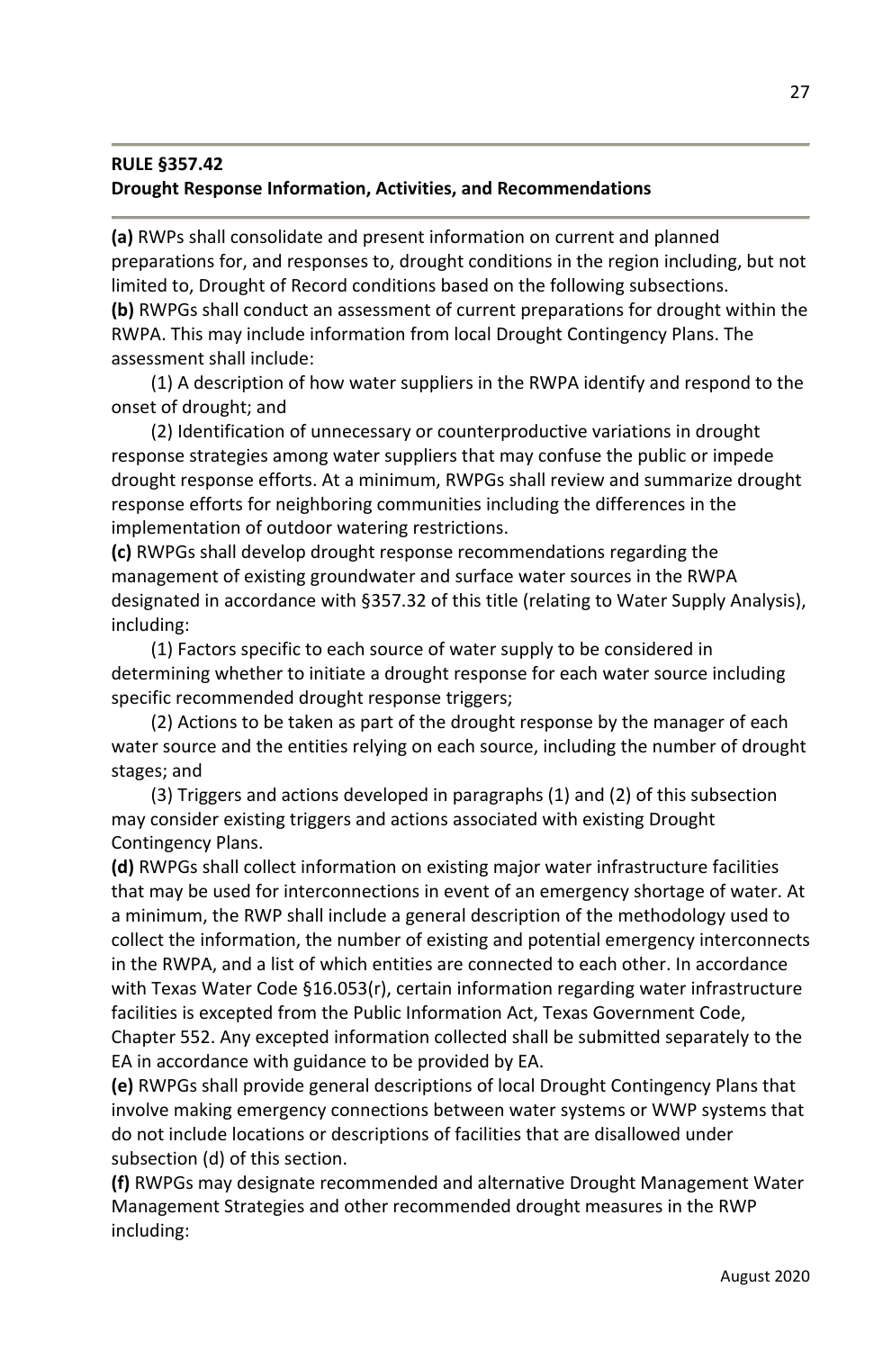**RULE §357.42**
**Drought Response Information, Activities, and Recommendations**

**(a)** RWPs shall consolidate and present information on current and planned preparations for, and responses to, drought conditions in the region including, but not limited to, Drought of Record conditions based on the following subsections.

**(b)** RWPGs shall conduct an assessment of current preparations for drought within the RWPA. This may include information from local Drought Contingency Plans. The assessment shall include:

(1) A description of how water suppliers in the RWPA identify and respond to the onset of drought; and

(2) Identification of unnecessary or counterproductive variations in drought response strategies among water suppliers that may confuse the public or impede drought response efforts. At a minimum, RWPGs shall review and summarize drought response efforts for neighboring communities including the differences in the implementation of outdoor watering restrictions.

**(c)** RWPGs shall develop drought response recommendations regarding the management of existing groundwater and surface water sources in the RWPA designated in accordance with §357.32 of this title (relating to Water Supply Analysis), including:

(1) Factors specific to each source of water supply to be considered in determining whether to initiate a drought response for each water source including specific recommended drought response triggers;

(2) Actions to be taken as part of the drought response by the manager of each water source and the entities relying on each source, including the number of drought stages; and

(3) Triggers and actions developed in paragraphs (1) and (2) of this subsection may consider existing triggers and actions associated with existing Drought Contingency Plans.

**(d)** RWPGs shall collect information on existing major water infrastructure facilities that may be used for interconnections in event of an emergency shortage of water. At a minimum, the RWP shall include a general description of the methodology used to collect the information, the number of existing and potential emergency interconnects in the RWPA, and a list of which entities are connected to each other. In accordance with Texas Water Code §16.053(r), certain information regarding water infrastructure facilities is excepted from the Public Information Act, Texas Government Code, Chapter 552. Any excepted information collected shall be submitted separately to the EA in accordance with guidance to be provided by EA.

**(e)** RWPGs shall provide general descriptions of local Drought Contingency Plans that involve making emergency connections between water systems or WWP systems that do not include locations or descriptions of facilities that are disallowed under subsection (d) of this section.

**(f)** RWPGs may designate recommended and alternative Drought Management Water Management Strategies and other recommended drought measures in the RWP including: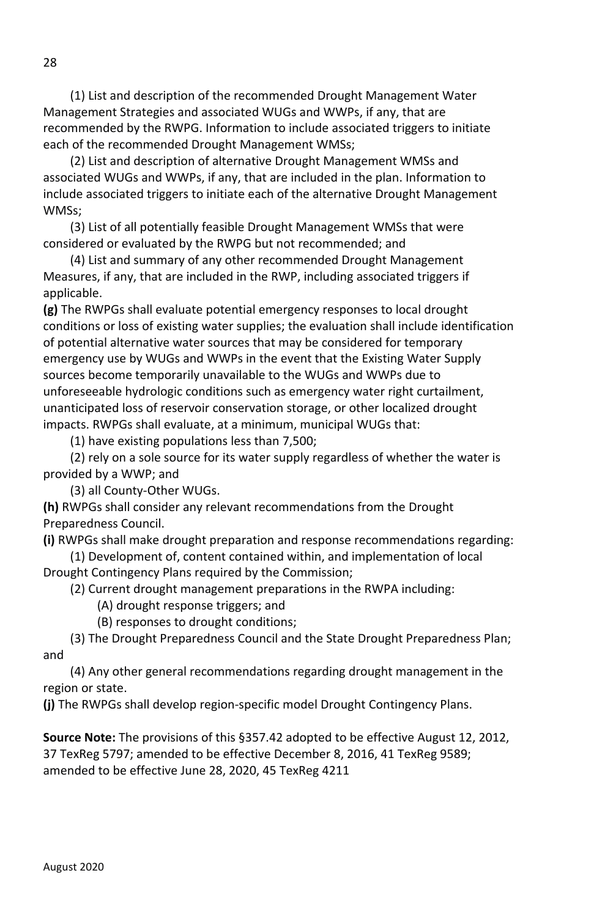(1) List and description of the recommended Drought Management Water Management Strategies and associated WUGs and WWPs, if any, that are recommended by the RWPG. Information to include associated triggers to initiate each of the recommended Drought Management WMSs;

(2) List and description of alternative Drought Management WMSs and associated WUGs and WWPs, if any, that are included in the plan. Information to include associated triggers to initiate each of the alternative Drought Management WMSs;

(3) List of all potentially feasible Drought Management WMSs that were considered or evaluated by the RWPG but not recommended; and

(4) List and summary of any other recommended Drought Management Measures, if any, that are included in the RWP, including associated triggers if applicable.

**(g)** The RWPGs shall evaluate potential emergency responses to local drought conditions or loss of existing water supplies; the evaluation shall include identification of potential alternative water sources that may be considered for temporary emergency use by WUGs and WWPs in the event that the Existing Water Supply sources become temporarily unavailable to the WUGs and WWPs due to unforeseeable hydrologic conditions such as emergency water right curtailment, unanticipated loss of reservoir conservation storage, or other localized drought impacts. RWPGs shall evaluate, at a minimum, municipal WUGs that:

(1) have existing populations less than 7,500;

(2) rely on a sole source for its water supply regardless of whether the water is provided by a WWP; and

(3) all County-Other WUGs.

**(h)** RWPGs shall consider any relevant recommendations from the Drought Preparedness Council.

**(i)** RWPGs shall make drought preparation and response recommendations regarding:

(1) Development of, content contained within, and implementation of local Drought Contingency Plans required by the Commission;

(2) Current drought management preparations in the RWPA including:

(A) drought response triggers; and

(B) responses to drought conditions;

(3) The Drought Preparedness Council and the State Drought Preparedness Plan; and

(4) Any other general recommendations regarding drought management in the region or state.

**(j)** The RWPGs shall develop region-specific model Drought Contingency Plans.

**Source Note:** The provisions of this §357.42 adopted to be effective August 12, 2012, 37 TexReg 5797; amended to be effective December 8, 2016, 41 TexReg 9589; amended to be effective June 28, 2020, 45 TexReg 4211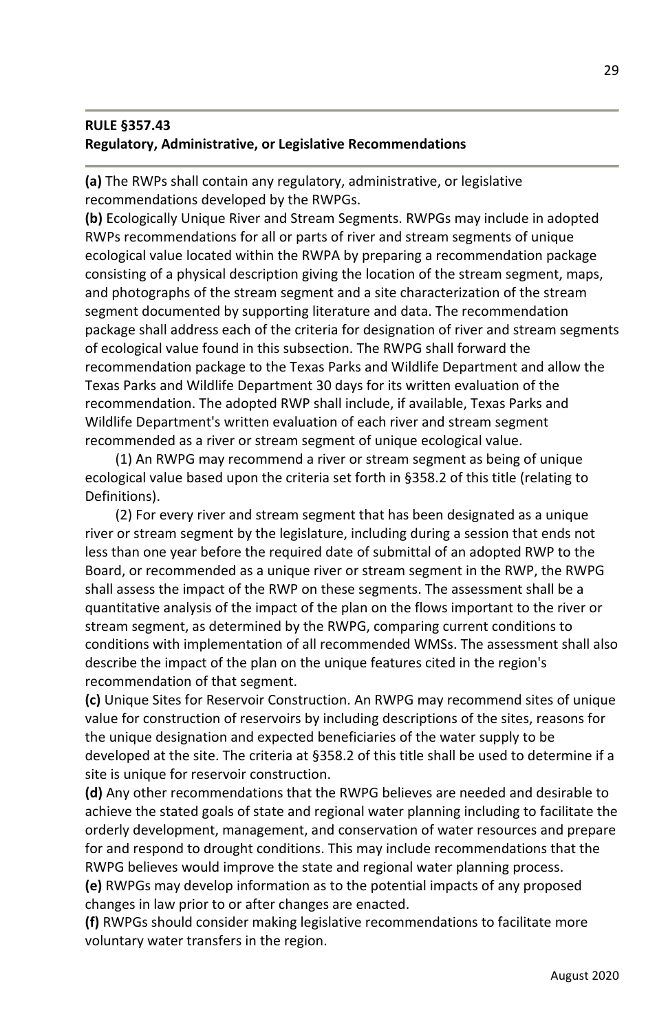## RULE §357.43
## Regulatory, Administrative, or Legislative Recommendations

**(a)** The RWPs shall contain any regulatory, administrative, or legislative recommendations developed by the RWPGs.

**(b)** Ecologically Unique River and Stream Segments. RWPGs may include in adopted RWPs recommendations for all or parts of river and stream segments of unique ecological value located within the RWPA by preparing a recommendation package consisting of a physical description giving the location of the stream segment, maps, and photographs of the stream segment and a site characterization of the stream segment documented by supporting literature and data. The recommendation package shall address each of the criteria for designation of river and stream segments of ecological value found in this subsection. The RWPG shall forward the recommendation package to the Texas Parks and Wildlife Department and allow the Texas Parks and Wildlife Department 30 days for its written evaluation of the recommendation. The adopted RWP shall include, if available, Texas Parks and Wildlife Department's written evaluation of each river and stream segment recommended as a river or stream segment of unique ecological value.

(1) An RWPG may recommend a river or stream segment as being of unique ecological value based upon the criteria set forth in §358.2 of this title (relating to Definitions).

(2) For every river and stream segment that has been designated as a unique river or stream segment by the legislature, including during a session that ends not less than one year before the required date of submittal of an adopted RWP to the Board, or recommended as a unique river or stream segment in the RWP, the RWPG shall assess the impact of the RWP on these segments. The assessment shall be a quantitative analysis of the impact of the plan on the flows important to the river or stream segment, as determined by the RWPG, comparing current conditions to conditions with implementation of all recommended WMSs. The assessment shall also describe the impact of the plan on the unique features cited in the region's recommendation of that segment.

**(c)** Unique Sites for Reservoir Construction. An RWPG may recommend sites of unique value for construction of reservoirs by including descriptions of the sites, reasons for the unique designation and expected beneficiaries of the water supply to be developed at the site. The criteria at §358.2 of this title shall be used to determine if a site is unique for reservoir construction.

**(d)** Any other recommendations that the RWPG believes are needed and desirable to achieve the stated goals of state and regional water planning including to facilitate the orderly development, management, and conservation of water resources and prepare for and respond to drought conditions. This may include recommendations that the RWPG believes would improve the state and regional water planning process.

**(e)** RWPGs may develop information as to the potential impacts of any proposed changes in law prior to or after changes are enacted.

**(f)** RWPGs should consider making legislative recommendations to facilitate more voluntary water transfers in the region.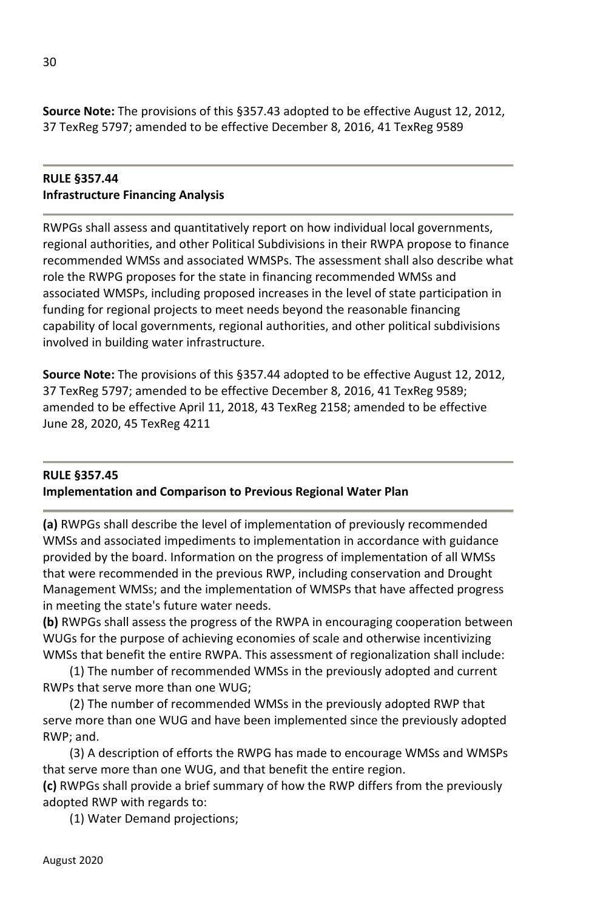**Source Note:** The provisions of this §357.43 adopted to be effective August 12, 2012, 37 TexReg 5797; amended to be effective December 8, 2016, 41 TexReg 9589

---

**RULE §357.44**
**Infrastructure Financing Analysis**

---

RWPGs shall assess and quantitatively report on how individual local governments, regional authorities, and other Political Subdivisions in their RWPA propose to finance recommended WMSs and associated WMSPs. The assessment shall also describe what role the RWPG proposes for the state in financing recommended WMSs and associated WMSPs, including proposed increases in the level of state participation in funding for regional projects to meet needs beyond the reasonable financing capability of local governments, regional authorities, and other political subdivisions involved in building water infrastructure.

**Source Note:** The provisions of this §357.44 adopted to be effective August 12, 2012, 37 TexReg 5797; amended to be effective December 8, 2016, 41 TexReg 9589; amended to be effective April 11, 2018, 43 TexReg 2158; amended to be effective June 28, 2020, 45 TexReg 4211

---

**RULE §357.45**
**Implementation and Comparison to Previous Regional Water Plan**

---

**(a)** RWPGs shall describe the level of implementation of previously recommended WMSs and associated impediments to implementation in accordance with guidance provided by the board. Information on the progress of implementation of all WMSs that were recommended in the previous RWP, including conservation and Drought Management WMSs; and the implementation of WMSPs that have affected progress in meeting the state's future water needs.

**(b)** RWPGs shall assess the progress of the RWPA in encouraging cooperation between WUGs for the purpose of achieving economies of scale and otherwise incentivizing WMSs that benefit the entire RWPA. This assessment of regionalization shall include:

(1) The number of recommended WMSs in the previously adopted and current RWPs that serve more than one WUG;

(2) The number of recommended WMSs in the previously adopted RWP that serve more than one WUG and have been implemented since the previously adopted RWP; and.

(3) A description of efforts the RWPG has made to encourage WMSs and WMSPs that serve more than one WUG, and that benefit the entire region.

**(c)** RWPGs shall provide a brief summary of how the RWP differs from the previously adopted RWP with regards to:

(1) Water Demand projections;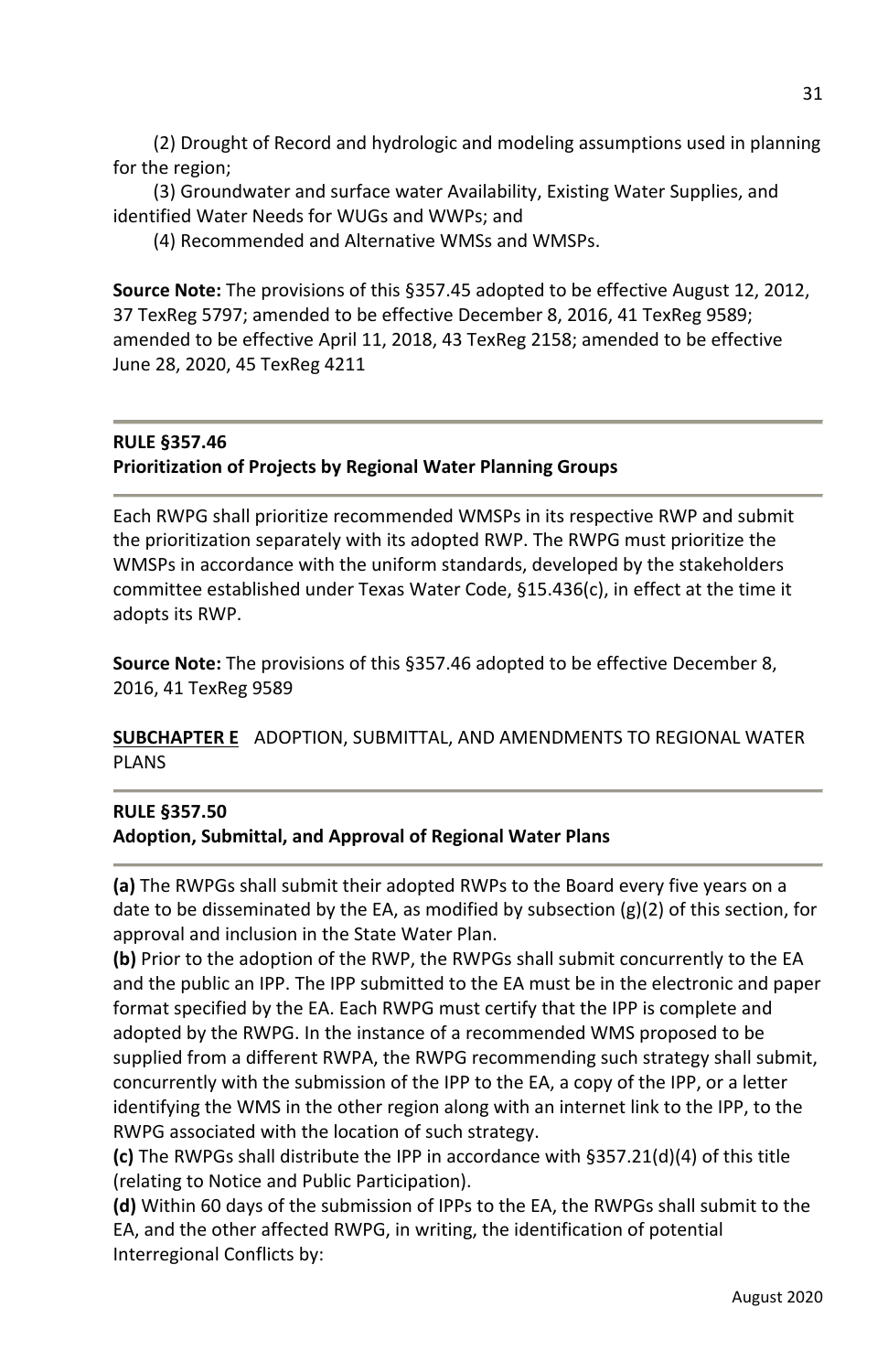(2) Drought of Record and hydrologic and modeling assumptions used in planning for the region;

(3) Groundwater and surface water Availability, Existing Water Supplies, and identified Water Needs for WUGs and WWPs; and

(4) Recommended and Alternative WMSs and WMSPs.

**Source Note:** The provisions of this §357.45 adopted to be effective August 12, 2012, 37 TexReg 5797; amended to be effective December 8, 2016, 41 TexReg 9589; amended to be effective April 11, 2018, 43 TexReg 2158; amended to be effective June 28, 2020, 45 TexReg 4211

---

**RULE §357.46**
**Prioritization of Projects by Regional Water Planning Groups**

---

Each RWPG shall prioritize recommended WMSPs in its respective RWP and submit the prioritization separately with its adopted RWP. The RWPG must prioritize the WMSPs in accordance with the uniform standards, developed by the stakeholders committee established under Texas Water Code, §15.436(c), in effect at the time it adopts its RWP.

**Source Note:** The provisions of this §357.46 adopted to be effective December 8, 2016, 41 TexReg 9589

**SUBCHAPTER E** ADOPTION, SUBMITTAL, AND AMENDMENTS TO REGIONAL WATER PLANS

---

**RULE §357.50**
**Adoption, Submittal, and Approval of Regional Water Plans**

---

**(a)** The RWPGs shall submit their adopted RWPs to the Board every five years on a date to be disseminated by the EA, as modified by subsection (g)(2) of this section, for approval and inclusion in the State Water Plan.

**(b)** Prior to the adoption of the RWP, the RWPGs shall submit concurrently to the EA and the public an IPP. The IPP submitted to the EA must be in the electronic and paper format specified by the EA. Each RWPG must certify that the IPP is complete and adopted by the RWPG. In the instance of a recommended WMS proposed to be supplied from a different RWPA, the RWPG recommending such strategy shall submit, concurrently with the submission of the IPP to the EA, a copy of the IPP, or a letter identifying the WMS in the other region along with an internet link to the IPP, to the RWPG associated with the location of such strategy.

**(c)** The RWPGs shall distribute the IPP in accordance with §357.21(d)(4) of this title (relating to Notice and Public Participation).

**(d)** Within 60 days of the submission of IPPs to the EA, the RWPGs shall submit to the EA, and the other affected RWPG, in writing, the identification of potential Interregional Conflicts by: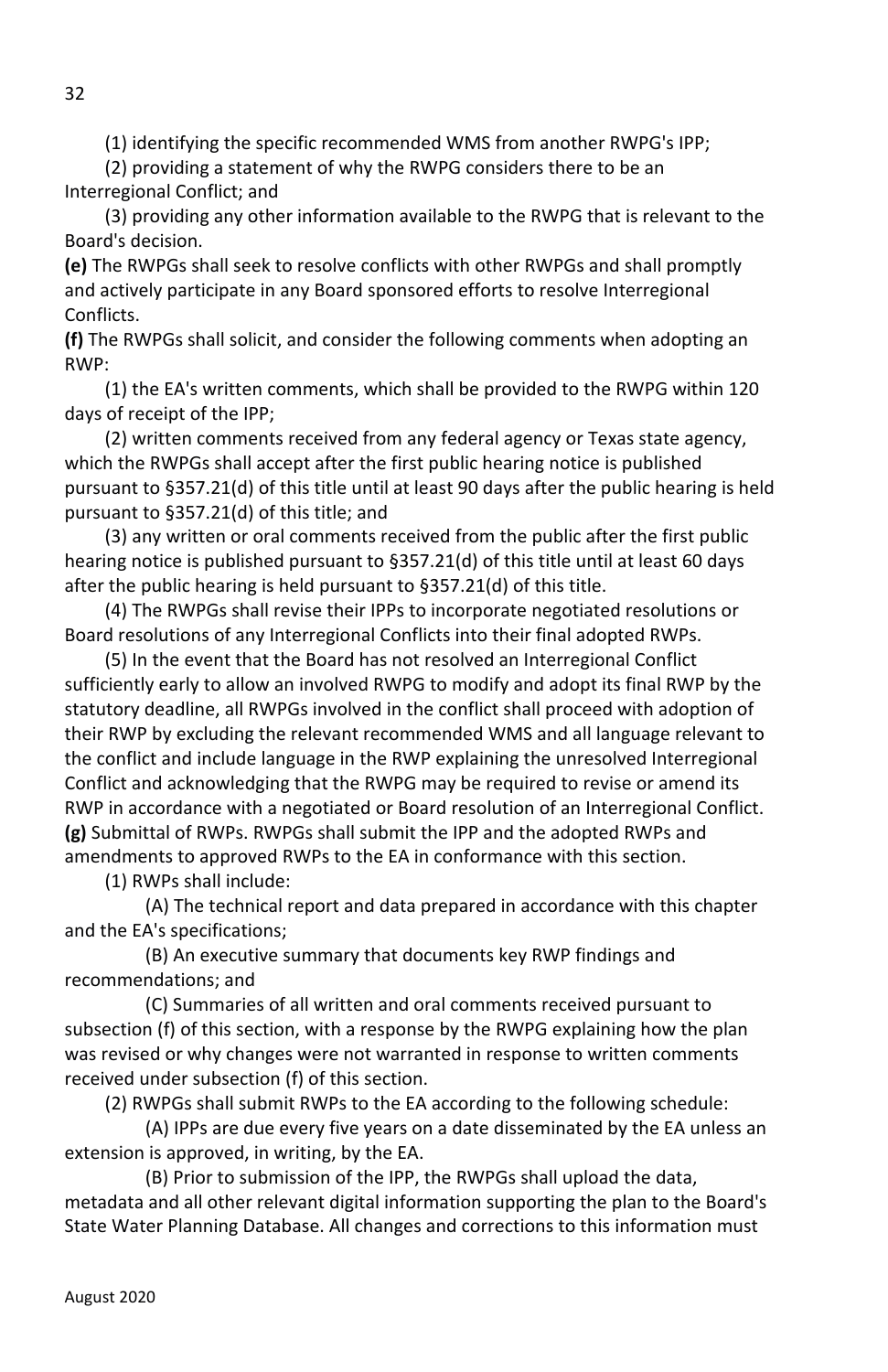(1) identifying the specific recommended WMS from another RWPG's IPP;

(2) providing a statement of why the RWPG considers there to be an Interregional Conflict; and

(3) providing any other information available to the RWPG that is relevant to the Board's decision.

**(e)** The RWPGs shall seek to resolve conflicts with other RWPGs and shall promptly and actively participate in any Board sponsored efforts to resolve Interregional Conflicts.

**(f)** The RWPGs shall solicit, and consider the following comments when adopting an RWP:

(1) the EA's written comments, which shall be provided to the RWPG within 120 days of receipt of the IPP;

(2) written comments received from any federal agency or Texas state agency, which the RWPGs shall accept after the first public hearing notice is published pursuant to §357.21(d) of this title until at least 90 days after the public hearing is held pursuant to §357.21(d) of this title; and

(3) any written or oral comments received from the public after the first public hearing notice is published pursuant to §357.21(d) of this title until at least 60 days after the public hearing is held pursuant to §357.21(d) of this title.

(4) The RWPGs shall revise their IPPs to incorporate negotiated resolutions or Board resolutions of any Interregional Conflicts into their final adopted RWPs.

(5) In the event that the Board has not resolved an Interregional Conflict sufficiently early to allow an involved RWPG to modify and adopt its final RWP by the statutory deadline, all RWPGs involved in the conflict shall proceed with adoption of their RWP by excluding the relevant recommended WMS and all language relevant to the conflict and include language in the RWP explaining the unresolved Interregional Conflict and acknowledging that the RWPG may be required to revise or amend its RWP in accordance with a negotiated or Board resolution of an Interregional Conflict.

**(g)** Submittal of RWPs. RWPGs shall submit the IPP and the adopted RWPs and amendments to approved RWPs to the EA in conformance with this section.

(1) RWPs shall include:

(A) The technical report and data prepared in accordance with this chapter and the EA's specifications;

(B) An executive summary that documents key RWP findings and recommendations; and

(C) Summaries of all written and oral comments received pursuant to subsection (f) of this section, with a response by the RWPG explaining how the plan was revised or why changes were not warranted in response to written comments received under subsection (f) of this section.

(2) RWPGs shall submit RWPs to the EA according to the following schedule:

(A) IPPs are due every five years on a date disseminated by the EA unless an extension is approved, in writing, by the EA.

(B) Prior to submission of the IPP, the RWPGs shall upload the data, metadata and all other relevant digital information supporting the plan to the Board's State Water Planning Database. All changes and corrections to this information must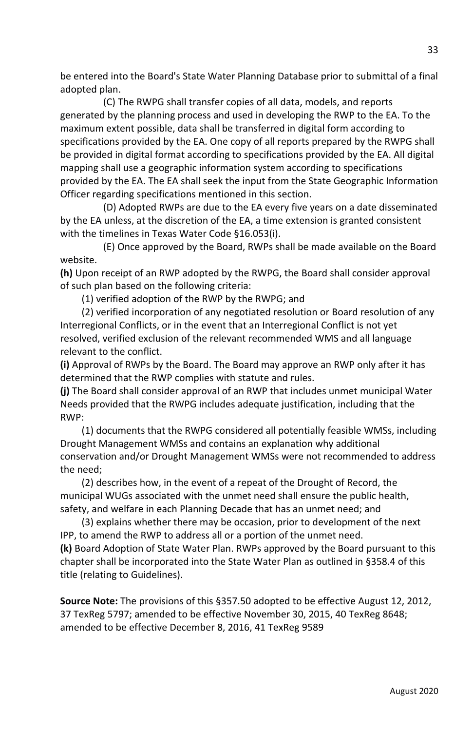be entered into the Board's State Water Planning Database prior to submittal of a final adopted plan.

(C) The RWPG shall transfer copies of all data, models, and reports generated by the planning process and used in developing the RWP to the EA. To the maximum extent possible, data shall be transferred in digital form according to specifications provided by the EA. One copy of all reports prepared by the RWPG shall be provided in digital format according to specifications provided by the EA. All digital mapping shall use a geographic information system according to specifications provided by the EA. The EA shall seek the input from the State Geographic Information Officer regarding specifications mentioned in this section.

(D) Adopted RWPs are due to the EA every five years on a date disseminated by the EA unless, at the discretion of the EA, a time extension is granted consistent with the timelines in Texas Water Code §16.053(i).

(E) Once approved by the Board, RWPs shall be made available on the Board website.

**(h)** Upon receipt of an RWP adopted by the RWPG, the Board shall consider approval of such plan based on the following criteria:

(1) verified adoption of the RWP by the RWPG; and

(2) verified incorporation of any negotiated resolution or Board resolution of any Interregional Conflicts, or in the event that an Interregional Conflict is not yet resolved, verified exclusion of the relevant recommended WMS and all language relevant to the conflict.

**(i)** Approval of RWPs by the Board. The Board may approve an RWP only after it has determined that the RWP complies with statute and rules.

**(j)** The Board shall consider approval of an RWP that includes unmet municipal Water Needs provided that the RWPG includes adequate justification, including that the RWP:

(1) documents that the RWPG considered all potentially feasible WMSs, including Drought Management WMSs and contains an explanation why additional conservation and/or Drought Management WMSs were not recommended to address the need;

(2) describes how, in the event of a repeat of the Drought of Record, the municipal WUGs associated with the unmet need shall ensure the public health, safety, and welfare in each Planning Decade that has an unmet need; and

(3) explains whether there may be occasion, prior to development of the next IPP, to amend the RWP to address all or a portion of the unmet need.

**(k)** Board Adoption of State Water Plan. RWPs approved by the Board pursuant to this chapter shall be incorporated into the State Water Plan as outlined in §358.4 of this title (relating to Guidelines).

**Source Note:** The provisions of this §357.50 adopted to be effective August 12, 2012, 37 TexReg 5797; amended to be effective November 30, 2015, 40 TexReg 8648; amended to be effective December 8, 2016, 41 TexReg 9589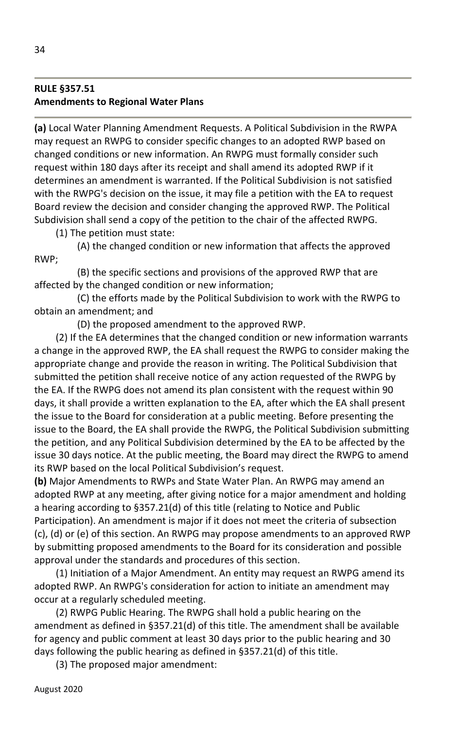**RULE §357.51**
**Amendments to Regional Water Plans**

**(a)** Local Water Planning Amendment Requests. A Political Subdivision in the RWPA may request an RWPG to consider specific changes to an adopted RWP based on changed conditions or new information. An RWPG must formally consider such request within 180 days after its receipt and shall amend its adopted RWP if it determines an amendment is warranted. If the Political Subdivision is not satisfied with the RWPG's decision on the issue, it may file a petition with the EA to request Board review the decision and consider changing the approved RWP. The Political Subdivision shall send a copy of the petition to the chair of the affected RWPG.

(1) The petition must state:

(A) the changed condition or new information that affects the approved RWP;

(B) the specific sections and provisions of the approved RWP that are affected by the changed condition or new information;

(C) the efforts made by the Political Subdivision to work with the RWPG to obtain an amendment; and

(D) the proposed amendment to the approved RWP.

(2) If the EA determines that the changed condition or new information warrants a change in the approved RWP, the EA shall request the RWPG to consider making the appropriate change and provide the reason in writing. The Political Subdivision that submitted the petition shall receive notice of any action requested of the RWPG by the EA. If the RWPG does not amend its plan consistent with the request within 90 days, it shall provide a written explanation to the EA, after which the EA shall present the issue to the Board for consideration at a public meeting. Before presenting the issue to the Board, the EA shall provide the RWPG, the Political Subdivision submitting the petition, and any Political Subdivision determined by the EA to be affected by the issue 30 days notice. At the public meeting, the Board may direct the RWPG to amend its RWP based on the local Political Subdivision's request.

**(b)** Major Amendments to RWPs and State Water Plan. An RWPG may amend an adopted RWP at any meeting, after giving notice for a major amendment and holding a hearing according to §357.21(d) of this title (relating to Notice and Public Participation). An amendment is major if it does not meet the criteria of subsection (c), (d) or (e) of this section. An RWPG may propose amendments to an approved RWP by submitting proposed amendments to the Board for its consideration and possible approval under the standards and procedures of this section.

(1) Initiation of a Major Amendment. An entity may request an RWPG amend its adopted RWP. An RWPG's consideration for action to initiate an amendment may occur at a regularly scheduled meeting.

(2) RWPG Public Hearing. The RWPG shall hold a public hearing on the amendment as defined in §357.21(d) of this title. The amendment shall be available for agency and public comment at least 30 days prior to the public hearing and 30 days following the public hearing as defined in §357.21(d) of this title.

(3) The proposed major amendment: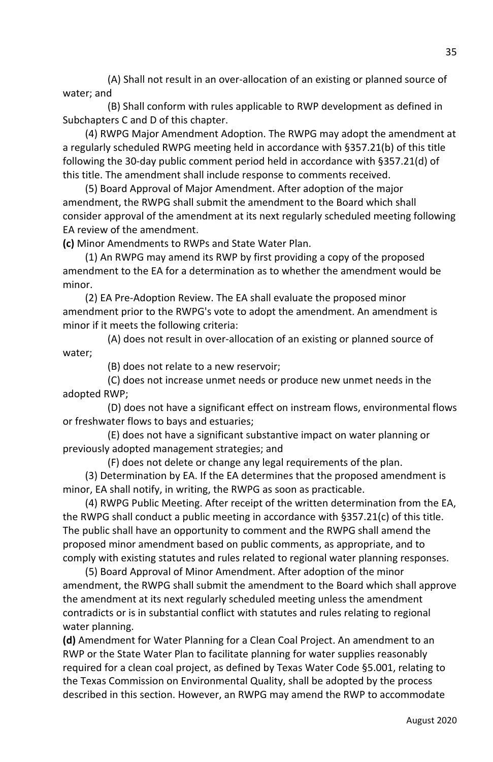(A) Shall not result in an over-allocation of an existing or planned source of water; and

(B) Shall conform with rules applicable to RWP development as defined in Subchapters C and D of this chapter.

(4) RWPG Major Amendment Adoption. The RWPG may adopt the amendment at a regularly scheduled RWPG meeting held in accordance with §357.21(b) of this title following the 30-day public comment period held in accordance with §357.21(d) of this title. The amendment shall include response to comments received.

(5) Board Approval of Major Amendment. After adoption of the major amendment, the RWPG shall submit the amendment to the Board which shall consider approval of the amendment at its next regularly scheduled meeting following EA review of the amendment.

**(c)** Minor Amendments to RWPs and State Water Plan.

(1) An RWPG may amend its RWP by first providing a copy of the proposed amendment to the EA for a determination as to whether the amendment would be minor.

(2) EA Pre-Adoption Review. The EA shall evaluate the proposed minor amendment prior to the RWPG's vote to adopt the amendment. An amendment is minor if it meets the following criteria:

(A) does not result in over-allocation of an existing or planned source of water;

(B) does not relate to a new reservoir;

(C) does not increase unmet needs or produce new unmet needs in the adopted RWP;

(D) does not have a significant effect on instream flows, environmental flows or freshwater flows to bays and estuaries;

(E) does not have a significant substantive impact on water planning or previously adopted management strategies; and

(F) does not delete or change any legal requirements of the plan.

(3) Determination by EA. If the EA determines that the proposed amendment is minor, EA shall notify, in writing, the RWPG as soon as practicable.

(4) RWPG Public Meeting. After receipt of the written determination from the EA, the RWPG shall conduct a public meeting in accordance with §357.21(c) of this title. The public shall have an opportunity to comment and the RWPG shall amend the proposed minor amendment based on public comments, as appropriate, and to comply with existing statutes and rules related to regional water planning responses.

(5) Board Approval of Minor Amendment. After adoption of the minor amendment, the RWPG shall submit the amendment to the Board which shall approve the amendment at its next regularly scheduled meeting unless the amendment contradicts or is in substantial conflict with statutes and rules relating to regional water planning.

**(d)** Amendment for Water Planning for a Clean Coal Project. An amendment to an RWP or the State Water Plan to facilitate planning for water supplies reasonably required for a clean coal project, as defined by Texas Water Code §5.001, relating to the Texas Commission on Environmental Quality, shall be adopted by the process described in this section. However, an RWPG may amend the RWP to accommodate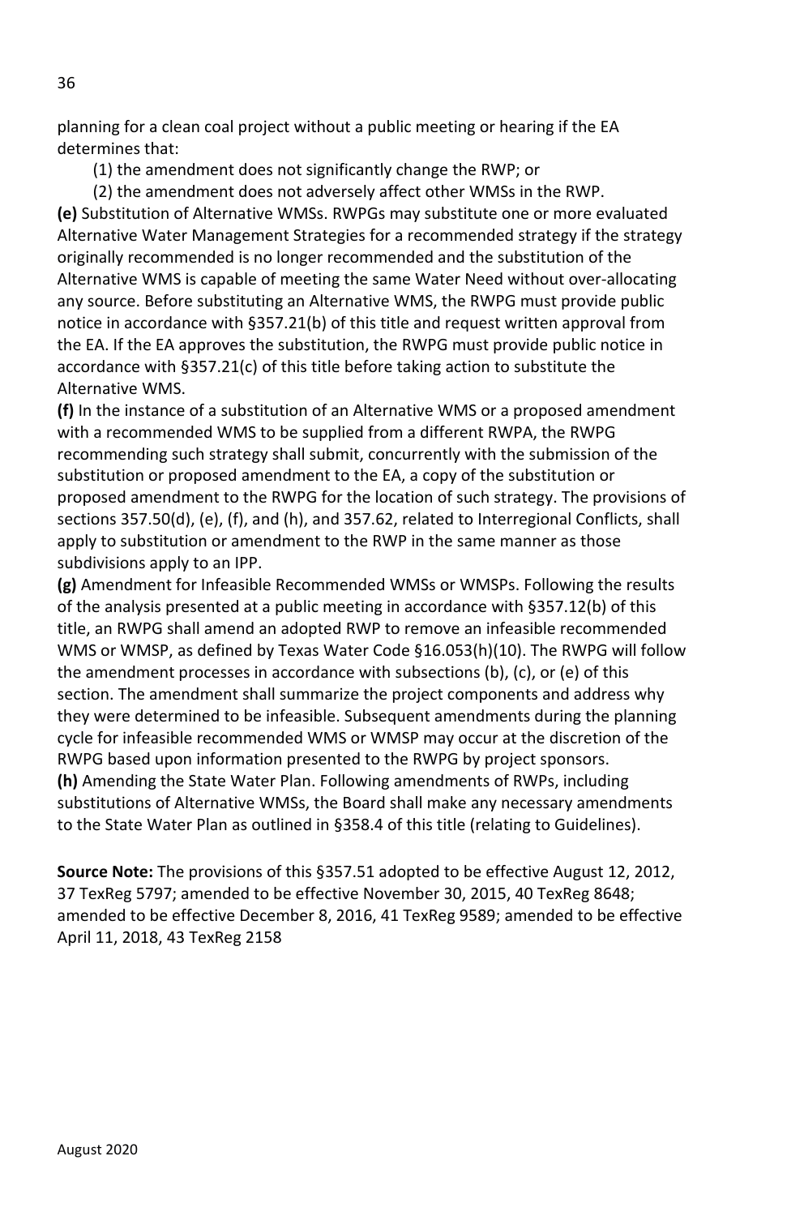planning for a clean coal project without a public meeting or hearing if the EA determines that:

(1) the amendment does not significantly change the RWP; or

(2) the amendment does not adversely affect other WMSs in the RWP.

**(e)** Substitution of Alternative WMSs. RWPGs may substitute one or more evaluated Alternative Water Management Strategies for a recommended strategy if the strategy originally recommended is no longer recommended and the substitution of the Alternative WMS is capable of meeting the same Water Need without over-allocating any source. Before substituting an Alternative WMS, the RWPG must provide public notice in accordance with §357.21(b) of this title and request written approval from the EA. If the EA approves the substitution, the RWPG must provide public notice in accordance with §357.21(c) of this title before taking action to substitute the Alternative WMS.

**(f)** In the instance of a substitution of an Alternative WMS or a proposed amendment with a recommended WMS to be supplied from a different RWPA, the RWPG recommending such strategy shall submit, concurrently with the submission of the substitution or proposed amendment to the EA, a copy of the substitution or proposed amendment to the RWPG for the location of such strategy. The provisions of sections 357.50(d), (e), (f), and (h), and 357.62, related to Interregional Conflicts, shall apply to substitution or amendment to the RWP in the same manner as those subdivisions apply to an IPP.

**(g)** Amendment for Infeasible Recommended WMSs or WMSPs. Following the results of the analysis presented at a public meeting in accordance with §357.12(b) of this title, an RWPG shall amend an adopted RWP to remove an infeasible recommended WMS or WMSP, as defined by Texas Water Code §16.053(h)(10). The RWPG will follow the amendment processes in accordance with subsections (b), (c), or (e) of this section. The amendment shall summarize the project components and address why they were determined to be infeasible. Subsequent amendments during the planning cycle for infeasible recommended WMS or WMSP may occur at the discretion of the RWPG based upon information presented to the RWPG by project sponsors.

**(h)** Amending the State Water Plan. Following amendments of RWPs, including substitutions of Alternative WMSs, the Board shall make any necessary amendments to the State Water Plan as outlined in §358.4 of this title (relating to Guidelines).

**Source Note:** The provisions of this §357.51 adopted to be effective August 12, 2012, 37 TexReg 5797; amended to be effective November 30, 2015, 40 TexReg 8648; amended to be effective December 8, 2016, 41 TexReg 9589; amended to be effective April 11, 2018, 43 TexReg 2158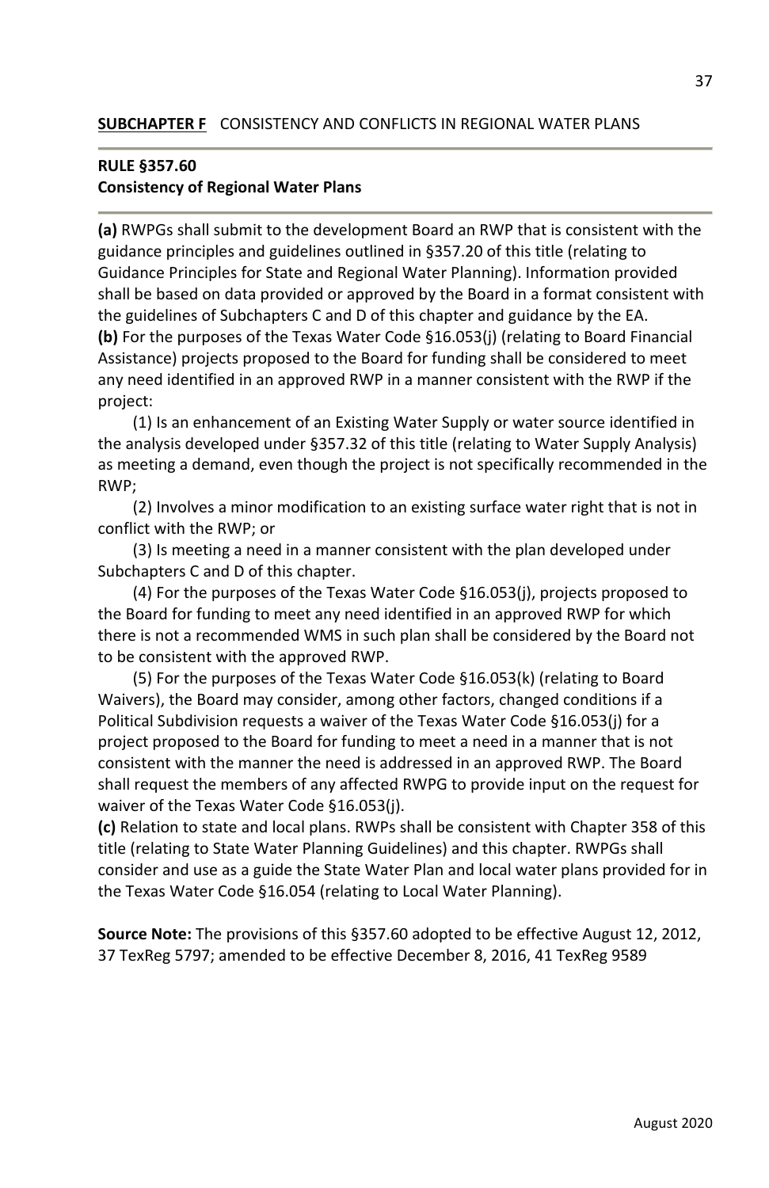**SUBCHAPTER F** CONSISTENCY AND CONFLICTS IN REGIONAL WATER PLANS

## RULE §357.60
## Consistency of Regional Water Plans

**(a)** RWPGs shall submit to the development Board an RWP that is consistent with the guidance principles and guidelines outlined in §357.20 of this title (relating to Guidance Principles for State and Regional Water Planning). Information provided shall be based on data provided or approved by the Board in a format consistent with the guidelines of Subchapters C and D of this chapter and guidance by the EA.

**(b)** For the purposes of the Texas Water Code §16.053(j) (relating to Board Financial Assistance) projects proposed to the Board for funding shall be considered to meet any need identified in an approved RWP in a manner consistent with the RWP if the project:

(1) Is an enhancement of an Existing Water Supply or water source identified in the analysis developed under §357.32 of this title (relating to Water Supply Analysis) as meeting a demand, even though the project is not specifically recommended in the RWP;

(2) Involves a minor modification to an existing surface water right that is not in conflict with the RWP; or

(3) Is meeting a need in a manner consistent with the plan developed under Subchapters C and D of this chapter.

(4) For the purposes of the Texas Water Code §16.053(j), projects proposed to the Board for funding to meet any need identified in an approved RWP for which there is not a recommended WMS in such plan shall be considered by the Board not to be consistent with the approved RWP.

(5) For the purposes of the Texas Water Code §16.053(k) (relating to Board Waivers), the Board may consider, among other factors, changed conditions if a Political Subdivision requests a waiver of the Texas Water Code §16.053(j) for a project proposed to the Board for funding to meet a need in a manner that is not consistent with the manner the need is addressed in an approved RWP. The Board shall request the members of any affected RWPG to provide input on the request for waiver of the Texas Water Code §16.053(j).

**(c)** Relation to state and local plans. RWPs shall be consistent with Chapter 358 of this title (relating to State Water Planning Guidelines) and this chapter. RWPGs shall consider and use as a guide the State Water Plan and local water plans provided for in the Texas Water Code §16.054 (relating to Local Water Planning).

**Source Note:** The provisions of this §357.60 adopted to be effective August 12, 2012, 37 TexReg 5797; amended to be effective December 8, 2016, 41 TexReg 9589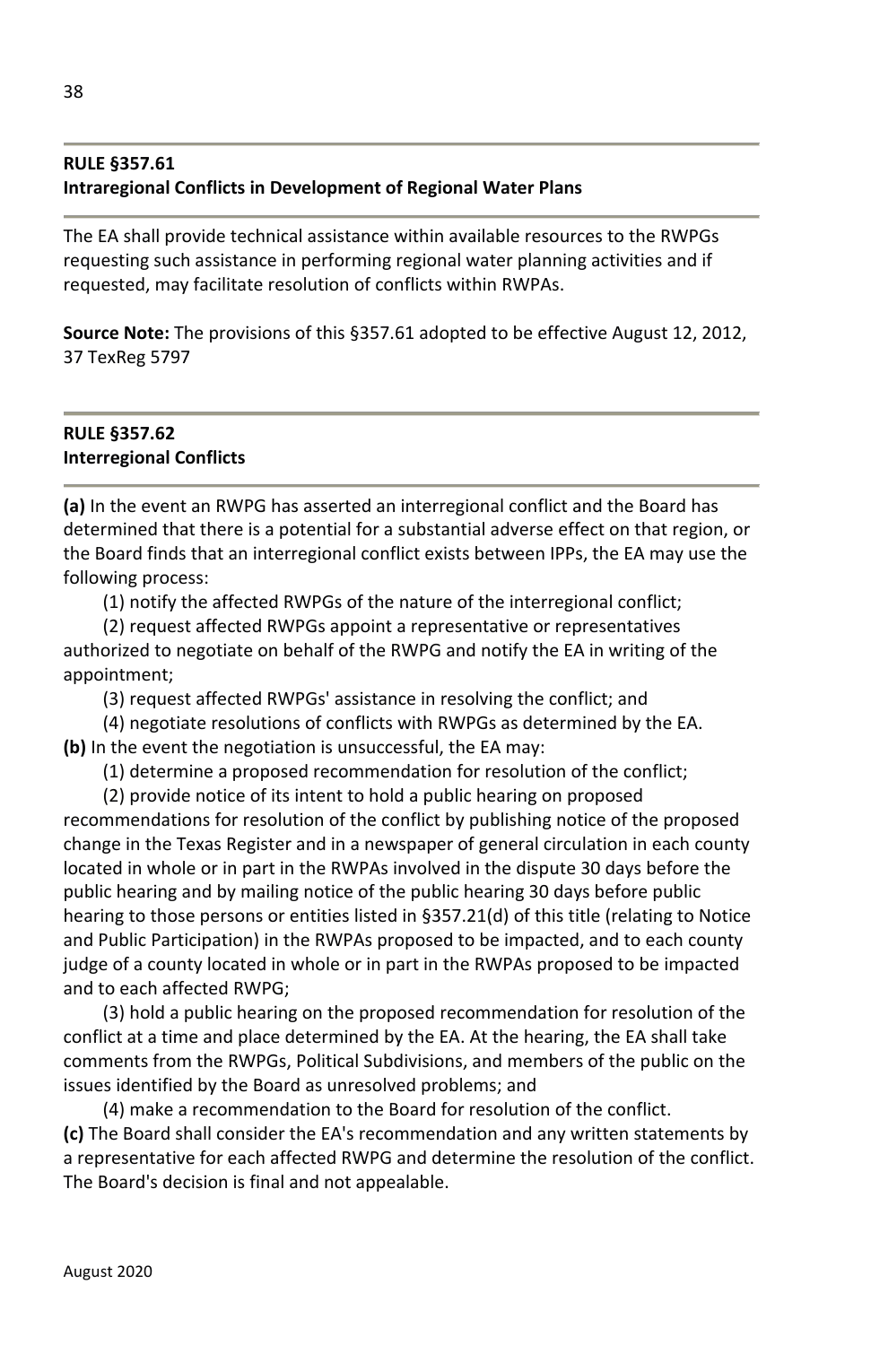### RULE §357.61
### Intraregional Conflicts in Development of Regional Water Plans

The EA shall provide technical assistance within available resources to the RWPGs requesting such assistance in performing regional water planning activities and if requested, may facilitate resolution of conflicts within RWPAs.

**Source Note:** The provisions of this §357.61 adopted to be effective August 12, 2012, 37 TexReg 5797

### RULE §357.62
### Interregional Conflicts

**(a)** In the event an RWPG has asserted an interregional conflict and the Board has determined that there is a potential for a substantial adverse effect on that region, or the Board finds that an interregional conflict exists between IPPs, the EA may use the following process:

(1) notify the affected RWPGs of the nature of the interregional conflict;

(2) request affected RWPGs appoint a representative or representatives authorized to negotiate on behalf of the RWPG and notify the EA in writing of the appointment;

(3) request affected RWPGs' assistance in resolving the conflict; and

(4) negotiate resolutions of conflicts with RWPGs as determined by the EA.

**(b)** In the event the negotiation is unsuccessful, the EA may:

(1) determine a proposed recommendation for resolution of the conflict;

(2) provide notice of its intent to hold a public hearing on proposed recommendations for resolution of the conflict by publishing notice of the proposed change in the Texas Register and in a newspaper of general circulation in each county located in whole or in part in the RWPAs involved in the dispute 30 days before the public hearing and by mailing notice of the public hearing 30 days before public hearing to those persons or entities listed in §357.21(d) of this title (relating to Notice and Public Participation) in the RWPAs proposed to be impacted, and to each county judge of a county located in whole or in part in the RWPAs proposed to be impacted and to each affected RWPG;

(3) hold a public hearing on the proposed recommendation for resolution of the conflict at a time and place determined by the EA. At the hearing, the EA shall take comments from the RWPGs, Political Subdivisions, and members of the public on the issues identified by the Board as unresolved problems; and

(4) make a recommendation to the Board for resolution of the conflict.

**(c)** The Board shall consider the EA's recommendation and any written statements by a representative for each affected RWPG and determine the resolution of the conflict. The Board's decision is final and not appealable.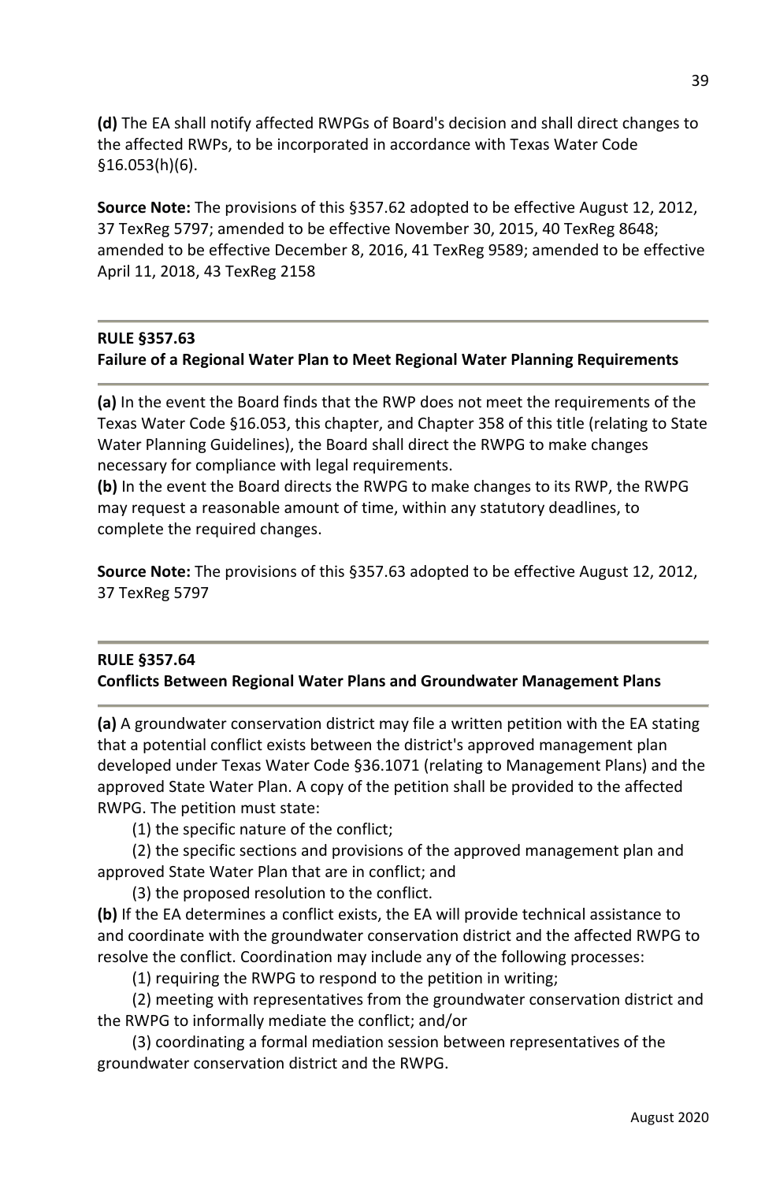**(d)** The EA shall notify affected RWPGs of Board's decision and shall direct changes to the affected RWPs, to be incorporated in accordance with Texas Water Code §16.053(h)(6).

**Source Note:** The provisions of this §357.62 adopted to be effective August 12, 2012, 37 TexReg 5797; amended to be effective November 30, 2015, 40 TexReg 8648; amended to be effective December 8, 2016, 41 TexReg 9589; amended to be effective April 11, 2018, 43 TexReg 2158

---

**RULE §357.63**
**Failure of a Regional Water Plan to Meet Regional Water Planning Requirements**

---

**(a)** In the event the Board finds that the RWP does not meet the requirements of the Texas Water Code §16.053, this chapter, and Chapter 358 of this title (relating to State Water Planning Guidelines), the Board shall direct the RWPG to make changes necessary for compliance with legal requirements.
**(b)** In the event the Board directs the RWPG to make changes to its RWP, the RWPG may request a reasonable amount of time, within any statutory deadlines, to complete the required changes.

**Source Note:** The provisions of this §357.63 adopted to be effective August 12, 2012, 37 TexReg 5797

---

**RULE §357.64**
**Conflicts Between Regional Water Plans and Groundwater Management Plans**

---

**(a)** A groundwater conservation district may file a written petition with the EA stating that a potential conflict exists between the district's approved management plan developed under Texas Water Code §36.1071 (relating to Management Plans) and the approved State Water Plan. A copy of the petition shall be provided to the affected RWPG. The petition must state:

(1) the specific nature of the conflict;

(2) the specific sections and provisions of the approved management plan and approved State Water Plan that are in conflict; and

(3) the proposed resolution to the conflict.

**(b)** If the EA determines a conflict exists, the EA will provide technical assistance to and coordinate with the groundwater conservation district and the affected RWPG to resolve the conflict. Coordination may include any of the following processes:

(1) requiring the RWPG to respond to the petition in writing;

(2) meeting with representatives from the groundwater conservation district and the RWPG to informally mediate the conflict; and/or

(3) coordinating a formal mediation session between representatives of the groundwater conservation district and the RWPG.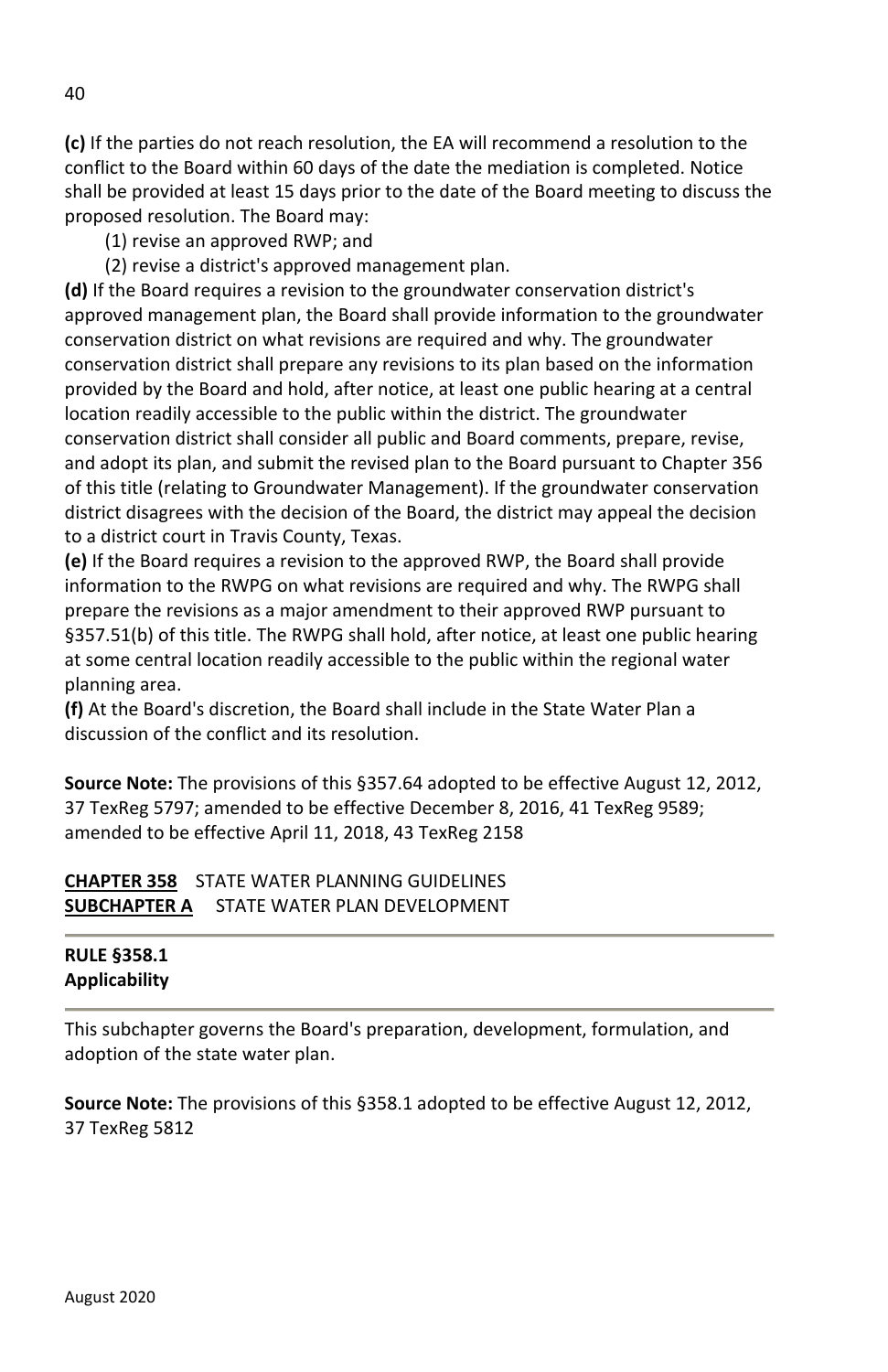**(c)** If the parties do not reach resolution, the EA will recommend a resolution to the conflict to the Board within 60 days of the date the mediation is completed. Notice shall be provided at least 15 days prior to the date of the Board meeting to discuss the proposed resolution. The Board may:

(1) revise an approved RWP; and

(2) revise a district's approved management plan.

**(d)** If the Board requires a revision to the groundwater conservation district's approved management plan, the Board shall provide information to the groundwater conservation district on what revisions are required and why. The groundwater conservation district shall prepare any revisions to its plan based on the information provided by the Board and hold, after notice, at least one public hearing at a central location readily accessible to the public within the district. The groundwater conservation district shall consider all public and Board comments, prepare, revise, and adopt its plan, and submit the revised plan to the Board pursuant to Chapter 356 of this title (relating to Groundwater Management). If the groundwater conservation district disagrees with the decision of the Board, the district may appeal the decision to a district court in Travis County, Texas.

**(e)** If the Board requires a revision to the approved RWP, the Board shall provide information to the RWPG on what revisions are required and why. The RWPG shall prepare the revisions as a major amendment to their approved RWP pursuant to §357.51(b) of this title. The RWPG shall hold, after notice, at least one public hearing at some central location readily accessible to the public within the regional water planning area.

**(f)** At the Board's discretion, the Board shall include in the State Water Plan a discussion of the conflict and its resolution.

**Source Note:** The provisions of this §357.64 adopted to be effective August 12, 2012, 37 TexReg 5797; amended to be effective December 8, 2016, 41 TexReg 9589; amended to be effective April 11, 2018, 43 TexReg 2158

**CHAPTER 358** STATE WATER PLANNING GUIDELINES
**SUBCHAPTER A** STATE WATER PLAN DEVELOPMENT

## RULE §358.1 Applicability

This subchapter governs the Board's preparation, development, formulation, and adoption of the state water plan.

**Source Note:** The provisions of this §358.1 adopted to be effective August 12, 2012, 37 TexReg 5812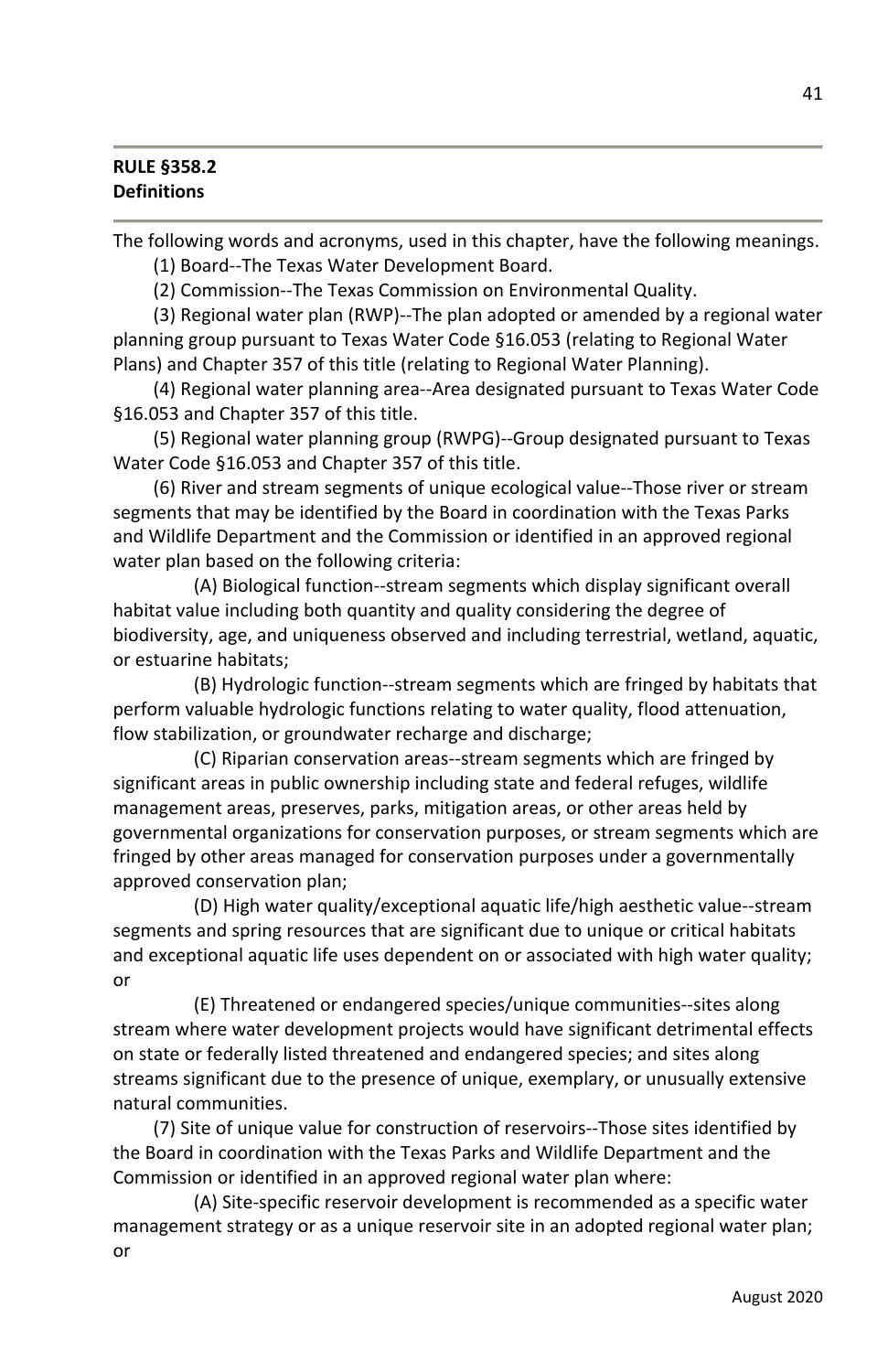**RULE §358.2**
**Definitions**

The following words and acronyms, used in this chapter, have the following meanings.

(1) Board--The Texas Water Development Board.

(2) Commission--The Texas Commission on Environmental Quality.

(3) Regional water plan (RWP)--The plan adopted or amended by a regional water planning group pursuant to Texas Water Code §16.053 (relating to Regional Water Plans) and Chapter 357 of this title (relating to Regional Water Planning).

(4) Regional water planning area--Area designated pursuant to Texas Water Code §16.053 and Chapter 357 of this title.

(5) Regional water planning group (RWPG)--Group designated pursuant to Texas Water Code §16.053 and Chapter 357 of this title.

(6) River and stream segments of unique ecological value--Those river or stream segments that may be identified by the Board in coordination with the Texas Parks and Wildlife Department and the Commission or identified in an approved regional water plan based on the following criteria:

(A) Biological function--stream segments which display significant overall habitat value including both quantity and quality considering the degree of biodiversity, age, and uniqueness observed and including terrestrial, wetland, aquatic, or estuarine habitats;

(B) Hydrologic function--stream segments which are fringed by habitats that perform valuable hydrologic functions relating to water quality, flood attenuation, flow stabilization, or groundwater recharge and discharge;

(C) Riparian conservation areas--stream segments which are fringed by significant areas in public ownership including state and federal refuges, wildlife management areas, preserves, parks, mitigation areas, or other areas held by governmental organizations for conservation purposes, or stream segments which are fringed by other areas managed for conservation purposes under a governmentally approved conservation plan;

(D) High water quality/exceptional aquatic life/high aesthetic value--stream segments and spring resources that are significant due to unique or critical habitats and exceptional aquatic life uses dependent on or associated with high water quality; or

(E) Threatened or endangered species/unique communities--sites along stream where water development projects would have significant detrimental effects on state or federally listed threatened and endangered species; and sites along streams significant due to the presence of unique, exemplary, or unusually extensive natural communities.

(7) Site of unique value for construction of reservoirs--Those sites identified by the Board in coordination with the Texas Parks and Wildlife Department and the Commission or identified in an approved regional water plan where:

(A) Site-specific reservoir development is recommended as a specific water management strategy or as a unique reservoir site in an adopted regional water plan; or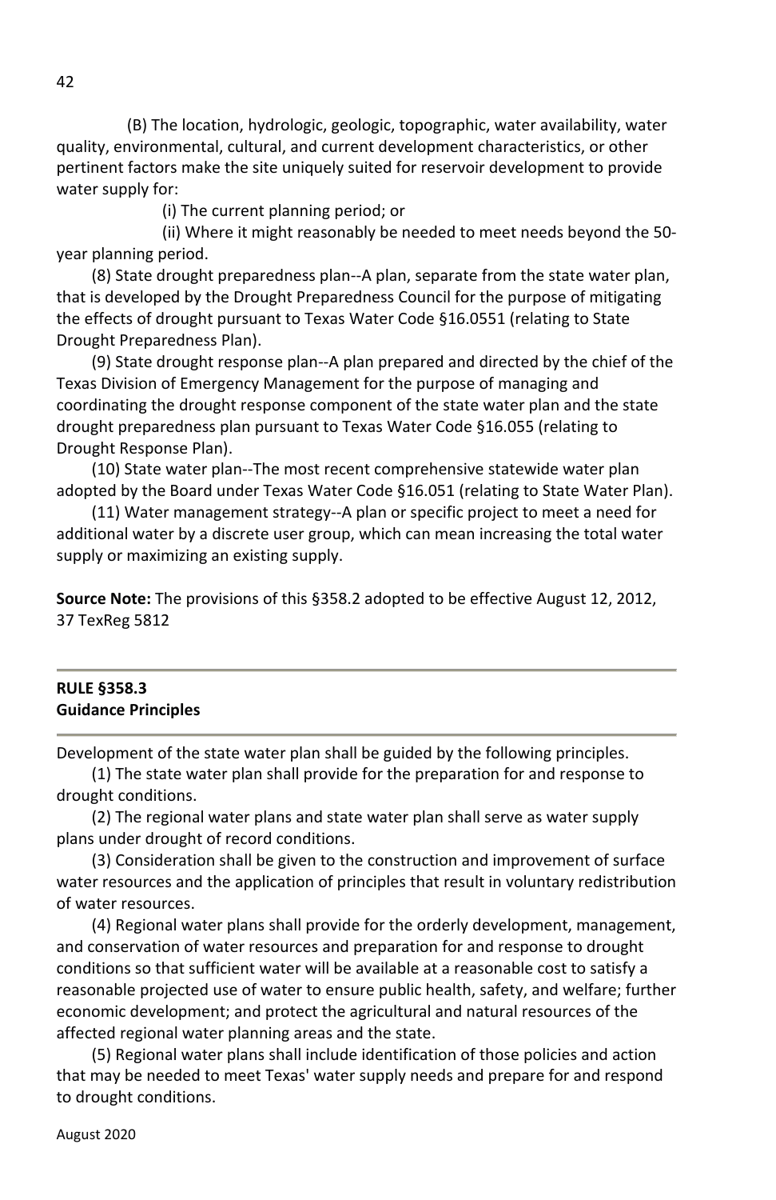(B) The location, hydrologic, geologic, topographic, water availability, water quality, environmental, cultural, and current development characteristics, or other pertinent factors make the site uniquely suited for reservoir development to provide water supply for:

(i) The current planning period; or

(ii) Where it might reasonably be needed to meet needs beyond the 50-year planning period.

(8) State drought preparedness plan--A plan, separate from the state water plan, that is developed by the Drought Preparedness Council for the purpose of mitigating the effects of drought pursuant to Texas Water Code §16.0551 (relating to State Drought Preparedness Plan).

(9) State drought response plan--A plan prepared and directed by the chief of the Texas Division of Emergency Management for the purpose of managing and coordinating the drought response component of the state water plan and the state drought preparedness plan pursuant to Texas Water Code §16.055 (relating to Drought Response Plan).

(10) State water plan--The most recent comprehensive statewide water plan adopted by the Board under Texas Water Code §16.051 (relating to State Water Plan).

(11) Water management strategy--A plan or specific project to meet a need for additional water by a discrete user group, which can mean increasing the total water supply or maximizing an existing supply.

**Source Note:** The provisions of this §358.2 adopted to be effective August 12, 2012, 37 TexReg 5812

---

**RULE §358.3**
**Guidance Principles**

---

Development of the state water plan shall be guided by the following principles.

(1) The state water plan shall provide for the preparation for and response to drought conditions.

(2) The regional water plans and state water plan shall serve as water supply plans under drought of record conditions.

(3) Consideration shall be given to the construction and improvement of surface water resources and the application of principles that result in voluntary redistribution of water resources.

(4) Regional water plans shall provide for the orderly development, management, and conservation of water resources and preparation for and response to drought conditions so that sufficient water will be available at a reasonable cost to satisfy a reasonable projected use of water to ensure public health, safety, and welfare; further economic development; and protect the agricultural and natural resources of the affected regional water planning areas and the state.

(5) Regional water plans shall include identification of those policies and action that may be needed to meet Texas' water supply needs and prepare for and respond to drought conditions.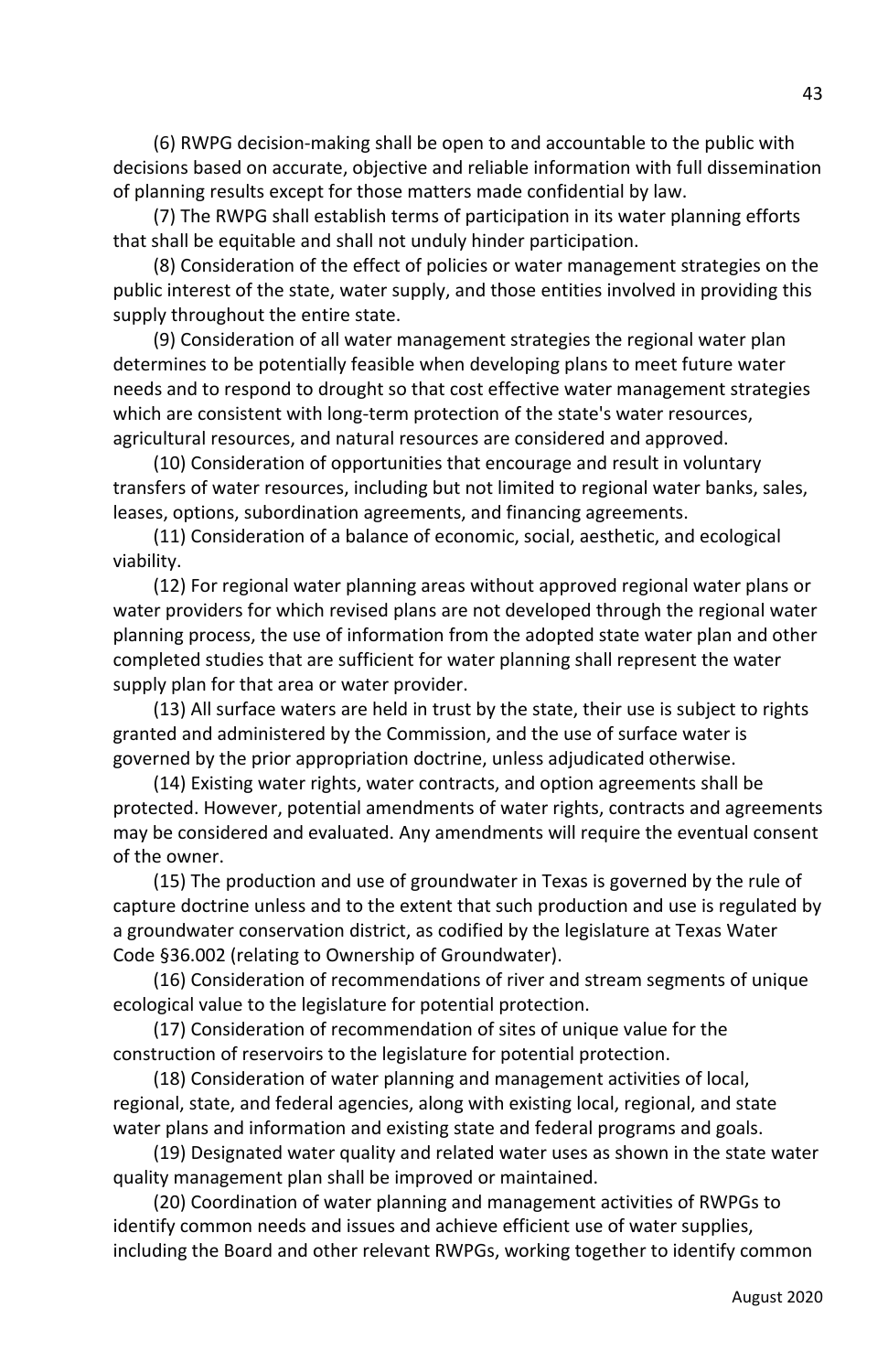(6) RWPG decision-making shall be open to and accountable to the public with decisions based on accurate, objective and reliable information with full dissemination of planning results except for those matters made confidential by law.

(7) The RWPG shall establish terms of participation in its water planning efforts that shall be equitable and shall not unduly hinder participation.

(8) Consideration of the effect of policies or water management strategies on the public interest of the state, water supply, and those entities involved in providing this supply throughout the entire state.

(9) Consideration of all water management strategies the regional water plan determines to be potentially feasible when developing plans to meet future water needs and to respond to drought so that cost effective water management strategies which are consistent with long-term protection of the state's water resources, agricultural resources, and natural resources are considered and approved.

(10) Consideration of opportunities that encourage and result in voluntary transfers of water resources, including but not limited to regional water banks, sales, leases, options, subordination agreements, and financing agreements.

(11) Consideration of a balance of economic, social, aesthetic, and ecological viability.

(12) For regional water planning areas without approved regional water plans or water providers for which revised plans are not developed through the regional water planning process, the use of information from the adopted state water plan and other completed studies that are sufficient for water planning shall represent the water supply plan for that area or water provider.

(13) All surface waters are held in trust by the state, their use is subject to rights granted and administered by the Commission, and the use of surface water is governed by the prior appropriation doctrine, unless adjudicated otherwise.

(14) Existing water rights, water contracts, and option agreements shall be protected. However, potential amendments of water rights, contracts and agreements may be considered and evaluated. Any amendments will require the eventual consent of the owner.

(15) The production and use of groundwater in Texas is governed by the rule of capture doctrine unless and to the extent that such production and use is regulated by a groundwater conservation district, as codified by the legislature at Texas Water Code §36.002 (relating to Ownership of Groundwater).

(16) Consideration of recommendations of river and stream segments of unique ecological value to the legislature for potential protection.

(17) Consideration of recommendation of sites of unique value for the construction of reservoirs to the legislature for potential protection.

(18) Consideration of water planning and management activities of local, regional, state, and federal agencies, along with existing local, regional, and state water plans and information and existing state and federal programs and goals.

(19) Designated water quality and related water uses as shown in the state water quality management plan shall be improved or maintained.

(20) Coordination of water planning and management activities of RWPGs to identify common needs and issues and achieve efficient use of water supplies, including the Board and other relevant RWPGs, working together to identify common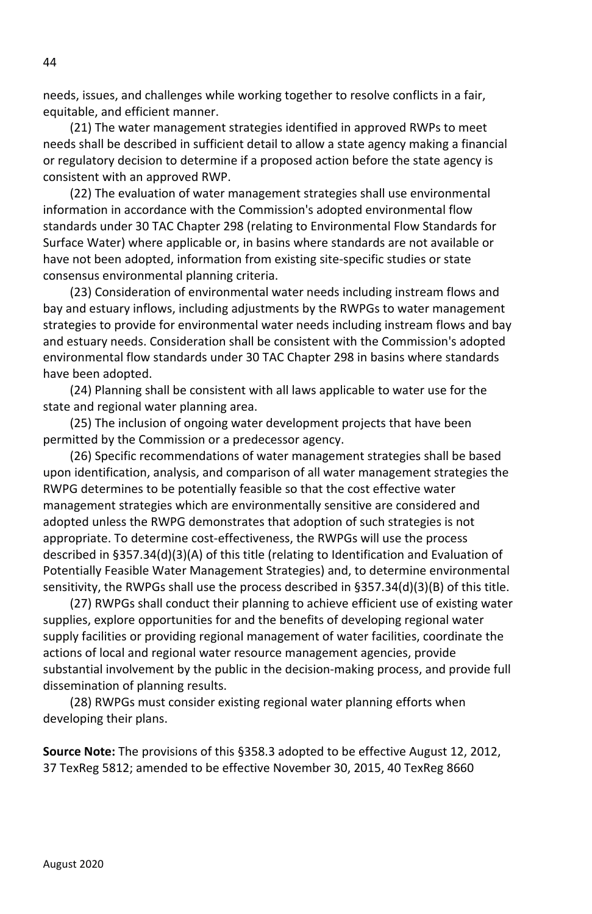needs, issues, and challenges while working together to resolve conflicts in a fair, equitable, and efficient manner.

(21) The water management strategies identified in approved RWPs to meet needs shall be described in sufficient detail to allow a state agency making a financial or regulatory decision to determine if a proposed action before the state agency is consistent with an approved RWP.

(22) The evaluation of water management strategies shall use environmental information in accordance with the Commission's adopted environmental flow standards under 30 TAC Chapter 298 (relating to Environmental Flow Standards for Surface Water) where applicable or, in basins where standards are not available or have not been adopted, information from existing site-specific studies or state consensus environmental planning criteria.

(23) Consideration of environmental water needs including instream flows and bay and estuary inflows, including adjustments by the RWPGs to water management strategies to provide for environmental water needs including instream flows and bay and estuary needs. Consideration shall be consistent with the Commission's adopted environmental flow standards under 30 TAC Chapter 298 in basins where standards have been adopted.

(24) Planning shall be consistent with all laws applicable to water use for the state and regional water planning area.

(25) The inclusion of ongoing water development projects that have been permitted by the Commission or a predecessor agency.

(26) Specific recommendations of water management strategies shall be based upon identification, analysis, and comparison of all water management strategies the RWPG determines to be potentially feasible so that the cost effective water management strategies which are environmentally sensitive are considered and adopted unless the RWPG demonstrates that adoption of such strategies is not appropriate. To determine cost-effectiveness, the RWPGs will use the process described in §357.34(d)(3)(A) of this title (relating to Identification and Evaluation of Potentially Feasible Water Management Strategies) and, to determine environmental sensitivity, the RWPGs shall use the process described in §357.34(d)(3)(B) of this title.

(27) RWPGs shall conduct their planning to achieve efficient use of existing water supplies, explore opportunities for and the benefits of developing regional water supply facilities or providing regional management of water facilities, coordinate the actions of local and regional water resource management agencies, provide substantial involvement by the public in the decision-making process, and provide full dissemination of planning results.

(28) RWPGs must consider existing regional water planning efforts when developing their plans.

**Source Note:** The provisions of this §358.3 adopted to be effective August 12, 2012, 37 TexReg 5812; amended to be effective November 30, 2015, 40 TexReg 8660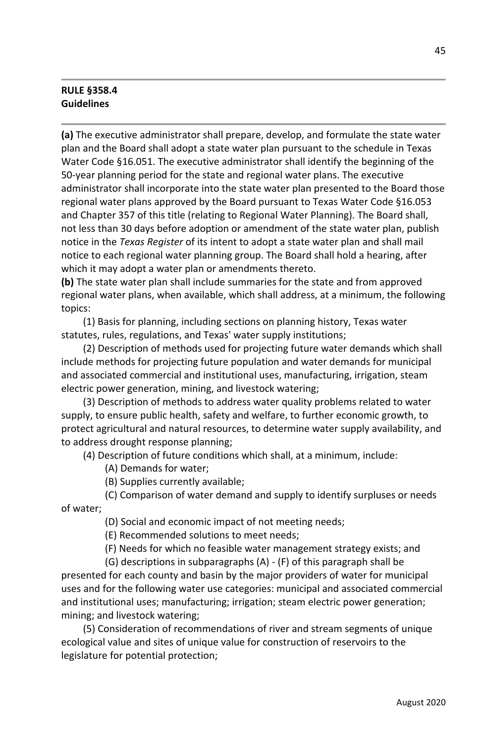**RULE §358.4**
**Guidelines**

**(a)** The executive administrator shall prepare, develop, and formulate the state water plan and the Board shall adopt a state water plan pursuant to the schedule in Texas Water Code §16.051. The executive administrator shall identify the beginning of the 50-year planning period for the state and regional water plans. The executive administrator shall incorporate into the state water plan presented to the Board those regional water plans approved by the Board pursuant to Texas Water Code §16.053 and Chapter 357 of this title (relating to Regional Water Planning). The Board shall, not less than 30 days before adoption or amendment of the state water plan, publish notice in the *Texas Register* of its intent to adopt a state water plan and shall mail notice to each regional water planning group. The Board shall hold a hearing, after which it may adopt a water plan or amendments thereto.

**(b)** The state water plan shall include summaries for the state and from approved regional water plans, when available, which shall address, at a minimum, the following topics:

(1) Basis for planning, including sections on planning history, Texas water statutes, rules, regulations, and Texas' water supply institutions;

(2) Description of methods used for projecting future water demands which shall include methods for projecting future population and water demands for municipal and associated commercial and institutional uses, manufacturing, irrigation, steam electric power generation, mining, and livestock watering;

(3) Description of methods to address water quality problems related to water supply, to ensure public health, safety and welfare, to further economic growth, to protect agricultural and natural resources, to determine water supply availability, and to address drought response planning;

(4) Description of future conditions which shall, at a minimum, include:

(A) Demands for water;

(B) Supplies currently available;

(C) Comparison of water demand and supply to identify surpluses or needs of water;

(D) Social and economic impact of not meeting needs;

(E) Recommended solutions to meet needs;

(F) Needs for which no feasible water management strategy exists; and

(G) descriptions in subparagraphs (A) - (F) of this paragraph shall be presented for each county and basin by the major providers of water for municipal uses and for the following water use categories: municipal and associated commercial and institutional uses; manufacturing; irrigation; steam electric power generation; mining; and livestock watering;

(5) Consideration of recommendations of river and stream segments of unique ecological value and sites of unique value for construction of reservoirs to the legislature for potential protection;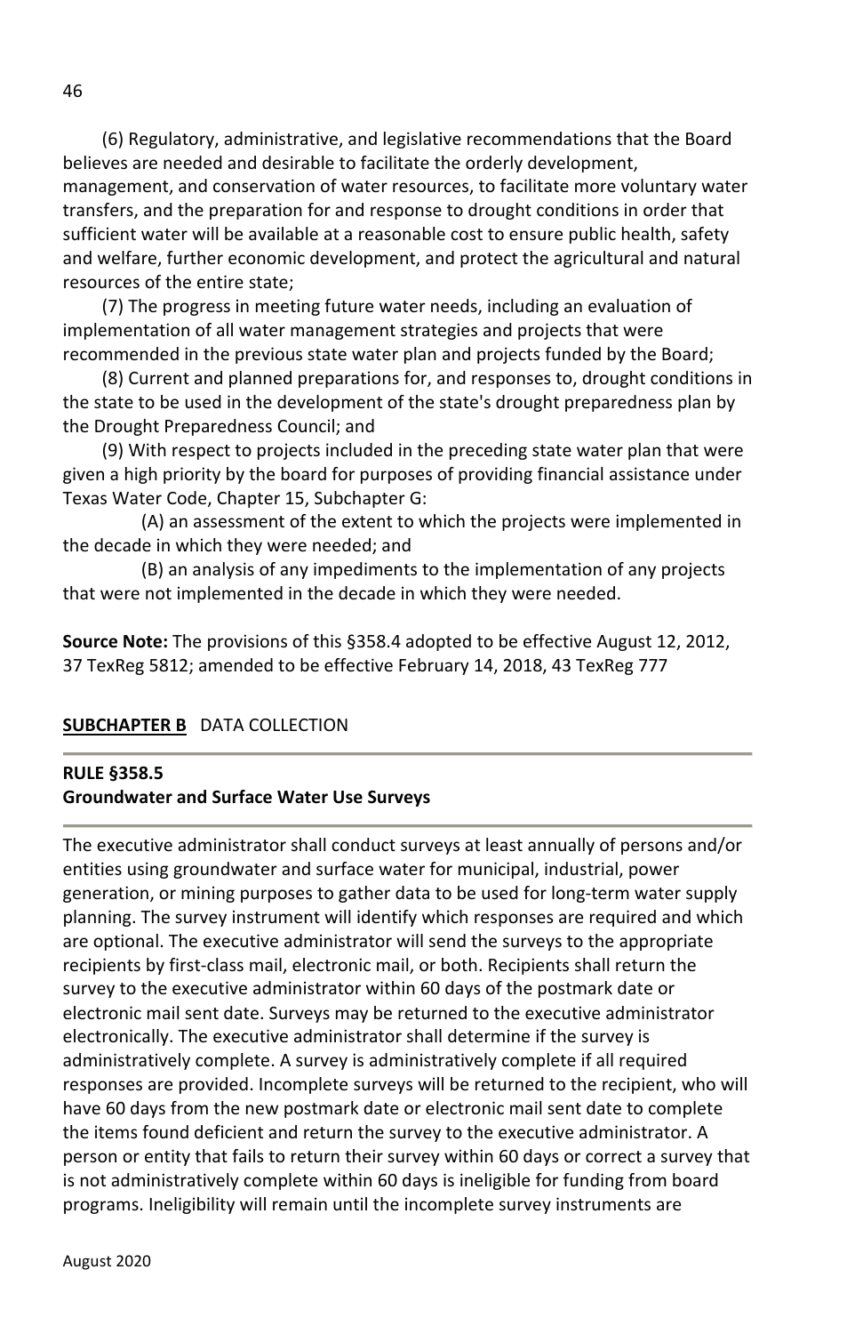(6) Regulatory, administrative, and legislative recommendations that the Board believes are needed and desirable to facilitate the orderly development, management, and conservation of water resources, to facilitate more voluntary water transfers, and the preparation for and response to drought conditions in order that sufficient water will be available at a reasonable cost to ensure public health, safety and welfare, further economic development, and protect the agricultural and natural resources of the entire state;

(7) The progress in meeting future water needs, including an evaluation of implementation of all water management strategies and projects that were recommended in the previous state water plan and projects funded by the Board;

(8) Current and planned preparations for, and responses to, drought conditions in the state to be used in the development of the state's drought preparedness plan by the Drought Preparedness Council; and

(9) With respect to projects included in the preceding state water plan that were given a high priority by the board for purposes of providing financial assistance under Texas Water Code, Chapter 15, Subchapter G:

(A) an assessment of the extent to which the projects were implemented in the decade in which they were needed; and

(B) an analysis of any impediments to the implementation of any projects that were not implemented in the decade in which they were needed.

**Source Note:** The provisions of this §358.4 adopted to be effective August 12, 2012, 37 TexReg 5812; amended to be effective February 14, 2018, 43 TexReg 777

## **SUBCHAPTER B** DATA COLLECTION

### **RULE §358.5**
### **Groundwater and Surface Water Use Surveys**

The executive administrator shall conduct surveys at least annually of persons and/or entities using groundwater and surface water for municipal, industrial, power generation, or mining purposes to gather data to be used for long-term water supply planning. The survey instrument will identify which responses are required and which are optional. The executive administrator will send the surveys to the appropriate recipients by first-class mail, electronic mail, or both. Recipients shall return the survey to the executive administrator within 60 days of the postmark date or electronic mail sent date. Surveys may be returned to the executive administrator electronically. The executive administrator shall determine if the survey is administratively complete. A survey is administratively complete if all required responses are provided. Incomplete surveys will be returned to the recipient, who will have 60 days from the new postmark date or electronic mail sent date to complete the items found deficient and return the survey to the executive administrator. A person or entity that fails to return their survey within 60 days or correct a survey that is not administratively complete within 60 days is ineligible for funding from board programs. Ineligibility will remain until the incomplete survey instruments are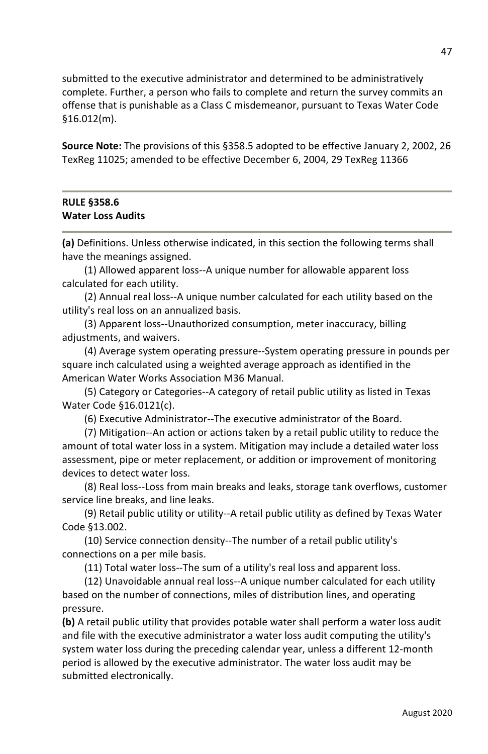submitted to the executive administrator and determined to be administratively complete. Further, a person who fails to complete and return the survey commits an offense that is punishable as a Class C misdemeanor, pursuant to Texas Water Code §16.012(m).

**Source Note:** The provisions of this §358.5 adopted to be effective January 2, 2002, 26 TexReg 11025; amended to be effective December 6, 2004, 29 TexReg 11366

---

### RULE §358.6
### Water Loss Audits

---

**(a)** Definitions. Unless otherwise indicated, in this section the following terms shall have the meanings assigned.

(1) Allowed apparent loss--A unique number for allowable apparent loss calculated for each utility.

(2) Annual real loss--A unique number calculated for each utility based on the utility's real loss on an annualized basis.

(3) Apparent loss--Unauthorized consumption, meter inaccuracy, billing adjustments, and waivers.

(4) Average system operating pressure--System operating pressure in pounds per square inch calculated using a weighted average approach as identified in the American Water Works Association M36 Manual.

(5) Category or Categories--A category of retail public utility as listed in Texas Water Code §16.0121(c).

(6) Executive Administrator--The executive administrator of the Board.

(7) Mitigation--An action or actions taken by a retail public utility to reduce the amount of total water loss in a system. Mitigation may include a detailed water loss assessment, pipe or meter replacement, or addition or improvement of monitoring devices to detect water loss.

(8) Real loss--Loss from main breaks and leaks, storage tank overflows, customer service line breaks, and line leaks.

(9) Retail public utility or utility--A retail public utility as defined by Texas Water Code §13.002.

(10) Service connection density--The number of a retail public utility's connections on a per mile basis.

(11) Total water loss--The sum of a utility's real loss and apparent loss.

(12) Unavoidable annual real loss--A unique number calculated for each utility based on the number of connections, miles of distribution lines, and operating pressure.

**(b)** A retail public utility that provides potable water shall perform a water loss audit and file with the executive administrator a water loss audit computing the utility's system water loss during the preceding calendar year, unless a different 12-month period is allowed by the executive administrator. The water loss audit may be submitted electronically.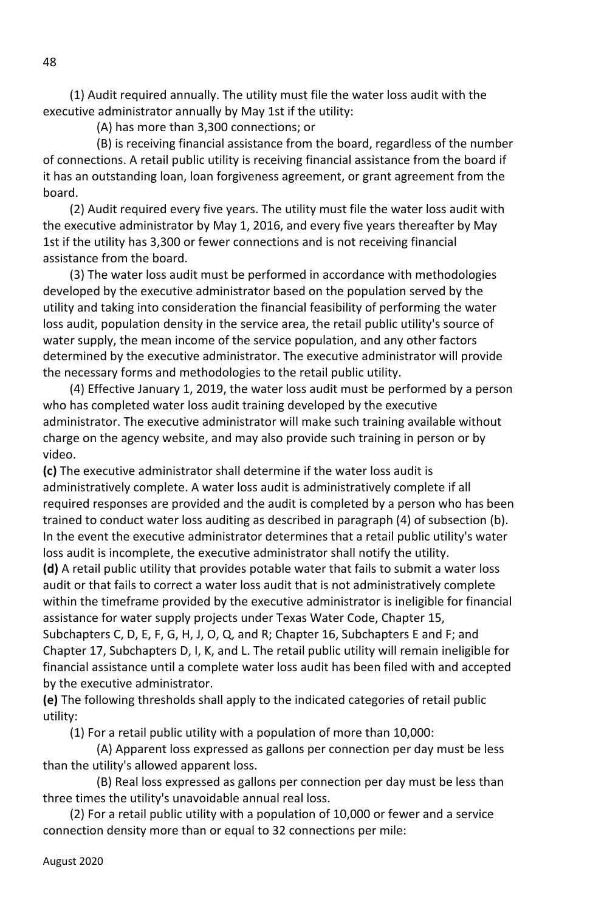(1) Audit required annually. The utility must file the water loss audit with the executive administrator annually by May 1st if the utility:

(A) has more than 3,300 connections; or

(B) is receiving financial assistance from the board, regardless of the number of connections. A retail public utility is receiving financial assistance from the board if it has an outstanding loan, loan forgiveness agreement, or grant agreement from the board.

(2) Audit required every five years. The utility must file the water loss audit with the executive administrator by May 1, 2016, and every five years thereafter by May 1st if the utility has 3,300 or fewer connections and is not receiving financial assistance from the board.

(3) The water loss audit must be performed in accordance with methodologies developed by the executive administrator based on the population served by the utility and taking into consideration the financial feasibility of performing the water loss audit, population density in the service area, the retail public utility's source of water supply, the mean income of the service population, and any other factors determined by the executive administrator. The executive administrator will provide the necessary forms and methodologies to the retail public utility.

(4) Effective January 1, 2019, the water loss audit must be performed by a person who has completed water loss audit training developed by the executive administrator. The executive administrator will make such training available without charge on the agency website, and may also provide such training in person or by video.

**(c)** The executive administrator shall determine if the water loss audit is administratively complete. A water loss audit is administratively complete if all required responses are provided and the audit is completed by a person who has been trained to conduct water loss auditing as described in paragraph (4) of subsection (b). In the event the executive administrator determines that a retail public utility's water loss audit is incomplete, the executive administrator shall notify the utility.

**(d)** A retail public utility that provides potable water that fails to submit a water loss audit or that fails to correct a water loss audit that is not administratively complete within the timeframe provided by the executive administrator is ineligible for financial assistance for water supply projects under Texas Water Code, Chapter 15, Subchapters C, D, E, F, G, H, J, O, Q, and R; Chapter 16, Subchapters E and F; and Chapter 17, Subchapters D, I, K, and L. The retail public utility will remain ineligible for financial assistance until a complete water loss audit has been filed with and accepted by the executive administrator.

**(e)** The following thresholds shall apply to the indicated categories of retail public utility:

(1) For a retail public utility with a population of more than 10,000:

(A) Apparent loss expressed as gallons per connection per day must be less than the utility's allowed apparent loss.

(B) Real loss expressed as gallons per connection per day must be less than three times the utility's unavoidable annual real loss.

(2) For a retail public utility with a population of 10,000 or fewer and a service connection density more than or equal to 32 connections per mile: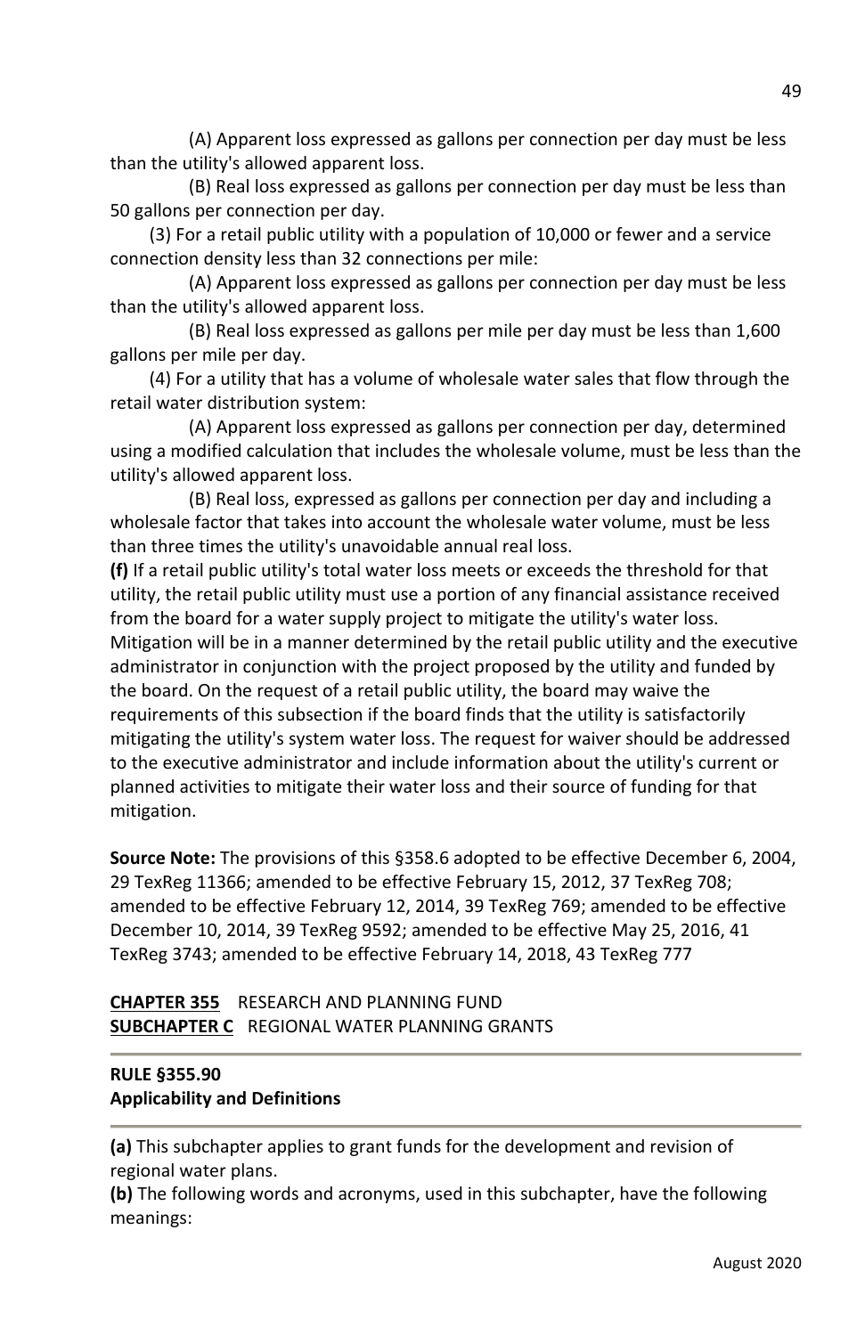(A) Apparent loss expressed as gallons per connection per day must be less than the utility's allowed apparent loss.

(B) Real loss expressed as gallons per connection per day must be less than 50 gallons per connection per day.

(3) For a retail public utility with a population of 10,000 or fewer and a service connection density less than 32 connections per mile:

(A) Apparent loss expressed as gallons per connection per day must be less than the utility's allowed apparent loss.

(B) Real loss expressed as gallons per mile per day must be less than 1,600 gallons per mile per day.

(4) For a utility that has a volume of wholesale water sales that flow through the retail water distribution system:

(A) Apparent loss expressed as gallons per connection per day, determined using a modified calculation that includes the wholesale volume, must be less than the utility's allowed apparent loss.

(B) Real loss, expressed as gallons per connection per day and including a wholesale factor that takes into account the wholesale water volume, must be less than three times the utility's unavoidable annual real loss.

**(f)** If a retail public utility's total water loss meets or exceeds the threshold for that utility, the retail public utility must use a portion of any financial assistance received from the board for a water supply project to mitigate the utility's water loss. Mitigation will be in a manner determined by the retail public utility and the executive administrator in conjunction with the project proposed by the utility and funded by the board. On the request of a retail public utility, the board may waive the requirements of this subsection if the board finds that the utility is satisfactorily mitigating the utility's system water loss. The request for waiver should be addressed to the executive administrator and include information about the utility's current or planned activities to mitigate their water loss and their source of funding for that mitigation.

**Source Note:** The provisions of this §358.6 adopted to be effective December 6, 2004, 29 TexReg 11366; amended to be effective February 15, 2012, 37 TexReg 708; amended to be effective February 12, 2014, 39 TexReg 769; amended to be effective December 10, 2014, 39 TexReg 9592; amended to be effective May 25, 2016, 41 TexReg 3743; amended to be effective February 14, 2018, 43 TexReg 777

**CHAPTER 355** RESEARCH AND PLANNING FUND
**SUBCHAPTER C** REGIONAL WATER PLANNING GRANTS

## RULE §355.90
## Applicability and Definitions

**(a)** This subchapter applies to grant funds for the development and revision of regional water plans.

**(b)** The following words and acronyms, used in this subchapter, have the following meanings: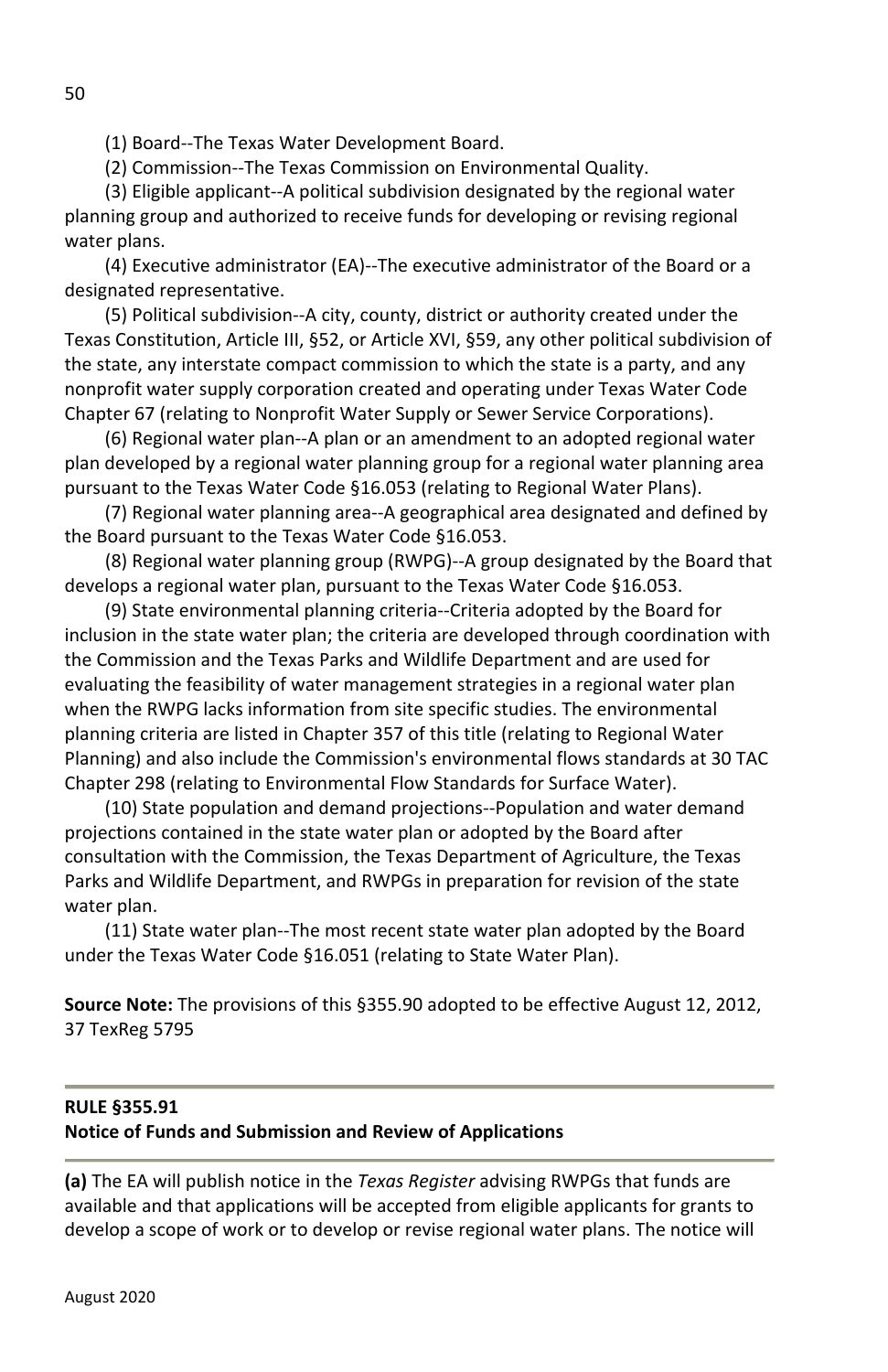(1) Board--The Texas Water Development Board.

(2) Commission--The Texas Commission on Environmental Quality.

(3) Eligible applicant--A political subdivision designated by the regional water planning group and authorized to receive funds for developing or revising regional water plans.

(4) Executive administrator (EA)--The executive administrator of the Board or a designated representative.

(5) Political subdivision--A city, county, district or authority created under the Texas Constitution, Article III, §52, or Article XVI, §59, any other political subdivision of the state, any interstate compact commission to which the state is a party, and any nonprofit water supply corporation created and operating under Texas Water Code Chapter 67 (relating to Nonprofit Water Supply or Sewer Service Corporations).

(6) Regional water plan--A plan or an amendment to an adopted regional water plan developed by a regional water planning group for a regional water planning area pursuant to the Texas Water Code §16.053 (relating to Regional Water Plans).

(7) Regional water planning area--A geographical area designated and defined by the Board pursuant to the Texas Water Code §16.053.

(8) Regional water planning group (RWPG)--A group designated by the Board that develops a regional water plan, pursuant to the Texas Water Code §16.053.

(9) State environmental planning criteria--Criteria adopted by the Board for inclusion in the state water plan; the criteria are developed through coordination with the Commission and the Texas Parks and Wildlife Department and are used for evaluating the feasibility of water management strategies in a regional water plan when the RWPG lacks information from site specific studies. The environmental planning criteria are listed in Chapter 357 of this title (relating to Regional Water Planning) and also include the Commission's environmental flows standards at 30 TAC Chapter 298 (relating to Environmental Flow Standards for Surface Water).

(10) State population and demand projections--Population and water demand projections contained in the state water plan or adopted by the Board after consultation with the Commission, the Texas Department of Agriculture, the Texas Parks and Wildlife Department, and RWPGs in preparation for revision of the state water plan.

(11) State water plan--The most recent state water plan adopted by the Board under the Texas Water Code §16.051 (relating to State Water Plan).

**Source Note:** The provisions of this §355.90 adopted to be effective August 12, 2012, 37 TexReg 5795

---

**RULE §355.91**
**Notice of Funds and Submission and Review of Applications**

---

**(a)** The EA will publish notice in the *Texas Register* advising RWPGs that funds are available and that applications will be accepted from eligible applicants for grants to develop a scope of work or to develop or revise regional water plans. The notice will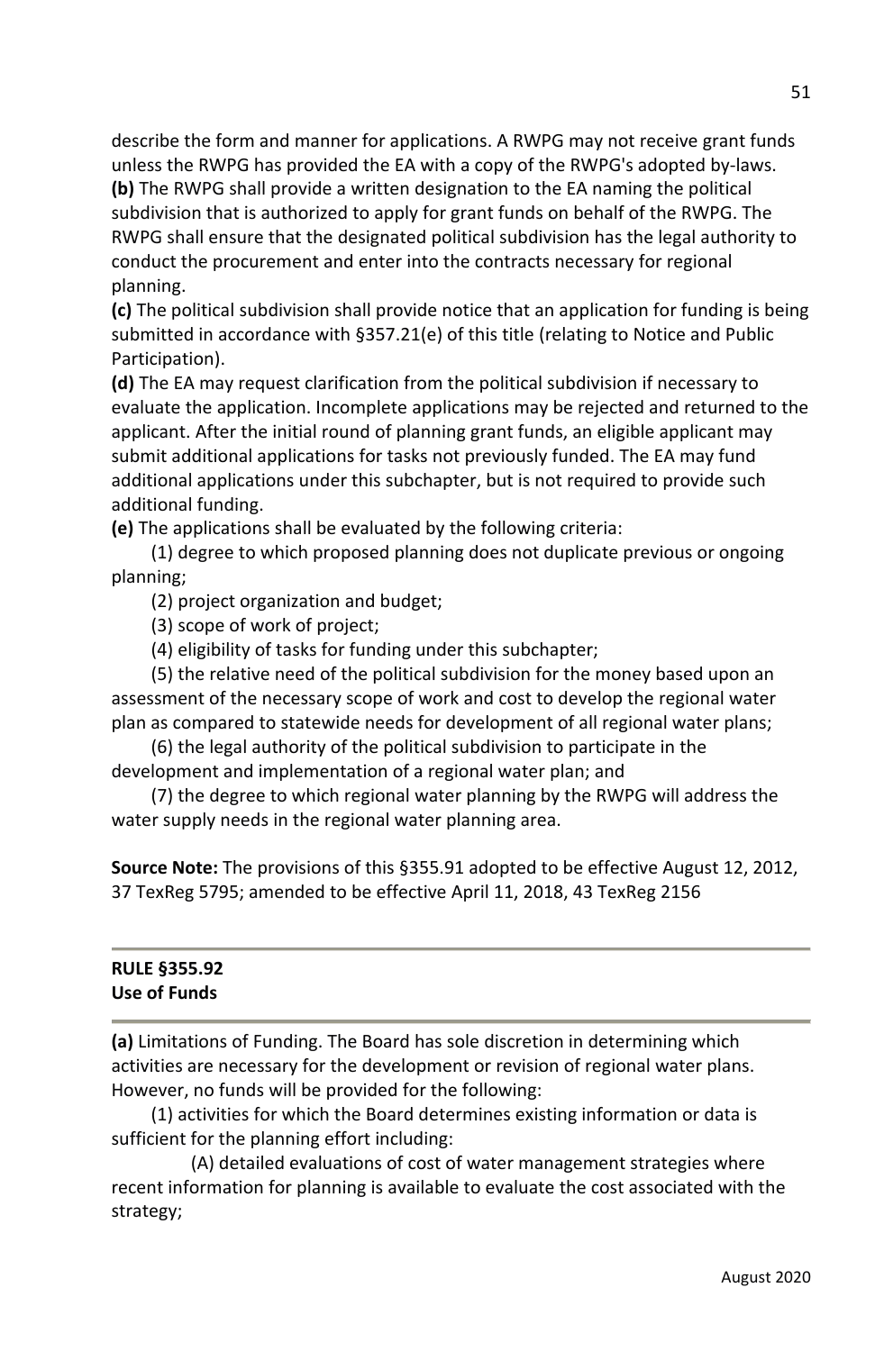describe the form and manner for applications. A RWPG may not receive grant funds unless the RWPG has provided the EA with a copy of the RWPG's adopted by-laws.

**(b)** The RWPG shall provide a written designation to the EA naming the political subdivision that is authorized to apply for grant funds on behalf of the RWPG. The RWPG shall ensure that the designated political subdivision has the legal authority to conduct the procurement and enter into the contracts necessary for regional planning.

**(c)** The political subdivision shall provide notice that an application for funding is being submitted in accordance with §357.21(e) of this title (relating to Notice and Public Participation).

**(d)** The EA may request clarification from the political subdivision if necessary to evaluate the application. Incomplete applications may be rejected and returned to the applicant. After the initial round of planning grant funds, an eligible applicant may submit additional applications for tasks not previously funded. The EA may fund additional applications under this subchapter, but is not required to provide such additional funding.

**(e)** The applications shall be evaluated by the following criteria:

(1) degree to which proposed planning does not duplicate previous or ongoing planning;

(2) project organization and budget;

(3) scope of work of project;

(4) eligibility of tasks for funding under this subchapter;

(5) the relative need of the political subdivision for the money based upon an assessment of the necessary scope of work and cost to develop the regional water plan as compared to statewide needs for development of all regional water plans;

(6) the legal authority of the political subdivision to participate in the development and implementation of a regional water plan; and

(7) the degree to which regional water planning by the RWPG will address the water supply needs in the regional water planning area.

**Source Note:** The provisions of this §355.91 adopted to be effective August 12, 2012, 37 TexReg 5795; amended to be effective April 11, 2018, 43 TexReg 2156

---

**RULE §355.92**
**Use of Funds**

---

**(a)** Limitations of Funding. The Board has sole discretion in determining which activities are necessary for the development or revision of regional water plans. However, no funds will be provided for the following:

(1) activities for which the Board determines existing information or data is sufficient for the planning effort including:

(A) detailed evaluations of cost of water management strategies where recent information for planning is available to evaluate the cost associated with the strategy;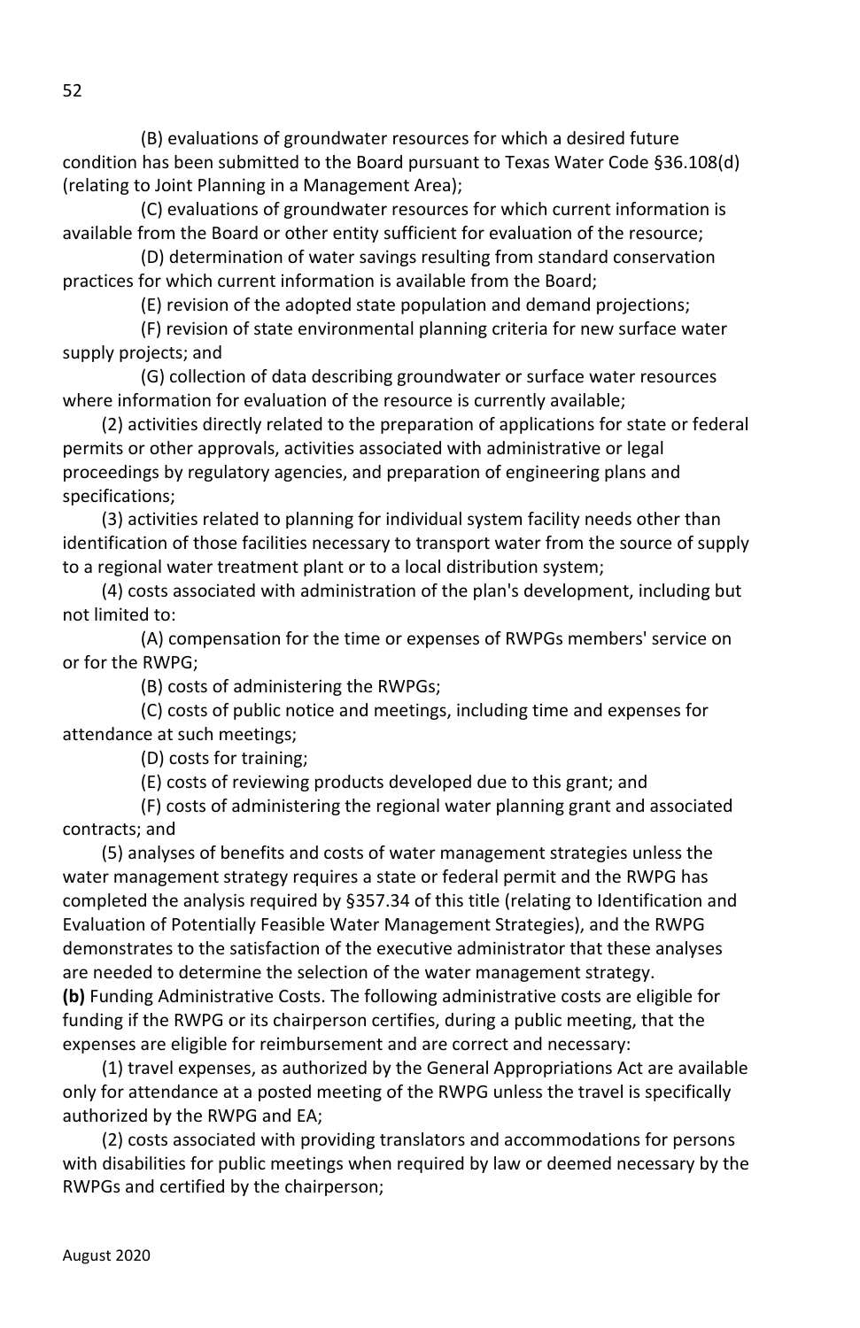(B) evaluations of groundwater resources for which a desired future condition has been submitted to the Board pursuant to Texas Water Code §36.108(d) (relating to Joint Planning in a Management Area);

(C) evaluations of groundwater resources for which current information is available from the Board or other entity sufficient for evaluation of the resource;

(D) determination of water savings resulting from standard conservation practices for which current information is available from the Board;

(E) revision of the adopted state population and demand projections;

(F) revision of state environmental planning criteria for new surface water supply projects; and

(G) collection of data describing groundwater or surface water resources where information for evaluation of the resource is currently available;

(2) activities directly related to the preparation of applications for state or federal permits or other approvals, activities associated with administrative or legal proceedings by regulatory agencies, and preparation of engineering plans and specifications;

(3) activities related to planning for individual system facility needs other than identification of those facilities necessary to transport water from the source of supply to a regional water treatment plant or to a local distribution system;

(4) costs associated with administration of the plan's development, including but not limited to:

(A) compensation for the time or expenses of RWPGs members' service on or for the RWPG;

(B) costs of administering the RWPGs;

(C) costs of public notice and meetings, including time and expenses for attendance at such meetings;

(D) costs for training;

(E) costs of reviewing products developed due to this grant; and

(F) costs of administering the regional water planning grant and associated contracts; and

(5) analyses of benefits and costs of water management strategies unless the water management strategy requires a state or federal permit and the RWPG has completed the analysis required by §357.34 of this title (relating to Identification and Evaluation of Potentially Feasible Water Management Strategies), and the RWPG demonstrates to the satisfaction of the executive administrator that these analyses are needed to determine the selection of the water management strategy.

**(b)** Funding Administrative Costs. The following administrative costs are eligible for funding if the RWPG or its chairperson certifies, during a public meeting, that the expenses are eligible for reimbursement and are correct and necessary:

(1) travel expenses, as authorized by the General Appropriations Act are available only for attendance at a posted meeting of the RWPG unless the travel is specifically authorized by the RWPG and EA;

(2) costs associated with providing translators and accommodations for persons with disabilities for public meetings when required by law or deemed necessary by the RWPGs and certified by the chairperson;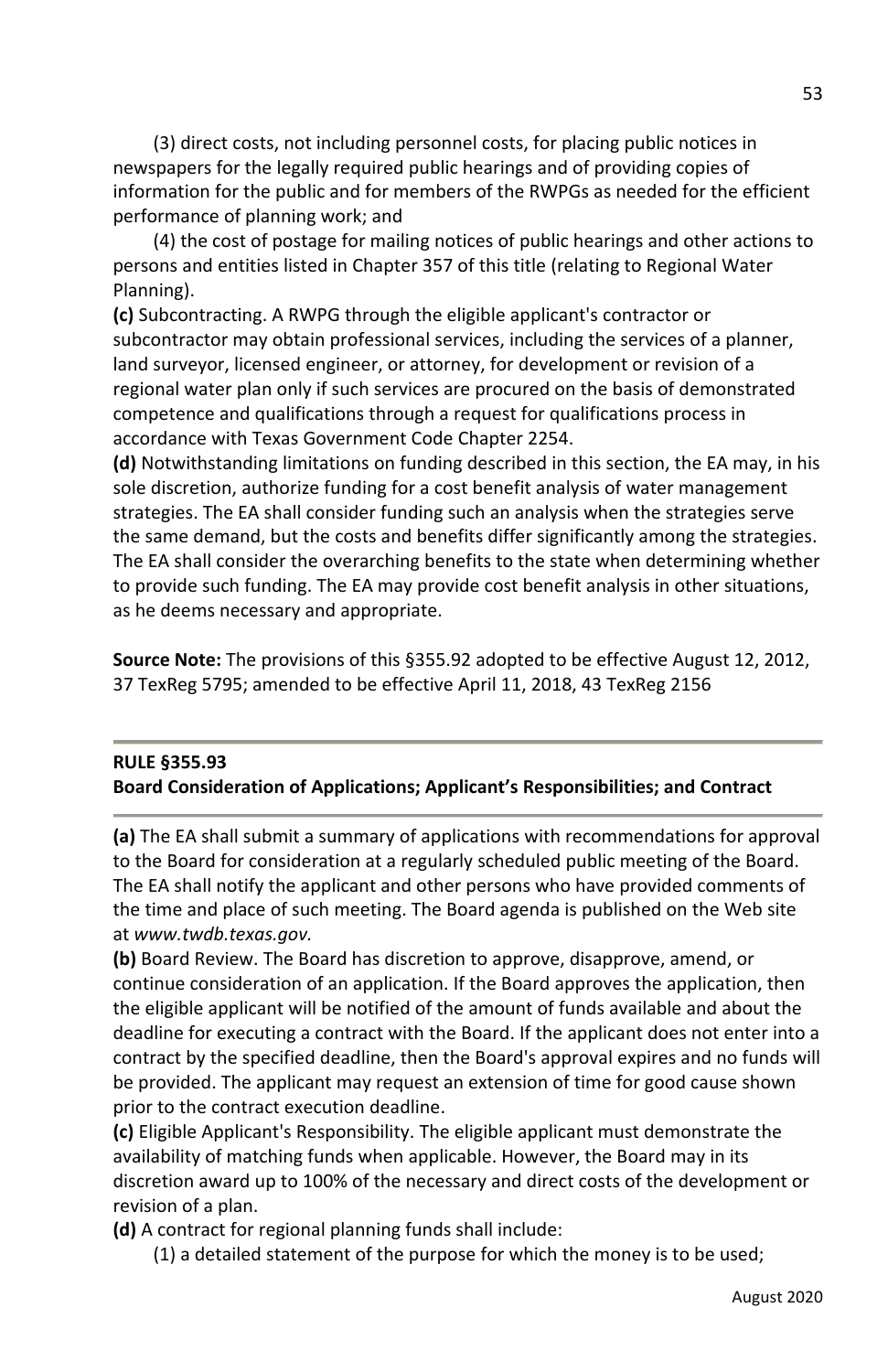(3) direct costs, not including personnel costs, for placing public notices in newspapers for the legally required public hearings and of providing copies of information for the public and for members of the RWPGs as needed for the efficient performance of planning work; and

(4) the cost of postage for mailing notices of public hearings and other actions to persons and entities listed in Chapter 357 of this title (relating to Regional Water Planning).

**(c)** Subcontracting. A RWPG through the eligible applicant's contractor or subcontractor may obtain professional services, including the services of a planner, land surveyor, licensed engineer, or attorney, for development or revision of a regional water plan only if such services are procured on the basis of demonstrated competence and qualifications through a request for qualifications process in accordance with Texas Government Code Chapter 2254.

**(d)** Notwithstanding limitations on funding described in this section, the EA may, in his sole discretion, authorize funding for a cost benefit analysis of water management strategies. The EA shall consider funding such an analysis when the strategies serve the same demand, but the costs and benefits differ significantly among the strategies. The EA shall consider the overarching benefits to the state when determining whether to provide such funding. The EA may provide cost benefit analysis in other situations, as he deems necessary and appropriate.

**Source Note:** The provisions of this §355.92 adopted to be effective August 12, 2012, 37 TexReg 5795; amended to be effective April 11, 2018, 43 TexReg 2156

---

**RULE §355.93**
**Board Consideration of Applications; Applicant's Responsibilities; and Contract**

---

**(a)** The EA shall submit a summary of applications with recommendations for approval to the Board for consideration at a regularly scheduled public meeting of the Board. The EA shall notify the applicant and other persons who have provided comments of the time and place of such meeting. The Board agenda is published on the Web site at *www.twdb.texas.gov.*

**(b)** Board Review. The Board has discretion to approve, disapprove, amend, or continue consideration of an application. If the Board approves the application, then the eligible applicant will be notified of the amount of funds available and about the deadline for executing a contract with the Board. If the applicant does not enter into a contract by the specified deadline, then the Board's approval expires and no funds will be provided. The applicant may request an extension of time for good cause shown prior to the contract execution deadline.

**(c)** Eligible Applicant's Responsibility. The eligible applicant must demonstrate the availability of matching funds when applicable. However, the Board may in its discretion award up to 100% of the necessary and direct costs of the development or revision of a plan.

**(d)** A contract for regional planning funds shall include:

(1) a detailed statement of the purpose for which the money is to be used;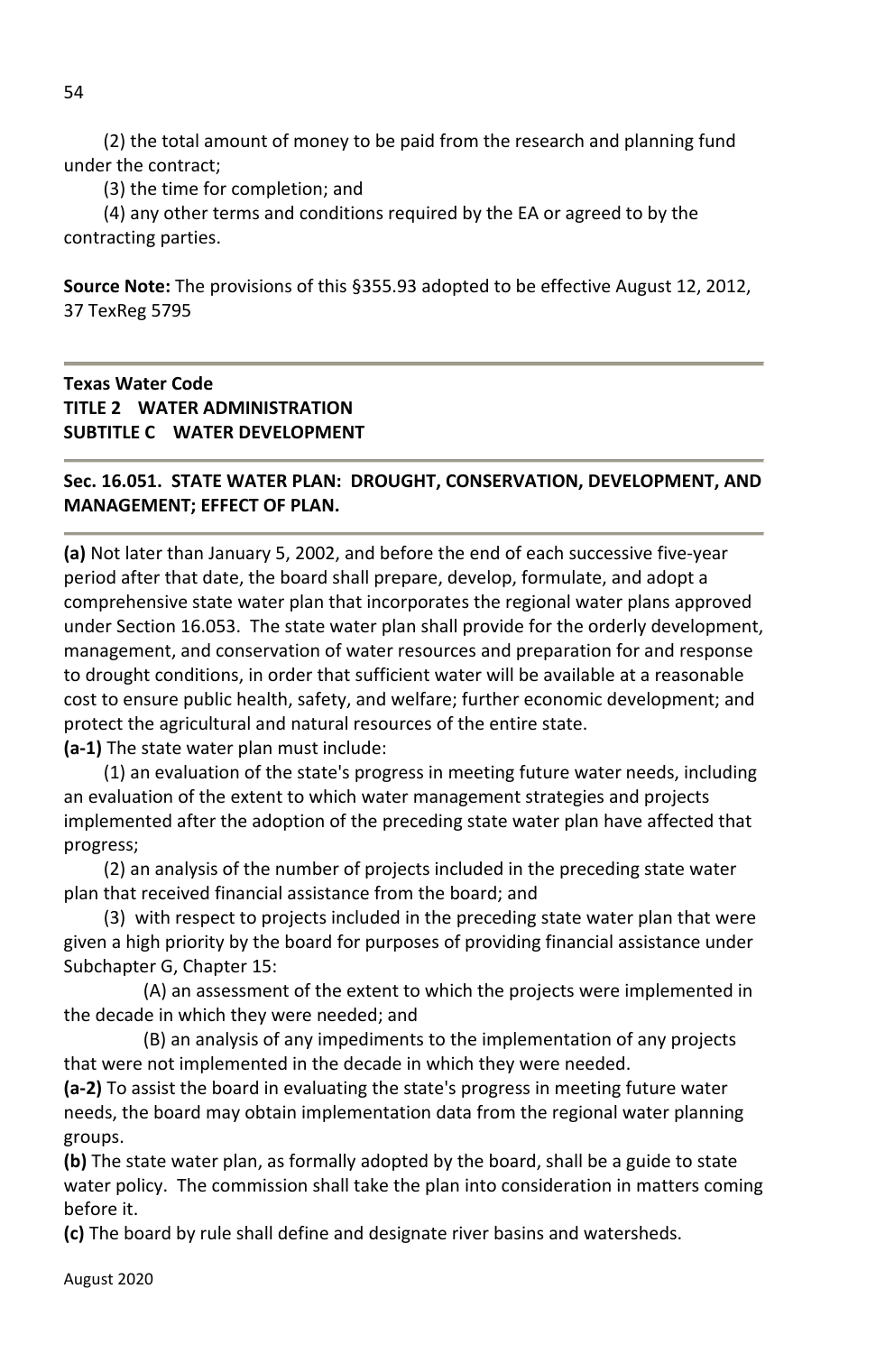(2) the total amount of money to be paid from the research and planning fund under the contract;

(3) the time for completion; and

(4) any other terms and conditions required by the EA or agreed to by the contracting parties.

**Source Note:** The provisions of this §355.93 adopted to be effective August 12, 2012, 37 TexReg 5795

---

**Texas Water Code**
**TITLE 2 WATER ADMINISTRATION**
**SUBTITLE C WATER DEVELOPMENT**

---

## Sec. 16.051. STATE WATER PLAN: DROUGHT, CONSERVATION, DEVELOPMENT, AND MANAGEMENT; EFFECT OF PLAN.

---

**(a)** Not later than January 5, 2002, and before the end of each successive five-year period after that date, the board shall prepare, develop, formulate, and adopt a comprehensive state water plan that incorporates the regional water plans approved under Section 16.053. The state water plan shall provide for the orderly development, management, and conservation of water resources and preparation for and response to drought conditions, in order that sufficient water will be available at a reasonable cost to ensure public health, safety, and welfare; further economic development; and protect the agricultural and natural resources of the entire state.

**(a-1)** The state water plan must include:

(1) an evaluation of the state's progress in meeting future water needs, including an evaluation of the extent to which water management strategies and projects implemented after the adoption of the preceding state water plan have affected that progress;

(2) an analysis of the number of projects included in the preceding state water plan that received financial assistance from the board; and

(3) with respect to projects included in the preceding state water plan that were given a high priority by the board for purposes of providing financial assistance under Subchapter G, Chapter 15:

(A) an assessment of the extent to which the projects were implemented in the decade in which they were needed; and

(B) an analysis of any impediments to the implementation of any projects that were not implemented in the decade in which they were needed.

**(a-2)** To assist the board in evaluating the state's progress in meeting future water needs, the board may obtain implementation data from the regional water planning groups.

**(b)** The state water plan, as formally adopted by the board, shall be a guide to state water policy. The commission shall take the plan into consideration in matters coming before it.

**(c)** The board by rule shall define and designate river basins and watersheds.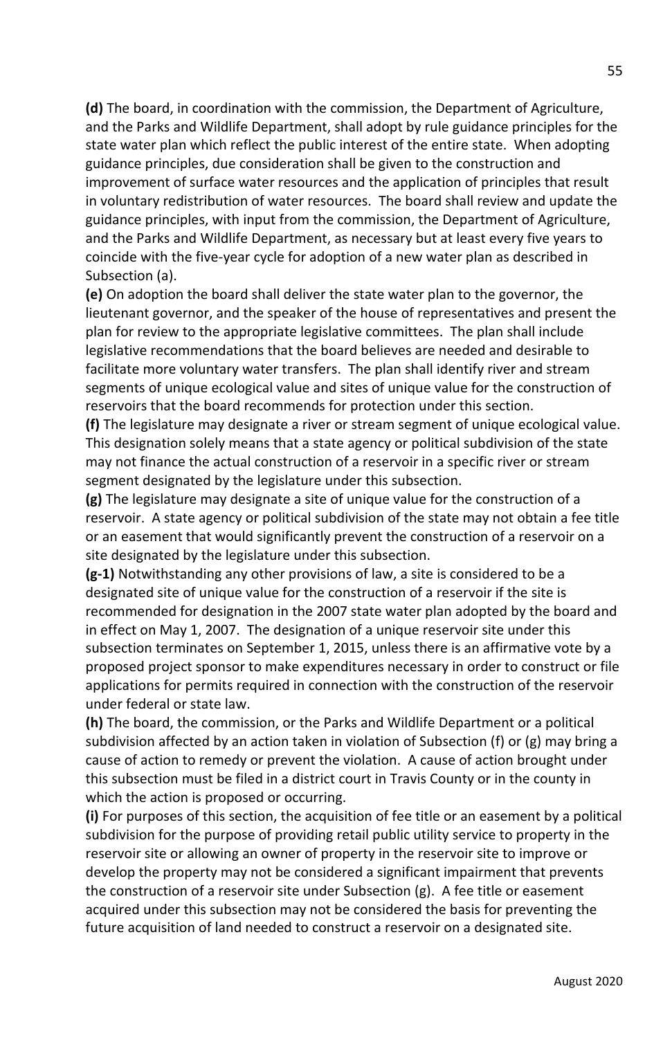**(d)** The board, in coordination with the commission, the Department of Agriculture, and the Parks and Wildlife Department, shall adopt by rule guidance principles for the state water plan which reflect the public interest of the entire state. When adopting guidance principles, due consideration shall be given to the construction and improvement of surface water resources and the application of principles that result in voluntary redistribution of water resources. The board shall review and update the guidance principles, with input from the commission, the Department of Agriculture, and the Parks and Wildlife Department, as necessary but at least every five years to coincide with the five-year cycle for adoption of a new water plan as described in Subsection (a).

**(e)** On adoption the board shall deliver the state water plan to the governor, the lieutenant governor, and the speaker of the house of representatives and present the plan for review to the appropriate legislative committees. The plan shall include legislative recommendations that the board believes are needed and desirable to facilitate more voluntary water transfers. The plan shall identify river and stream segments of unique ecological value and sites of unique value for the construction of reservoirs that the board recommends for protection under this section.

**(f)** The legislature may designate a river or stream segment of unique ecological value. This designation solely means that a state agency or political subdivision of the state may not finance the actual construction of a reservoir in a specific river or stream segment designated by the legislature under this subsection.

**(g)** The legislature may designate a site of unique value for the construction of a reservoir. A state agency or political subdivision of the state may not obtain a fee title or an easement that would significantly prevent the construction of a reservoir on a site designated by the legislature under this subsection.

**(g-1)** Notwithstanding any other provisions of law, a site is considered to be a designated site of unique value for the construction of a reservoir if the site is recommended for designation in the 2007 state water plan adopted by the board and in effect on May 1, 2007. The designation of a unique reservoir site under this subsection terminates on September 1, 2015, unless there is an affirmative vote by a proposed project sponsor to make expenditures necessary in order to construct or file applications for permits required in connection with the construction of the reservoir under federal or state law.

**(h)** The board, the commission, or the Parks and Wildlife Department or a political subdivision affected by an action taken in violation of Subsection (f) or (g) may bring a cause of action to remedy or prevent the violation. A cause of action brought under this subsection must be filed in a district court in Travis County or in the county in which the action is proposed or occurring.

**(i)** For purposes of this section, the acquisition of fee title or an easement by a political subdivision for the purpose of providing retail public utility service to property in the reservoir site or allowing an owner of property in the reservoir site to improve or develop the property may not be considered a significant impairment that prevents the construction of a reservoir site under Subsection (g). A fee title or easement acquired under this subsection may not be considered the basis for preventing the future acquisition of land needed to construct a reservoir on a designated site.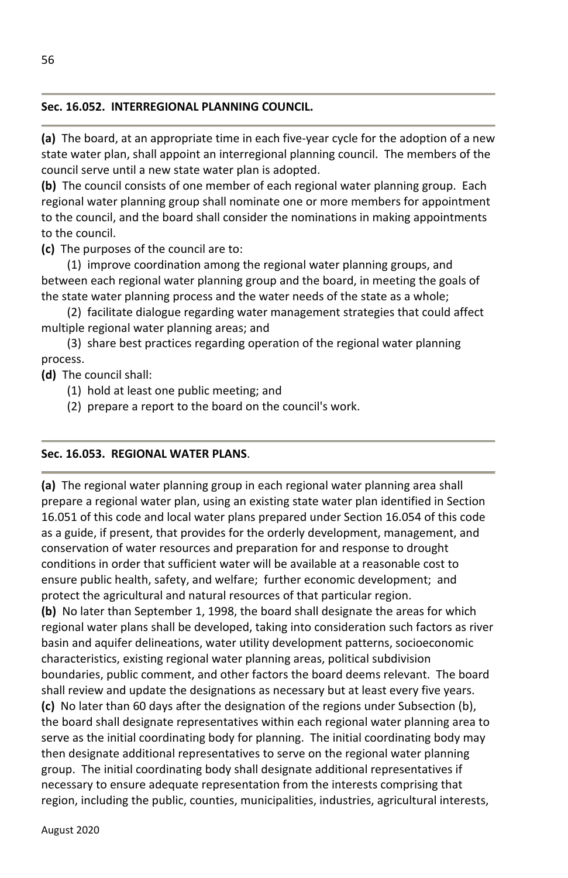### Sec. 16.052. INTERREGIONAL PLANNING COUNCIL.

**(a)** The board, at an appropriate time in each five-year cycle for the adoption of a new state water plan, shall appoint an interregional planning council. The members of the council serve until a new state water plan is adopted.

**(b)** The council consists of one member of each regional water planning group. Each regional water planning group shall nominate one or more members for appointment to the council, and the board shall consider the nominations in making appointments to the council.

**(c)** The purposes of the council are to:

(1) improve coordination among the regional water planning groups, and between each regional water planning group and the board, in meeting the goals of the state water planning process and the water needs of the state as a whole;

(2) facilitate dialogue regarding water management strategies that could affect multiple regional water planning areas; and

(3) share best practices regarding operation of the regional water planning process.

**(d)** The council shall:

(1) hold at least one public meeting; and

(2) prepare a report to the board on the council's work.

### Sec. 16.053. REGIONAL WATER PLANS.

**(a)** The regional water planning group in each regional water planning area shall prepare a regional water plan, using an existing state water plan identified in Section 16.051 of this code and local water plans prepared under Section 16.054 of this code as a guide, if present, that provides for the orderly development, management, and conservation of water resources and preparation for and response to drought conditions in order that sufficient water will be available at a reasonable cost to ensure public health, safety, and welfare; further economic development; and protect the agricultural and natural resources of that particular region.

**(b)** No later than September 1, 1998, the board shall designate the areas for which regional water plans shall be developed, taking into consideration such factors as river basin and aquifer delineations, water utility development patterns, socioeconomic characteristics, existing regional water planning areas, political subdivision boundaries, public comment, and other factors the board deems relevant. The board shall review and update the designations as necessary but at least every five years.

**(c)** No later than 60 days after the designation of the regions under Subsection (b), the board shall designate representatives within each regional water planning area to serve as the initial coordinating body for planning. The initial coordinating body may then designate additional representatives to serve on the regional water planning group. The initial coordinating body shall designate additional representatives if necessary to ensure adequate representation from the interests comprising that region, including the public, counties, municipalities, industries, agricultural interests,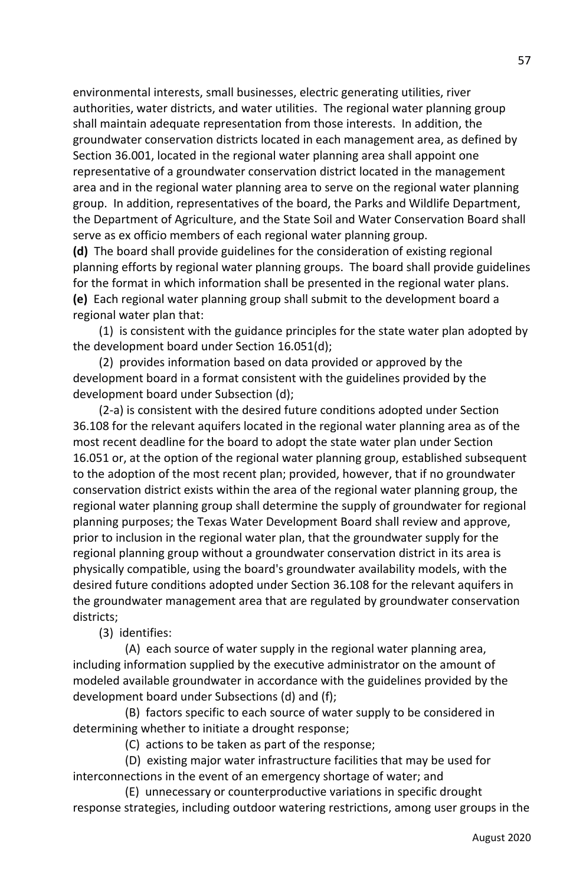environmental interests, small businesses, electric generating utilities, river authorities, water districts, and water utilities. The regional water planning group shall maintain adequate representation from those interests. In addition, the groundwater conservation districts located in each management area, as defined by Section 36.001, located in the regional water planning area shall appoint one representative of a groundwater conservation district located in the management area and in the regional water planning area to serve on the regional water planning group. In addition, representatives of the board, the Parks and Wildlife Department, the Department of Agriculture, and the State Soil and Water Conservation Board shall serve as ex officio members of each regional water planning group.

**(d)** The board shall provide guidelines for the consideration of existing regional planning efforts by regional water planning groups. The board shall provide guidelines for the format in which information shall be presented in the regional water plans.

**(e)** Each regional water planning group shall submit to the development board a regional water plan that:

(1) is consistent with the guidance principles for the state water plan adopted by the development board under Section 16.051(d);

(2) provides information based on data provided or approved by the development board in a format consistent with the guidelines provided by the development board under Subsection (d);

(2-a) is consistent with the desired future conditions adopted under Section 36.108 for the relevant aquifers located in the regional water planning area as of the most recent deadline for the board to adopt the state water plan under Section 16.051 or, at the option of the regional water planning group, established subsequent to the adoption of the most recent plan; provided, however, that if no groundwater conservation district exists within the area of the regional water planning group, the regional water planning group shall determine the supply of groundwater for regional planning purposes; the Texas Water Development Board shall review and approve, prior to inclusion in the regional water plan, that the groundwater supply for the regional planning group without a groundwater conservation district in its area is physically compatible, using the board's groundwater availability models, with the desired future conditions adopted under Section 36.108 for the relevant aquifers in the groundwater management area that are regulated by groundwater conservation districts;

(3) identifies:

(A) each source of water supply in the regional water planning area, including information supplied by the executive administrator on the amount of modeled available groundwater in accordance with the guidelines provided by the development board under Subsections (d) and (f);

(B) factors specific to each source of water supply to be considered in determining whether to initiate a drought response;

(C) actions to be taken as part of the response;

(D) existing major water infrastructure facilities that may be used for interconnections in the event of an emergency shortage of water; and

(E) unnecessary or counterproductive variations in specific drought response strategies, including outdoor watering restrictions, among user groups in the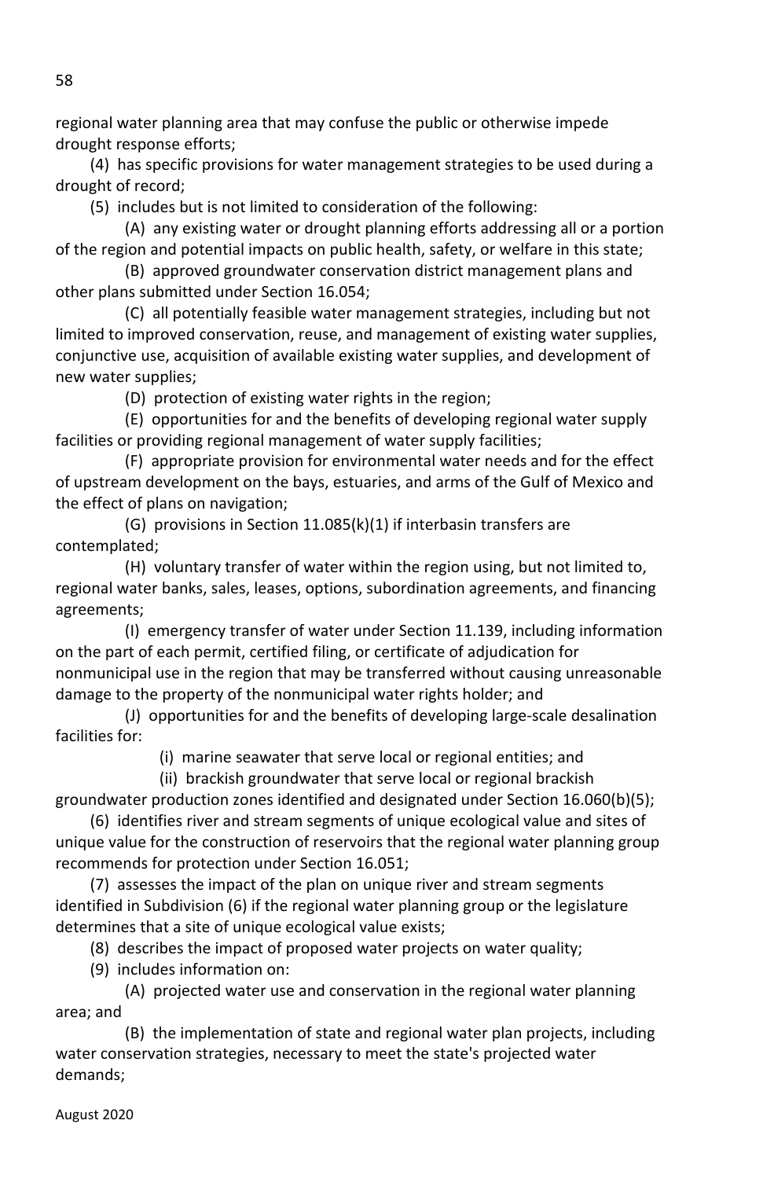regional water planning area that may confuse the public or otherwise impede drought response efforts;

(4) has specific provisions for water management strategies to be used during a drought of record;

(5) includes but is not limited to consideration of the following:

(A) any existing water or drought planning efforts addressing all or a portion of the region and potential impacts on public health, safety, or welfare in this state;

(B) approved groundwater conservation district management plans and other plans submitted under Section 16.054;

(C) all potentially feasible water management strategies, including but not limited to improved conservation, reuse, and management of existing water supplies, conjunctive use, acquisition of available existing water supplies, and development of new water supplies;

(D) protection of existing water rights in the region;

(E) opportunities for and the benefits of developing regional water supply facilities or providing regional management of water supply facilities;

(F) appropriate provision for environmental water needs and for the effect of upstream development on the bays, estuaries, and arms of the Gulf of Mexico and the effect of plans on navigation;

(G) provisions in Section 11.085(k)(1) if interbasin transfers are contemplated;

(H) voluntary transfer of water within the region using, but not limited to, regional water banks, sales, leases, options, subordination agreements, and financing agreements;

(I) emergency transfer of water under Section 11.139, including information on the part of each permit, certified filing, or certificate of adjudication for nonmunicipal use in the region that may be transferred without causing unreasonable damage to the property of the nonmunicipal water rights holder; and

(J) opportunities for and the benefits of developing large-scale desalination facilities for:

(i) marine seawater that serve local or regional entities; and

(ii) brackish groundwater that serve local or regional brackish groundwater production zones identified and designated under Section 16.060(b)(5);

(6) identifies river and stream segments of unique ecological value and sites of unique value for the construction of reservoirs that the regional water planning group recommends for protection under Section 16.051;

(7) assesses the impact of the plan on unique river and stream segments identified in Subdivision (6) if the regional water planning group or the legislature determines that a site of unique ecological value exists;

(8) describes the impact of proposed water projects on water quality;

(9) includes information on:

(A) projected water use and conservation in the regional water planning area; and

(B) the implementation of state and regional water plan projects, including water conservation strategies, necessary to meet the state's projected water demands;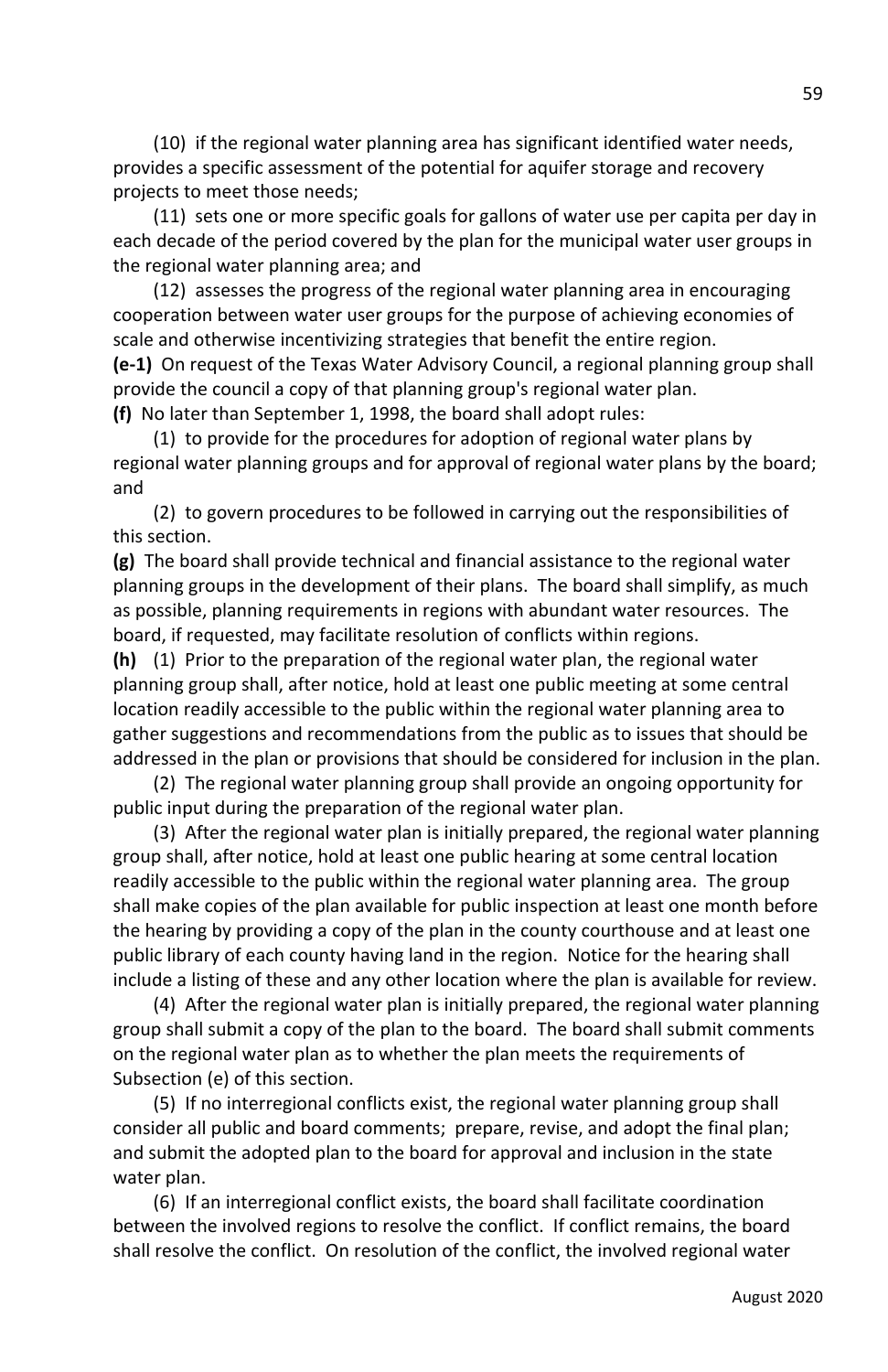(10) if the regional water planning area has significant identified water needs, provides a specific assessment of the potential for aquifer storage and recovery projects to meet those needs;

(11) sets one or more specific goals for gallons of water use per capita per day in each decade of the period covered by the plan for the municipal water user groups in the regional water planning area; and

(12) assesses the progress of the regional water planning area in encouraging cooperation between water user groups for the purpose of achieving economies of scale and otherwise incentivizing strategies that benefit the entire region.

**(e-1)** On request of the Texas Water Advisory Council, a regional planning group shall provide the council a copy of that planning group's regional water plan.

**(f)** No later than September 1, 1998, the board shall adopt rules:

(1) to provide for the procedures for adoption of regional water plans by regional water planning groups and for approval of regional water plans by the board; and

(2) to govern procedures to be followed in carrying out the responsibilities of this section.

**(g)** The board shall provide technical and financial assistance to the regional water planning groups in the development of their plans. The board shall simplify, as much as possible, planning requirements in regions with abundant water resources. The board, if requested, may facilitate resolution of conflicts within regions.

**(h)** (1) Prior to the preparation of the regional water plan, the regional water planning group shall, after notice, hold at least one public meeting at some central location readily accessible to the public within the regional water planning area to gather suggestions and recommendations from the public as to issues that should be addressed in the plan or provisions that should be considered for inclusion in the plan.

(2) The regional water planning group shall provide an ongoing opportunity for public input during the preparation of the regional water plan.

(3) After the regional water plan is initially prepared, the regional water planning group shall, after notice, hold at least one public hearing at some central location readily accessible to the public within the regional water planning area. The group shall make copies of the plan available for public inspection at least one month before the hearing by providing a copy of the plan in the county courthouse and at least one public library of each county having land in the region. Notice for the hearing shall include a listing of these and any other location where the plan is available for review.

(4) After the regional water plan is initially prepared, the regional water planning group shall submit a copy of the plan to the board. The board shall submit comments on the regional water plan as to whether the plan meets the requirements of Subsection (e) of this section.

(5) If no interregional conflicts exist, the regional water planning group shall consider all public and board comments; prepare, revise, and adopt the final plan; and submit the adopted plan to the board for approval and inclusion in the state water plan.

(6) If an interregional conflict exists, the board shall facilitate coordination between the involved regions to resolve the conflict. If conflict remains, the board shall resolve the conflict. On resolution of the conflict, the involved regional water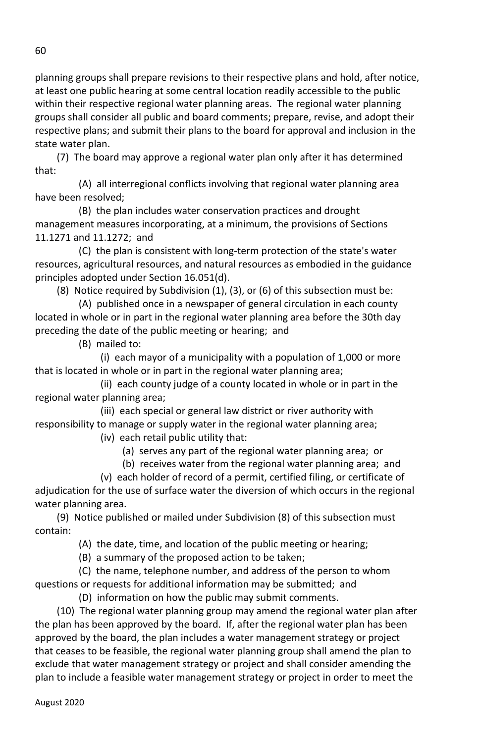planning groups shall prepare revisions to their respective plans and hold, after notice, at least one public hearing at some central location readily accessible to the public within their respective regional water planning areas. The regional water planning groups shall consider all public and board comments; prepare, revise, and adopt their respective plans; and submit their plans to the board for approval and inclusion in the state water plan.

(7) The board may approve a regional water plan only after it has determined that:

(A) all interregional conflicts involving that regional water planning area have been resolved;

(B) the plan includes water conservation practices and drought management measures incorporating, at a minimum, the provisions of Sections 11.1271 and 11.1272; and

(C) the plan is consistent with long-term protection of the state's water resources, agricultural resources, and natural resources as embodied in the guidance principles adopted under Section 16.051(d).

(8) Notice required by Subdivision (1), (3), or (6) of this subsection must be:

(A) published once in a newspaper of general circulation in each county located in whole or in part in the regional water planning area before the 30th day preceding the date of the public meeting or hearing; and

(B) mailed to:

(i) each mayor of a municipality with a population of 1,000 or more that is located in whole or in part in the regional water planning area;

(ii) each county judge of a county located in whole or in part in the regional water planning area;

(iii) each special or general law district or river authority with responsibility to manage or supply water in the regional water planning area;

(iv) each retail public utility that:

(a) serves any part of the regional water planning area; or

(b) receives water from the regional water planning area; and

(v) each holder of record of a permit, certified filing, or certificate of adjudication for the use of surface water the diversion of which occurs in the regional water planning area.

(9) Notice published or mailed under Subdivision (8) of this subsection must contain:

(A) the date, time, and location of the public meeting or hearing;

(B) a summary of the proposed action to be taken;

(C) the name, telephone number, and address of the person to whom questions or requests for additional information may be submitted; and

(D) information on how the public may submit comments.

(10) The regional water planning group may amend the regional water plan after the plan has been approved by the board. If, after the regional water plan has been approved by the board, the plan includes a water management strategy or project that ceases to be feasible, the regional water planning group shall amend the plan to exclude that water management strategy or project and shall consider amending the plan to include a feasible water management strategy or project in order to meet the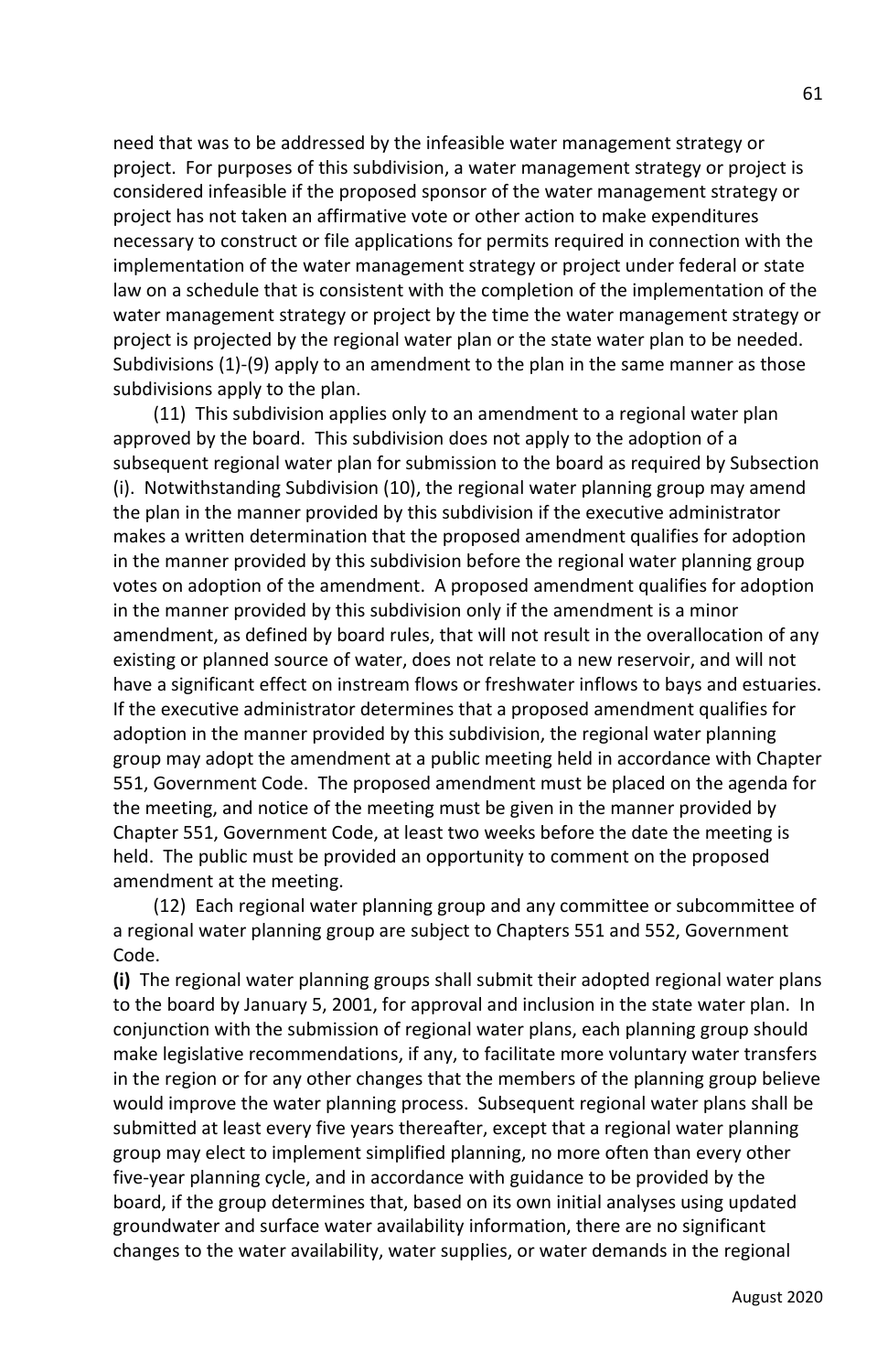need that was to be addressed by the infeasible water management strategy or project. For purposes of this subdivision, a water management strategy or project is considered infeasible if the proposed sponsor of the water management strategy or project has not taken an affirmative vote or other action to make expenditures necessary to construct or file applications for permits required in connection with the implementation of the water management strategy or project under federal or state law on a schedule that is consistent with the completion of the implementation of the water management strategy or project by the time the water management strategy or project is projected by the regional water plan or the state water plan to be needed. Subdivisions (1)-(9) apply to an amendment to the plan in the same manner as those subdivisions apply to the plan.

(11) This subdivision applies only to an amendment to a regional water plan approved by the board. This subdivision does not apply to the adoption of a subsequent regional water plan for submission to the board as required by Subsection (i). Notwithstanding Subdivision (10), the regional water planning group may amend the plan in the manner provided by this subdivision if the executive administrator makes a written determination that the proposed amendment qualifies for adoption in the manner provided by this subdivision before the regional water planning group votes on adoption of the amendment. A proposed amendment qualifies for adoption in the manner provided by this subdivision only if the amendment is a minor amendment, as defined by board rules, that will not result in the overallocation of any existing or planned source of water, does not relate to a new reservoir, and will not have a significant effect on instream flows or freshwater inflows to bays and estuaries. If the executive administrator determines that a proposed amendment qualifies for adoption in the manner provided by this subdivision, the regional water planning group may adopt the amendment at a public meeting held in accordance with Chapter 551, Government Code. The proposed amendment must be placed on the agenda for the meeting, and notice of the meeting must be given in the manner provided by Chapter 551, Government Code, at least two weeks before the date the meeting is held. The public must be provided an opportunity to comment on the proposed amendment at the meeting.

(12) Each regional water planning group and any committee or subcommittee of a regional water planning group are subject to Chapters 551 and 552, Government Code.

**(i)** The regional water planning groups shall submit their adopted regional water plans to the board by January 5, 2001, for approval and inclusion in the state water plan. In conjunction with the submission of regional water plans, each planning group should make legislative recommendations, if any, to facilitate more voluntary water transfers in the region or for any other changes that the members of the planning group believe would improve the water planning process. Subsequent regional water plans shall be submitted at least every five years thereafter, except that a regional water planning group may elect to implement simplified planning, no more often than every other five-year planning cycle, and in accordance with guidance to be provided by the board, if the group determines that, based on its own initial analyses using updated groundwater and surface water availability information, there are no significant changes to the water availability, water supplies, or water demands in the regional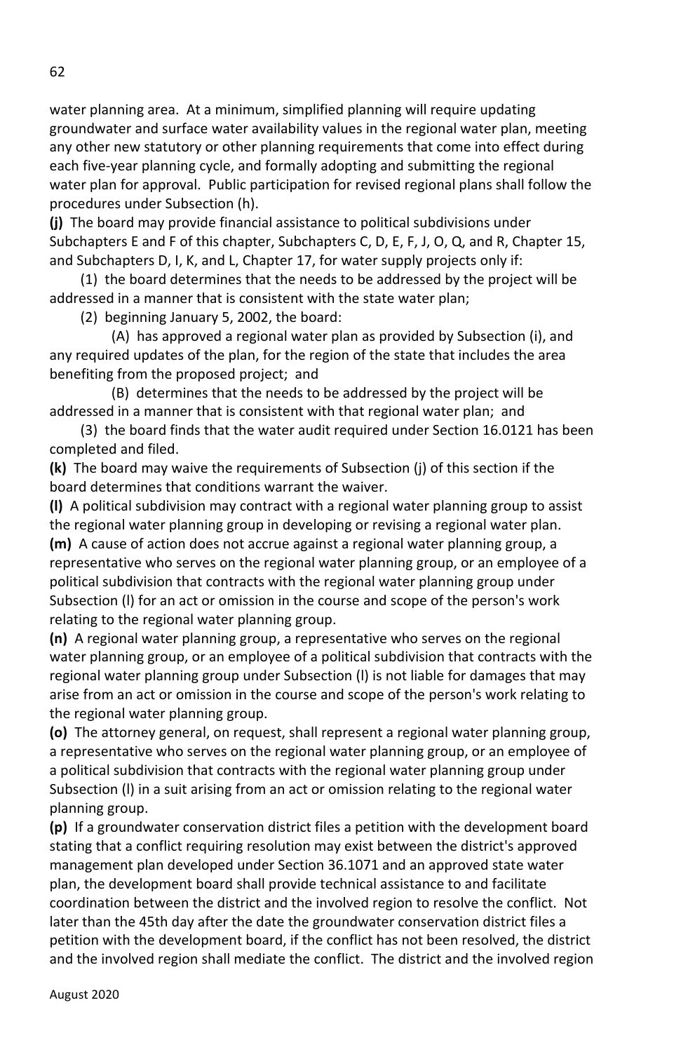water planning area. At a minimum, simplified planning will require updating groundwater and surface water availability values in the regional water plan, meeting any other new statutory or other planning requirements that come into effect during each five-year planning cycle, and formally adopting and submitting the regional water plan for approval. Public participation for revised regional plans shall follow the procedures under Subsection (h).

**(j)** The board may provide financial assistance to political subdivisions under Subchapters E and F of this chapter, Subchapters C, D, E, F, J, O, Q, and R, Chapter 15, and Subchapters D, I, K, and L, Chapter 17, for water supply projects only if:

(1) the board determines that the needs to be addressed by the project will be addressed in a manner that is consistent with the state water plan;

(2) beginning January 5, 2002, the board:

(A) has approved a regional water plan as provided by Subsection (i), and any required updates of the plan, for the region of the state that includes the area benefiting from the proposed project; and

(B) determines that the needs to be addressed by the project will be addressed in a manner that is consistent with that regional water plan; and

(3) the board finds that the water audit required under Section 16.0121 has been completed and filed.

**(k)** The board may waive the requirements of Subsection (j) of this section if the board determines that conditions warrant the waiver.

**(l)** A political subdivision may contract with a regional water planning group to assist the regional water planning group in developing or revising a regional water plan.

**(m)** A cause of action does not accrue against a regional water planning group, a representative who serves on the regional water planning group, or an employee of a political subdivision that contracts with the regional water planning group under Subsection (l) for an act or omission in the course and scope of the person's work relating to the regional water planning group.

**(n)** A regional water planning group, a representative who serves on the regional water planning group, or an employee of a political subdivision that contracts with the regional water planning group under Subsection (l) is not liable for damages that may arise from an act or omission in the course and scope of the person's work relating to the regional water planning group.

**(o)** The attorney general, on request, shall represent a regional water planning group, a representative who serves on the regional water planning group, or an employee of a political subdivision that contracts with the regional water planning group under Subsection (l) in a suit arising from an act or omission relating to the regional water planning group.

**(p)** If a groundwater conservation district files a petition with the development board stating that a conflict requiring resolution may exist between the district's approved management plan developed under Section 36.1071 and an approved state water plan, the development board shall provide technical assistance to and facilitate coordination between the district and the involved region to resolve the conflict. Not later than the 45th day after the date the groundwater conservation district files a petition with the development board, if the conflict has not been resolved, the district and the involved region shall mediate the conflict. The district and the involved region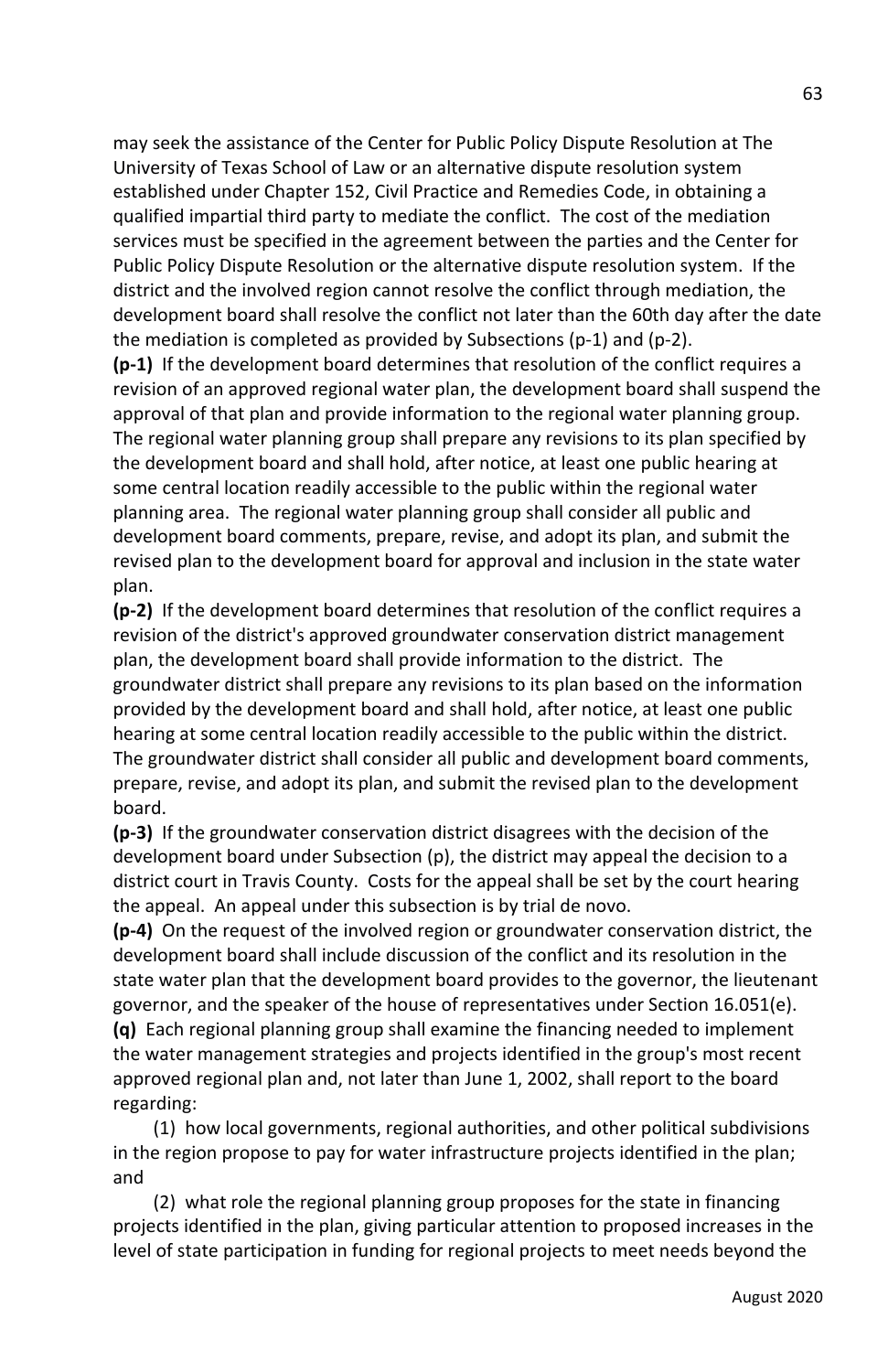may seek the assistance of the Center for Public Policy Dispute Resolution at The University of Texas School of Law or an alternative dispute resolution system established under Chapter 152, Civil Practice and Remedies Code, in obtaining a qualified impartial third party to mediate the conflict. The cost of the mediation services must be specified in the agreement between the parties and the Center for Public Policy Dispute Resolution or the alternative dispute resolution system. If the district and the involved region cannot resolve the conflict through mediation, the development board shall resolve the conflict not later than the 60th day after the date the mediation is completed as provided by Subsections (p-1) and (p-2).

**(p-1)** If the development board determines that resolution of the conflict requires a revision of an approved regional water plan, the development board shall suspend the approval of that plan and provide information to the regional water planning group. The regional water planning group shall prepare any revisions to its plan specified by the development board and shall hold, after notice, at least one public hearing at some central location readily accessible to the public within the regional water planning area. The regional water planning group shall consider all public and development board comments, prepare, revise, and adopt its plan, and submit the revised plan to the development board for approval and inclusion in the state water plan.

**(p-2)** If the development board determines that resolution of the conflict requires a revision of the district's approved groundwater conservation district management plan, the development board shall provide information to the district. The groundwater district shall prepare any revisions to its plan based on the information provided by the development board and shall hold, after notice, at least one public hearing at some central location readily accessible to the public within the district. The groundwater district shall consider all public and development board comments, prepare, revise, and adopt its plan, and submit the revised plan to the development board.

**(p-3)** If the groundwater conservation district disagrees with the decision of the development board under Subsection (p), the district may appeal the decision to a district court in Travis County. Costs for the appeal shall be set by the court hearing the appeal. An appeal under this subsection is by trial de novo.

**(p-4)** On the request of the involved region or groundwater conservation district, the development board shall include discussion of the conflict and its resolution in the state water plan that the development board provides to the governor, the lieutenant governor, and the speaker of the house of representatives under Section 16.051(e).

**(q)** Each regional planning group shall examine the financing needed to implement the water management strategies and projects identified in the group's most recent approved regional plan and, not later than June 1, 2002, shall report to the board regarding:

(1) how local governments, regional authorities, and other political subdivisions in the region propose to pay for water infrastructure projects identified in the plan; and

(2) what role the regional planning group proposes for the state in financing projects identified in the plan, giving particular attention to proposed increases in the level of state participation in funding for regional projects to meet needs beyond the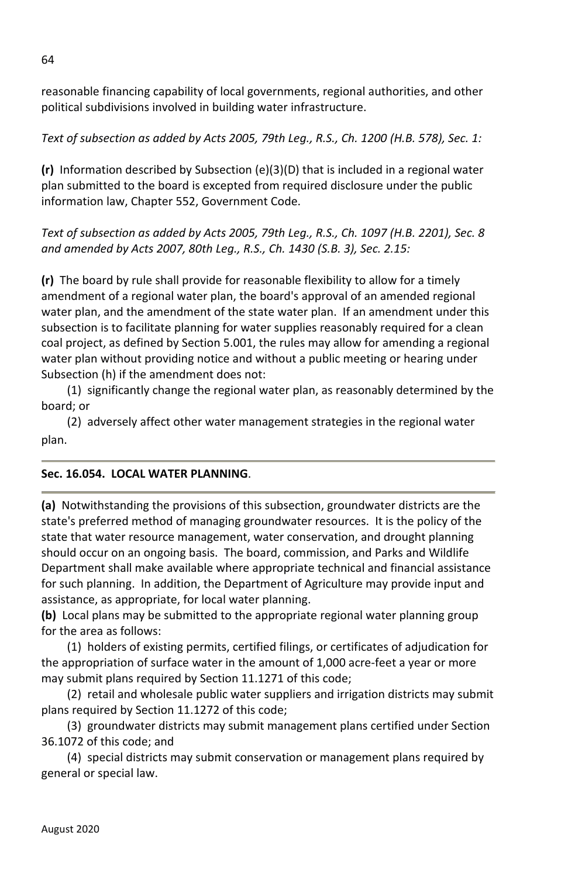reasonable financing capability of local governments, regional authorities, and other political subdivisions involved in building water infrastructure.

*Text of subsection as added by Acts 2005, 79th Leg., R.S., Ch. 1200 (H.B. 578), Sec. 1:*

**(r)** Information described by Subsection (e)(3)(D) that is included in a regional water plan submitted to the board is excepted from required disclosure under the public information law, Chapter 552, Government Code.

*Text of subsection as added by Acts 2005, 79th Leg., R.S., Ch. 1097 (H.B. 2201), Sec. 8 and amended by Acts 2007, 80th Leg., R.S., Ch. 1430 (S.B. 3), Sec. 2.15:*

**(r)** The board by rule shall provide for reasonable flexibility to allow for a timely amendment of a regional water plan, the board's approval of an amended regional water plan, and the amendment of the state water plan. If an amendment under this subsection is to facilitate planning for water supplies reasonably required for a clean coal project, as defined by Section 5.001, the rules may allow for amending a regional water plan without providing notice and without a public meeting or hearing under Subsection (h) if the amendment does not:

(1) significantly change the regional water plan, as reasonably determined by the board; or

(2) adversely affect other water management strategies in the regional water plan.

## Sec. 16.054. LOCAL WATER PLANNING.

**(a)** Notwithstanding the provisions of this subsection, groundwater districts are the state's preferred method of managing groundwater resources. It is the policy of the state that water resource management, water conservation, and drought planning should occur on an ongoing basis. The board, commission, and Parks and Wildlife Department shall make available where appropriate technical and financial assistance for such planning. In addition, the Department of Agriculture may provide input and assistance, as appropriate, for local water planning.

**(b)** Local plans may be submitted to the appropriate regional water planning group for the area as follows:

(1) holders of existing permits, certified filings, or certificates of adjudication for the appropriation of surface water in the amount of 1,000 acre-feet a year or more may submit plans required by Section 11.1271 of this code;

(2) retail and wholesale public water suppliers and irrigation districts may submit plans required by Section 11.1272 of this code;

(3) groundwater districts may submit management plans certified under Section 36.1072 of this code; and

(4) special districts may submit conservation or management plans required by general or special law.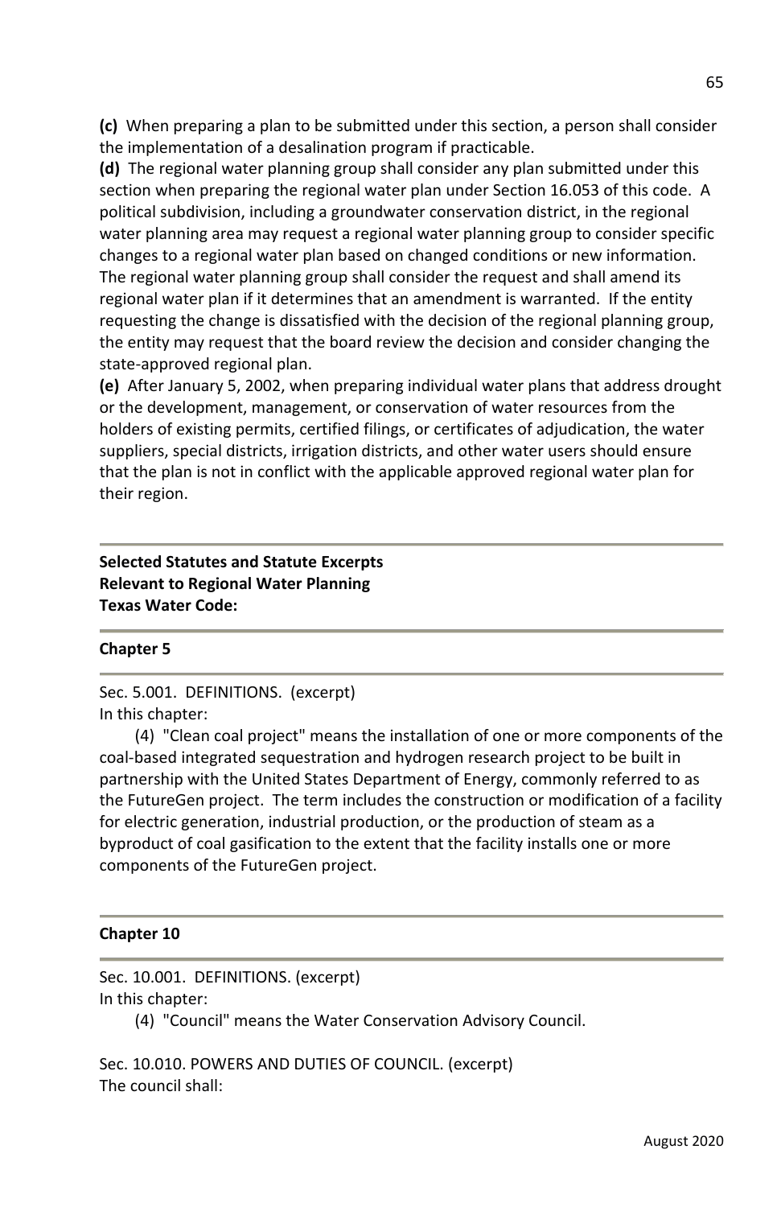**(c)** When preparing a plan to be submitted under this section, a person shall consider the implementation of a desalination program if practicable.

**(d)** The regional water planning group shall consider any plan submitted under this section when preparing the regional water plan under Section 16.053 of this code. A political subdivision, including a groundwater conservation district, in the regional water planning area may request a regional water planning group to consider specific changes to a regional water plan based on changed conditions or new information. The regional water planning group shall consider the request and shall amend its regional water plan if it determines that an amendment is warranted. If the entity requesting the change is dissatisfied with the decision of the regional planning group, the entity may request that the board review the decision and consider changing the state-approved regional plan.

**(e)** After January 5, 2002, when preparing individual water plans that address drought or the development, management, or conservation of water resources from the holders of existing permits, certified filings, or certificates of adjudication, the water suppliers, special districts, irrigation districts, and other water users should ensure that the plan is not in conflict with the applicable approved regional water plan for their region.

---

**Selected Statutes and Statute Excerpts**
**Relevant to Regional Water Planning**
**Texas Water Code:**

---

**Chapter 5**

---

Sec. 5.001. DEFINITIONS. (excerpt)
In this chapter:

(4) "Clean coal project" means the installation of one or more components of the coal-based integrated sequestration and hydrogen research project to be built in partnership with the United States Department of Energy, commonly referred to as the FutureGen project. The term includes the construction or modification of a facility for electric generation, industrial production, or the production of steam as a byproduct of coal gasification to the extent that the facility installs one or more components of the FutureGen project.

---

**Chapter 10**

---

Sec. 10.001. DEFINITIONS. (excerpt)
In this chapter:

(4) "Council" means the Water Conservation Advisory Council.

Sec. 10.010. POWERS AND DUTIES OF COUNCIL. (excerpt)
The council shall: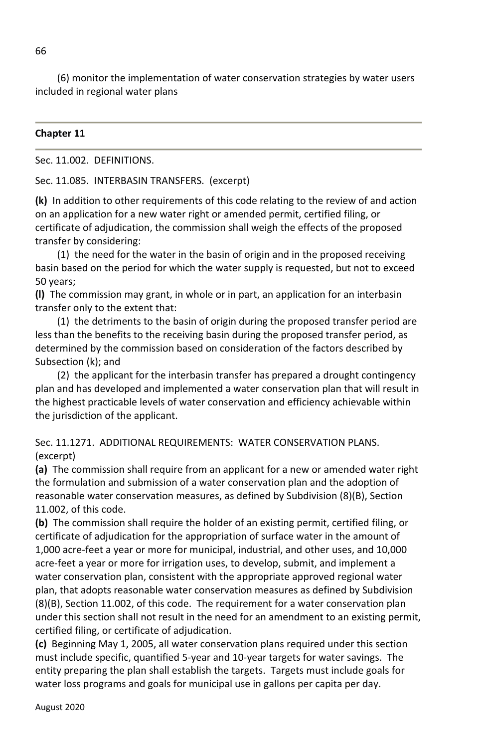(6) monitor the implementation of water conservation strategies by water users included in regional water plans

---

## Chapter 11

---

Sec. 11.002. DEFINITIONS.

Sec. 11.085. INTERBASIN TRANSFERS. (excerpt)

**(k)** In addition to other requirements of this code relating to the review of and action on an application for a new water right or amended permit, certified filing, or certificate of adjudication, the commission shall weigh the effects of the proposed transfer by considering:

(1) the need for the water in the basin of origin and in the proposed receiving basin based on the period for which the water supply is requested, but not to exceed 50 years;

**(l)** The commission may grant, in whole or in part, an application for an interbasin transfer only to the extent that:

(1) the detriments to the basin of origin during the proposed transfer period are less than the benefits to the receiving basin during the proposed transfer period, as determined by the commission based on consideration of the factors described by Subsection (k); and

(2) the applicant for the interbasin transfer has prepared a drought contingency plan and has developed and implemented a water conservation plan that will result in the highest practicable levels of water conservation and efficiency achievable within the jurisdiction of the applicant.

Sec. 11.1271. ADDITIONAL REQUIREMENTS: WATER CONSERVATION PLANS. (excerpt)

**(a)** The commission shall require from an applicant for a new or amended water right the formulation and submission of a water conservation plan and the adoption of reasonable water conservation measures, as defined by Subdivision (8)(B), Section 11.002, of this code.

**(b)** The commission shall require the holder of an existing permit, certified filing, or certificate of adjudication for the appropriation of surface water in the amount of 1,000 acre-feet a year or more for municipal, industrial, and other uses, and 10,000 acre-feet a year or more for irrigation uses, to develop, submit, and implement a water conservation plan, consistent with the appropriate approved regional water plan, that adopts reasonable water conservation measures as defined by Subdivision (8)(B), Section 11.002, of this code. The requirement for a water conservation plan under this section shall not result in the need for an amendment to an existing permit, certified filing, or certificate of adjudication.

**(c)** Beginning May 1, 2005, all water conservation plans required under this section must include specific, quantified 5-year and 10-year targets for water savings. The entity preparing the plan shall establish the targets. Targets must include goals for water loss programs and goals for municipal use in gallons per capita per day.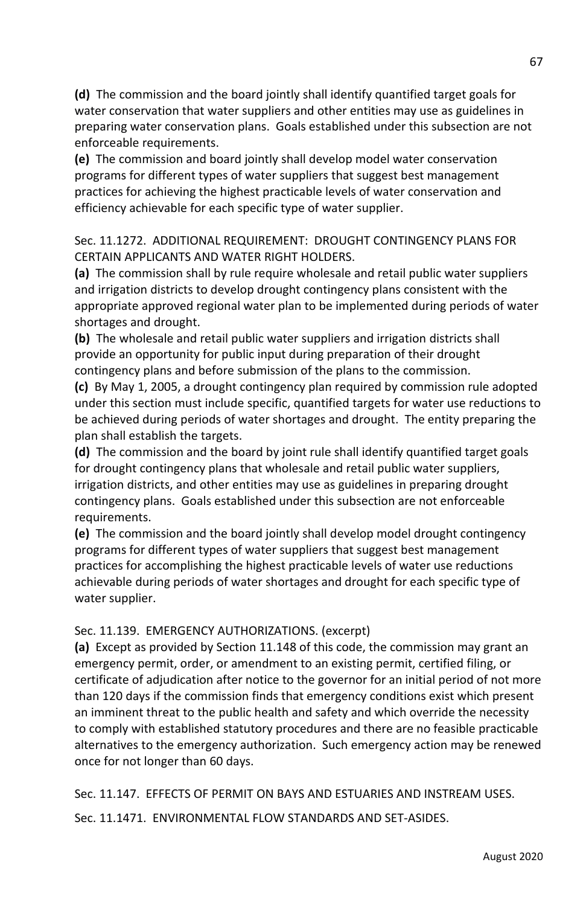**(d)** The commission and the board jointly shall identify quantified target goals for water conservation that water suppliers and other entities may use as guidelines in preparing water conservation plans. Goals established under this subsection are not enforceable requirements.

**(e)** The commission and board jointly shall develop model water conservation programs for different types of water suppliers that suggest best management practices for achieving the highest practicable levels of water conservation and efficiency achievable for each specific type of water supplier.

Sec. 11.1272. ADDITIONAL REQUIREMENT: DROUGHT CONTINGENCY PLANS FOR CERTAIN APPLICANTS AND WATER RIGHT HOLDERS.

**(a)** The commission shall by rule require wholesale and retail public water suppliers and irrigation districts to develop drought contingency plans consistent with the appropriate approved regional water plan to be implemented during periods of water shortages and drought.

**(b)** The wholesale and retail public water suppliers and irrigation districts shall provide an opportunity for public input during preparation of their drought contingency plans and before submission of the plans to the commission.

**(c)** By May 1, 2005, a drought contingency plan required by commission rule adopted under this section must include specific, quantified targets for water use reductions to be achieved during periods of water shortages and drought. The entity preparing the plan shall establish the targets.

**(d)** The commission and the board by joint rule shall identify quantified target goals for drought contingency plans that wholesale and retail public water suppliers, irrigation districts, and other entities may use as guidelines in preparing drought contingency plans. Goals established under this subsection are not enforceable requirements.

**(e)** The commission and the board jointly shall develop model drought contingency programs for different types of water suppliers that suggest best management practices for accomplishing the highest practicable levels of water use reductions achievable during periods of water shortages and drought for each specific type of water supplier.

Sec. 11.139. EMERGENCY AUTHORIZATIONS. (excerpt)

**(a)** Except as provided by Section 11.148 of this code, the commission may grant an emergency permit, order, or amendment to an existing permit, certified filing, or certificate of adjudication after notice to the governor for an initial period of not more than 120 days if the commission finds that emergency conditions exist which present an imminent threat to the public health and safety and which override the necessity to comply with established statutory procedures and there are no feasible practicable alternatives to the emergency authorization. Such emergency action may be renewed once for not longer than 60 days.

Sec. 11.147. EFFECTS OF PERMIT ON BAYS AND ESTUARIES AND INSTREAM USES.

Sec. 11.1471. ENVIRONMENTAL FLOW STANDARDS AND SET-ASIDES.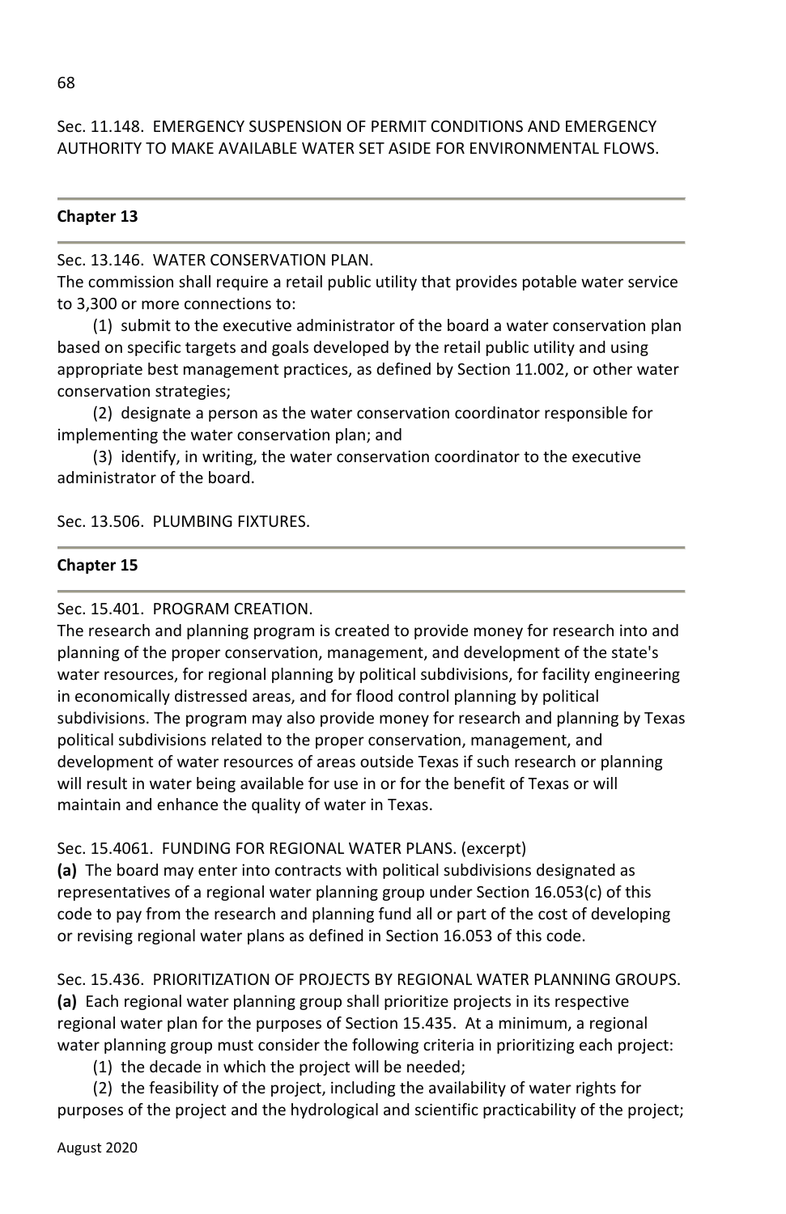Sec. 11.148. EMERGENCY SUSPENSION OF PERMIT CONDITIONS AND EMERGENCY AUTHORITY TO MAKE AVAILABLE WATER SET ASIDE FOR ENVIRONMENTAL FLOWS.

---

**Chapter 13**

---

Sec. 13.146. WATER CONSERVATION PLAN.
The commission shall require a retail public utility that provides potable water service to 3,300 or more connections to:

(1) submit to the executive administrator of the board a water conservation plan based on specific targets and goals developed by the retail public utility and using appropriate best management practices, as defined by Section 11.002, or other water conservation strategies;

(2) designate a person as the water conservation coordinator responsible for implementing the water conservation plan; and

(3) identify, in writing, the water conservation coordinator to the executive administrator of the board.

Sec. 13.506. PLUMBING FIXTURES.

---

**Chapter 15**

---

Sec. 15.401. PROGRAM CREATION.
The research and planning program is created to provide money for research into and planning of the proper conservation, management, and development of the state's water resources, for regional planning by political subdivisions, for facility engineering in economically distressed areas, and for flood control planning by political subdivisions. The program may also provide money for research and planning by Texas political subdivisions related to the proper conservation, management, and development of water resources of areas outside Texas if such research or planning will result in water being available for use in or for the benefit of Texas or will maintain and enhance the quality of water in Texas.

Sec. 15.4061. FUNDING FOR REGIONAL WATER PLANS. (excerpt)
**(a)** The board may enter into contracts with political subdivisions designated as representatives of a regional water planning group under Section 16.053(c) of this code to pay from the research and planning fund all or part of the cost of developing or revising regional water plans as defined in Section 16.053 of this code.

Sec. 15.436. PRIORITIZATION OF PROJECTS BY REGIONAL WATER PLANNING GROUPS.
**(a)** Each regional water planning group shall prioritize projects in its respective regional water plan for the purposes of Section 15.435. At a minimum, a regional water planning group must consider the following criteria in prioritizing each project:

(1) the decade in which the project will be needed;

(2) the feasibility of the project, including the availability of water rights for purposes of the project and the hydrological and scientific practicability of the project;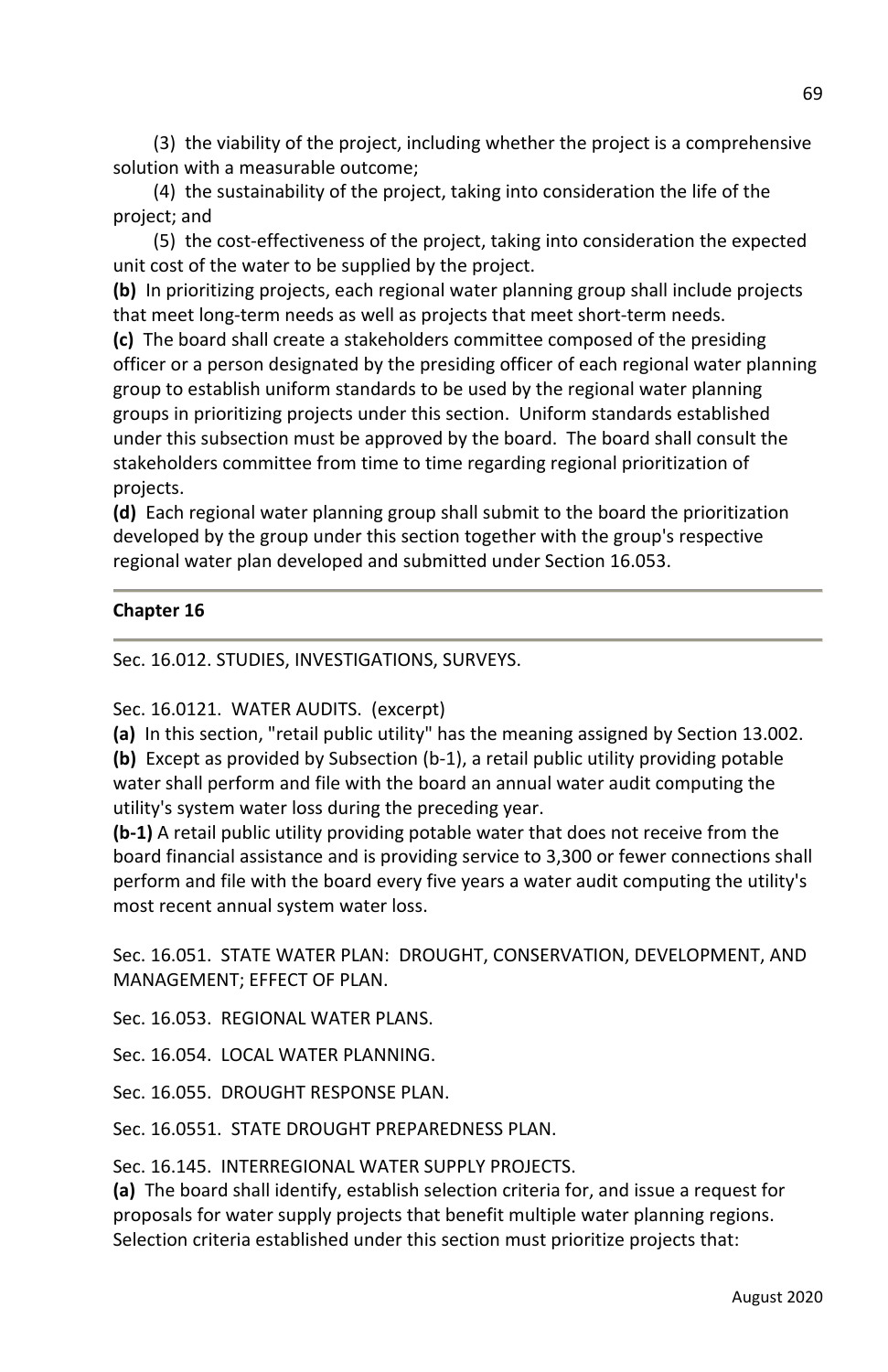(3) the viability of the project, including whether the project is a comprehensive solution with a measurable outcome;

(4) the sustainability of the project, taking into consideration the life of the project; and

(5) the cost-effectiveness of the project, taking into consideration the expected unit cost of the water to be supplied by the project.

**(b)** In prioritizing projects, each regional water planning group shall include projects that meet long-term needs as well as projects that meet short-term needs.

**(c)** The board shall create a stakeholders committee composed of the presiding officer or a person designated by the presiding officer of each regional water planning group to establish uniform standards to be used by the regional water planning groups in prioritizing projects under this section. Uniform standards established under this subsection must be approved by the board. The board shall consult the stakeholders committee from time to time regarding regional prioritization of projects.

**(d)** Each regional water planning group shall submit to the board the prioritization developed by the group under this section together with the group's respective regional water plan developed and submitted under Section 16.053.

---

**Chapter 16**

---

Sec. 16.012. STUDIES, INVESTIGATIONS, SURVEYS.

Sec. 16.0121. WATER AUDITS. (excerpt)

**(a)** In this section, "retail public utility" has the meaning assigned by Section 13.002.

**(b)** Except as provided by Subsection (b-1), a retail public utility providing potable water shall perform and file with the board an annual water audit computing the utility's system water loss during the preceding year.

**(b-1)** A retail public utility providing potable water that does not receive from the board financial assistance and is providing service to 3,300 or fewer connections shall perform and file with the board every five years a water audit computing the utility's most recent annual system water loss.

Sec. 16.051. STATE WATER PLAN: DROUGHT, CONSERVATION, DEVELOPMENT, AND MANAGEMENT; EFFECT OF PLAN.

Sec. 16.053. REGIONAL WATER PLANS.

Sec. 16.054. LOCAL WATER PLANNING.

Sec. 16.055. DROUGHT RESPONSE PLAN.

Sec. 16.0551. STATE DROUGHT PREPAREDNESS PLAN.

Sec. 16.145. INTERREGIONAL WATER SUPPLY PROJECTS.

**(a)** The board shall identify, establish selection criteria for, and issue a request for proposals for water supply projects that benefit multiple water planning regions. Selection criteria established under this section must prioritize projects that: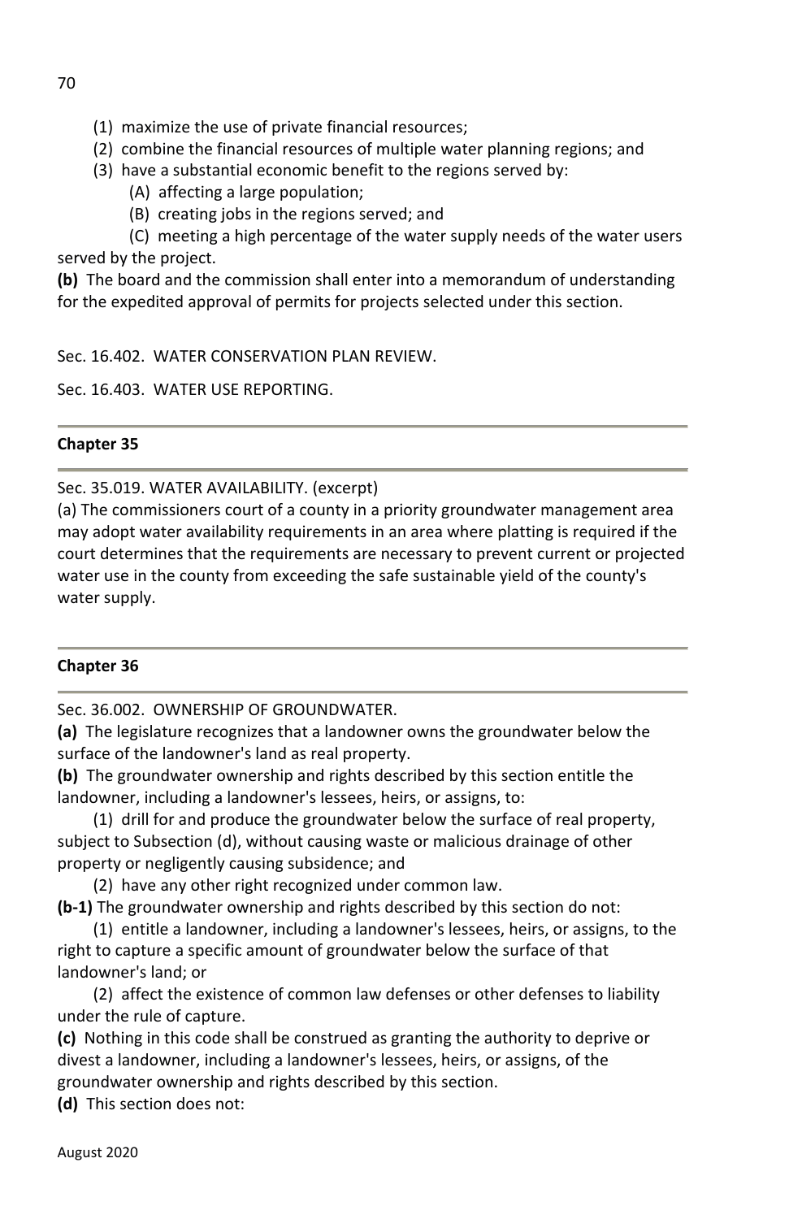(1) maximize the use of private financial resources;

(2) combine the financial resources of multiple water planning regions; and

(3) have a substantial economic benefit to the regions served by:

(A) affecting a large population;

(B) creating jobs in the regions served; and

(C) meeting a high percentage of the water supply needs of the water users served by the project.

**(b)** The board and the commission shall enter into a memorandum of understanding for the expedited approval of permits for projects selected under this section.

Sec. 16.402. WATER CONSERVATION PLAN REVIEW.

Sec. 16.403. WATER USE REPORTING.

---

### Chapter 35

---

Sec. 35.019. WATER AVAILABILITY. (excerpt)

(a) The commissioners court of a county in a priority groundwater management area may adopt water availability requirements in an area where platting is required if the court determines that the requirements are necessary to prevent current or projected water use in the county from exceeding the safe sustainable yield of the county's water supply.

---

### Chapter 36

---

Sec. 36.002. OWNERSHIP OF GROUNDWATER.

**(a)** The legislature recognizes that a landowner owns the groundwater below the surface of the landowner's land as real property.

**(b)** The groundwater ownership and rights described by this section entitle the landowner, including a landowner's lessees, heirs, or assigns, to:

(1) drill for and produce the groundwater below the surface of real property, subject to Subsection (d), without causing waste or malicious drainage of other property or negligently causing subsidence; and

(2) have any other right recognized under common law.

**(b-1)** The groundwater ownership and rights described by this section do not:

(1) entitle a landowner, including a landowner's lessees, heirs, or assigns, to the right to capture a specific amount of groundwater below the surface of that landowner's land; or

(2) affect the existence of common law defenses or other defenses to liability under the rule of capture.

**(c)** Nothing in this code shall be construed as granting the authority to deprive or divest a landowner, including a landowner's lessees, heirs, or assigns, of the groundwater ownership and rights described by this section.

**(d)** This section does not: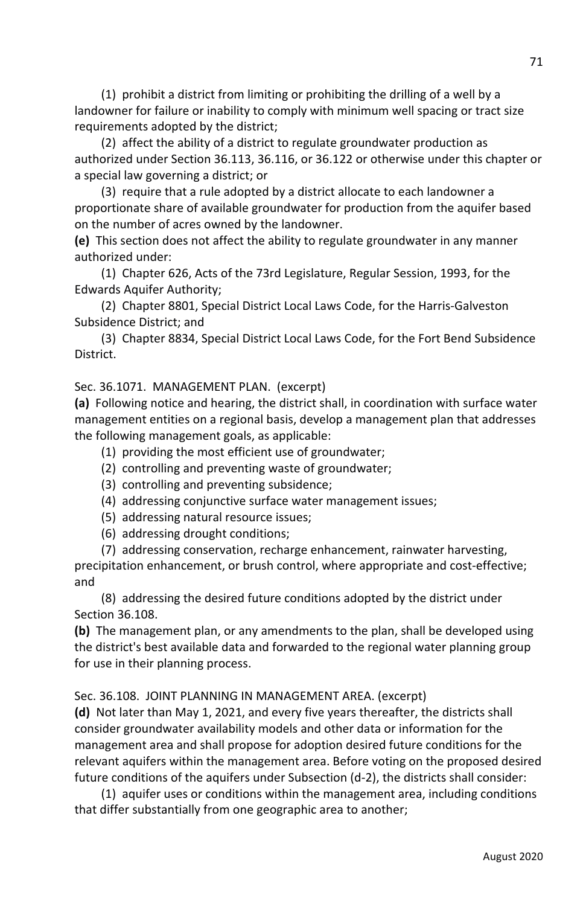(1) prohibit a district from limiting or prohibiting the drilling of a well by a landowner for failure or inability to comply with minimum well spacing or tract size requirements adopted by the district;

(2) affect the ability of a district to regulate groundwater production as authorized under Section 36.113, 36.116, or 36.122 or otherwise under this chapter or a special law governing a district; or

(3) require that a rule adopted by a district allocate to each landowner a proportionate share of available groundwater for production from the aquifer based on the number of acres owned by the landowner.

**(e)** This section does not affect the ability to regulate groundwater in any manner authorized under:

(1) Chapter 626, Acts of the 73rd Legislature, Regular Session, 1993, for the Edwards Aquifer Authority;

(2) Chapter 8801, Special District Local Laws Code, for the Harris-Galveston Subsidence District; and

(3) Chapter 8834, Special District Local Laws Code, for the Fort Bend Subsidence District.

Sec. 36.1071. MANAGEMENT PLAN. (excerpt)

**(a)** Following notice and hearing, the district shall, in coordination with surface water management entities on a regional basis, develop a management plan that addresses the following management goals, as applicable:

(1) providing the most efficient use of groundwater;

(2) controlling and preventing waste of groundwater;

(3) controlling and preventing subsidence;

(4) addressing conjunctive surface water management issues;

(5) addressing natural resource issues;

(6) addressing drought conditions;

(7) addressing conservation, recharge enhancement, rainwater harvesting, precipitation enhancement, or brush control, where appropriate and cost-effective; and

(8) addressing the desired future conditions adopted by the district under Section 36.108.

**(b)** The management plan, or any amendments to the plan, shall be developed using the district's best available data and forwarded to the regional water planning group for use in their planning process.

Sec. 36.108. JOINT PLANNING IN MANAGEMENT AREA. (excerpt)

**(d)** Not later than May 1, 2021, and every five years thereafter, the districts shall consider groundwater availability models and other data or information for the management area and shall propose for adoption desired future conditions for the relevant aquifers within the management area. Before voting on the proposed desired future conditions of the aquifers under Subsection (d-2), the districts shall consider:

(1) aquifer uses or conditions within the management area, including conditions that differ substantially from one geographic area to another;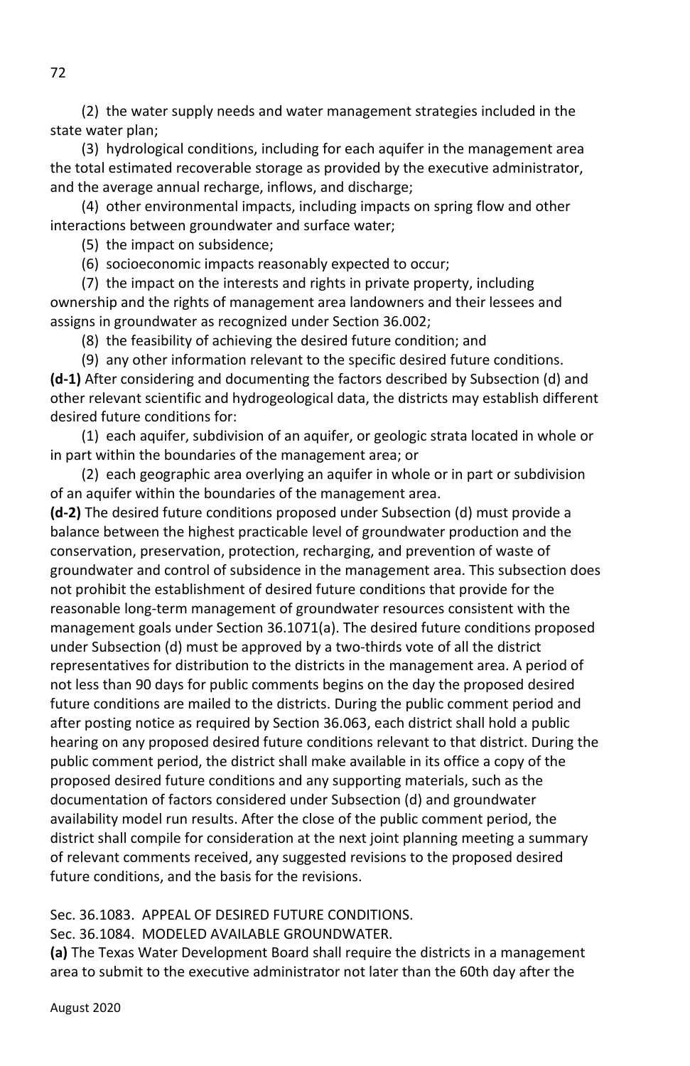(2) the water supply needs and water management strategies included in the state water plan;

(3) hydrological conditions, including for each aquifer in the management area the total estimated recoverable storage as provided by the executive administrator, and the average annual recharge, inflows, and discharge;

(4) other environmental impacts, including impacts on spring flow and other interactions between groundwater and surface water;

(5) the impact on subsidence;

(6) socioeconomic impacts reasonably expected to occur;

(7) the impact on the interests and rights in private property, including ownership and the rights of management area landowners and their lessees and assigns in groundwater as recognized under Section 36.002;

(8) the feasibility of achieving the desired future condition; and

(9) any other information relevant to the specific desired future conditions.

**(d-1)** After considering and documenting the factors described by Subsection (d) and other relevant scientific and hydrogeological data, the districts may establish different desired future conditions for:

(1) each aquifer, subdivision of an aquifer, or geologic strata located in whole or in part within the boundaries of the management area; or

(2) each geographic area overlying an aquifer in whole or in part or subdivision of an aquifer within the boundaries of the management area.

**(d-2)** The desired future conditions proposed under Subsection (d) must provide a balance between the highest practicable level of groundwater production and the conservation, preservation, protection, recharging, and prevention of waste of groundwater and control of subsidence in the management area. This subsection does not prohibit the establishment of desired future conditions that provide for the reasonable long-term management of groundwater resources consistent with the management goals under Section 36.1071(a). The desired future conditions proposed under Subsection (d) must be approved by a two-thirds vote of all the district representatives for distribution to the districts in the management area. A period of not less than 90 days for public comments begins on the day the proposed desired future conditions are mailed to the districts. During the public comment period and after posting notice as required by Section 36.063, each district shall hold a public hearing on any proposed desired future conditions relevant to that district. During the public comment period, the district shall make available in its office a copy of the proposed desired future conditions and any supporting materials, such as the documentation of factors considered under Subsection (d) and groundwater availability model run results. After the close of the public comment period, the district shall compile for consideration at the next joint planning meeting a summary of relevant comments received, any suggested revisions to the proposed desired future conditions, and the basis for the revisions.

Sec. 36.1083. APPEAL OF DESIRED FUTURE CONDITIONS.

Sec. 36.1084. MODELED AVAILABLE GROUNDWATER.

**(a)** The Texas Water Development Board shall require the districts in a management area to submit to the executive administrator not later than the 60th day after the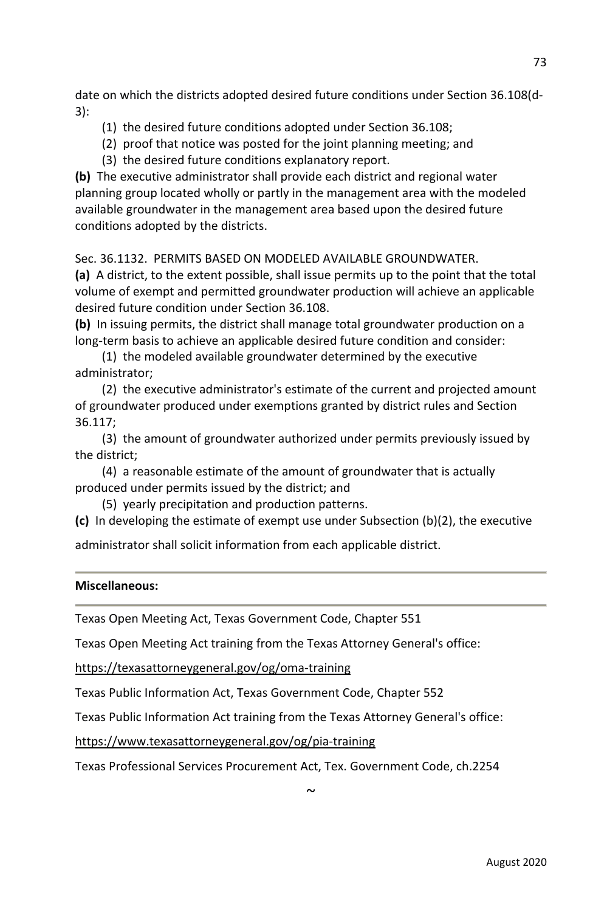date on which the districts adopted desired future conditions under Section 36.108(d-3):

(1) the desired future conditions adopted under Section 36.108;

(2) proof that notice was posted for the joint planning meeting; and

(3) the desired future conditions explanatory report.

**(b)** The executive administrator shall provide each district and regional water planning group located wholly or partly in the management area with the modeled available groundwater in the management area based upon the desired future conditions adopted by the districts.

Sec. 36.1132. PERMITS BASED ON MODELED AVAILABLE GROUNDWATER.

**(a)** A district, to the extent possible, shall issue permits up to the point that the total volume of exempt and permitted groundwater production will achieve an applicable desired future condition under Section 36.108.

**(b)** In issuing permits, the district shall manage total groundwater production on a long-term basis to achieve an applicable desired future condition and consider:

(1) the modeled available groundwater determined by the executive administrator;

(2) the executive administrator's estimate of the current and projected amount of groundwater produced under exemptions granted by district rules and Section 36.117;

(3) the amount of groundwater authorized under permits previously issued by the district;

(4) a reasonable estimate of the amount of groundwater that is actually produced under permits issued by the district; and

(5) yearly precipitation and production patterns.

**(c)** In developing the estimate of exempt use under Subsection (b)(2), the executive administrator shall solicit information from each applicable district.

---

**Miscellaneous:**

---

Texas Open Meeting Act, Texas Government Code, Chapter 551

Texas Open Meeting Act training from the Texas Attorney General's office:

https://texasattorneygeneral.gov/og/oma-training

Texas Public Information Act, Texas Government Code, Chapter 552

Texas Public Information Act training from the Texas Attorney General's office:

https://www.texasattorneygeneral.gov/og/pia-training

Texas Professional Services Procurement Act, Tex. Government Code, ch.2254

~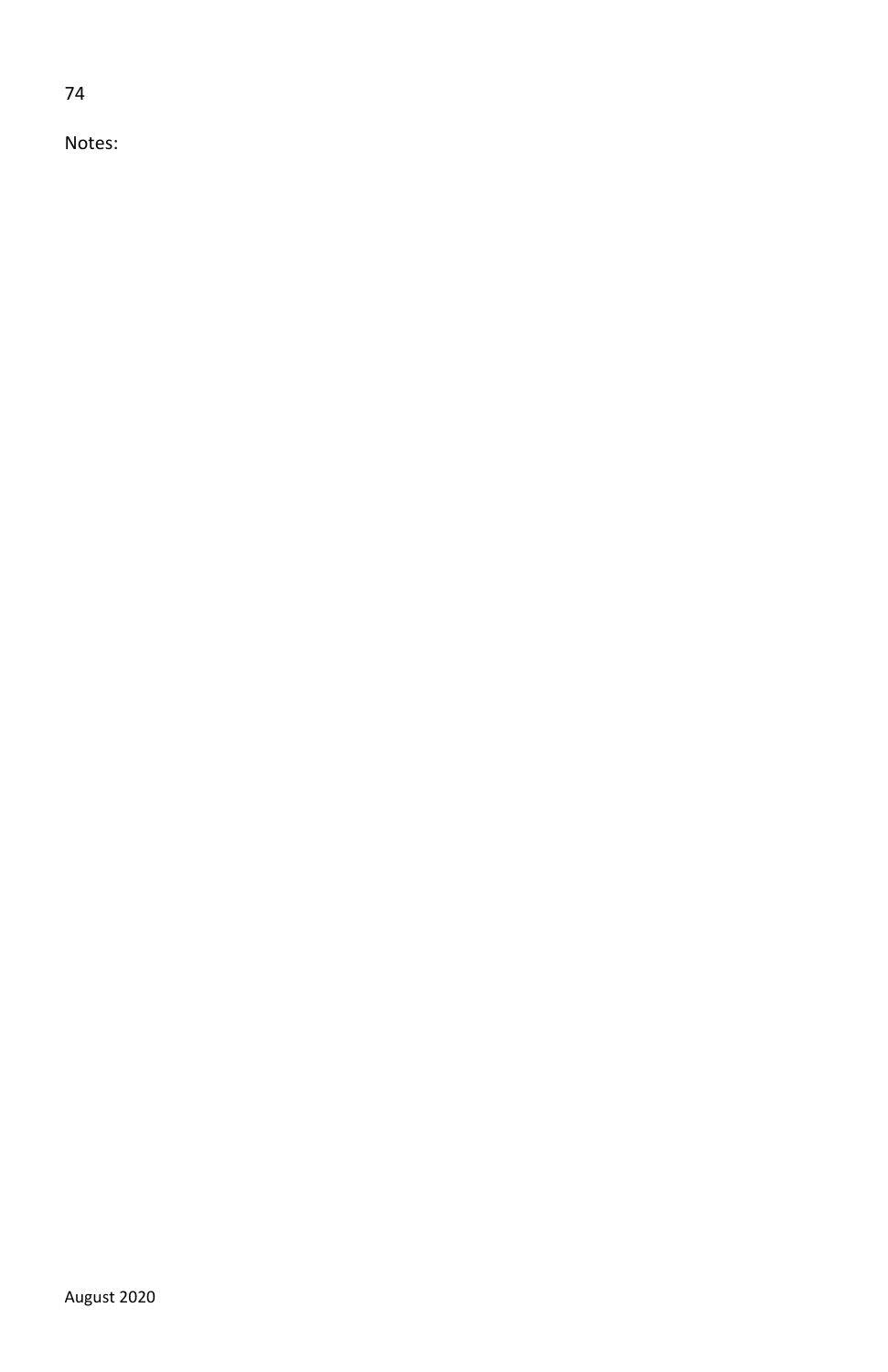Notes: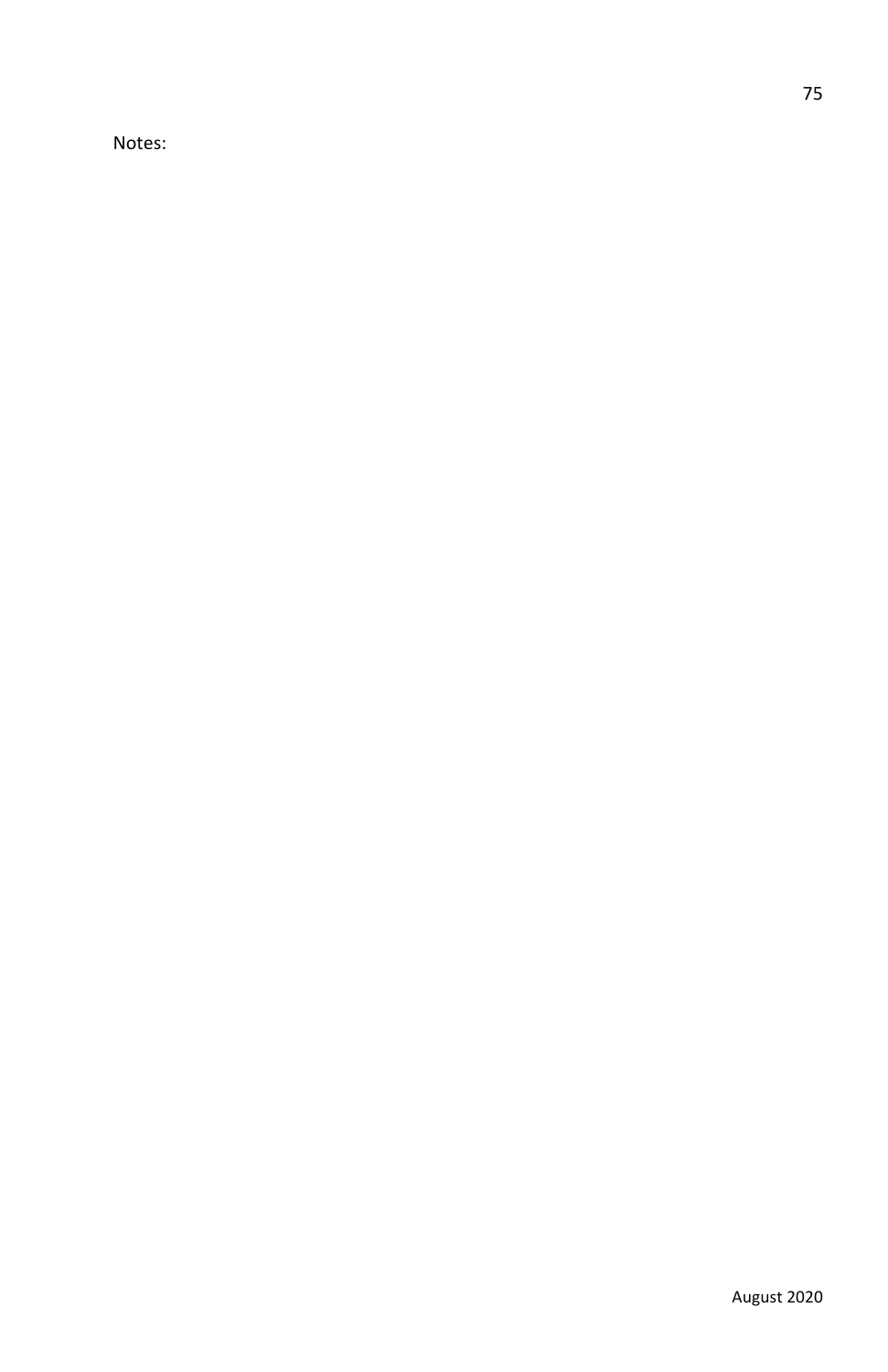Notes: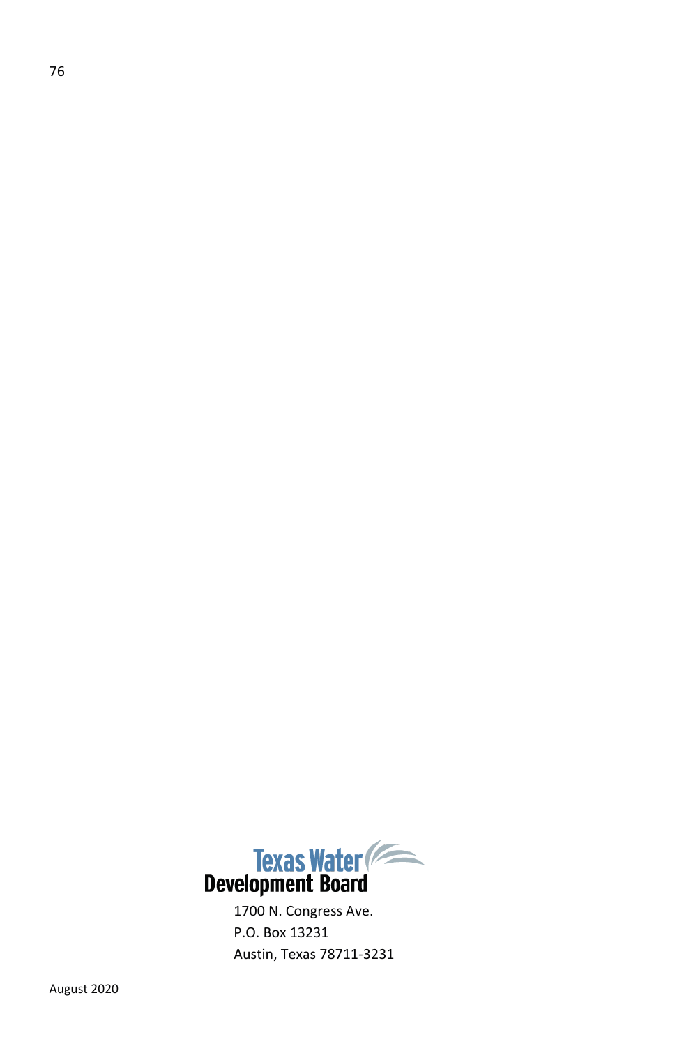Texas Water
Development Board

1700 N. Congress Ave.
P.O. Box 13231
Austin, Texas 78711-3231

August 2020